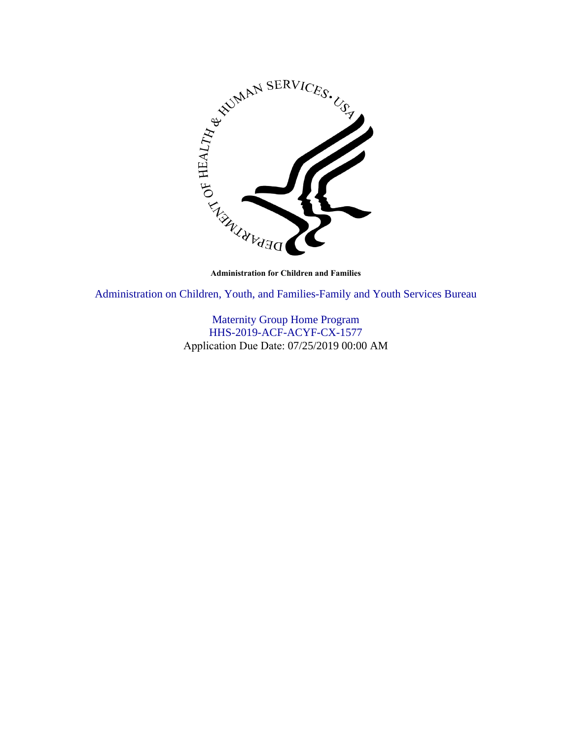**Administration for Children and Families**

Administration on Children, Youth, and Families-Family and Youth Services Bureau

Maternity Group Home Program

HHS-2019-ACF-ACYF-CX-1577

Application Due Date: 07/25/2019 00:00 AM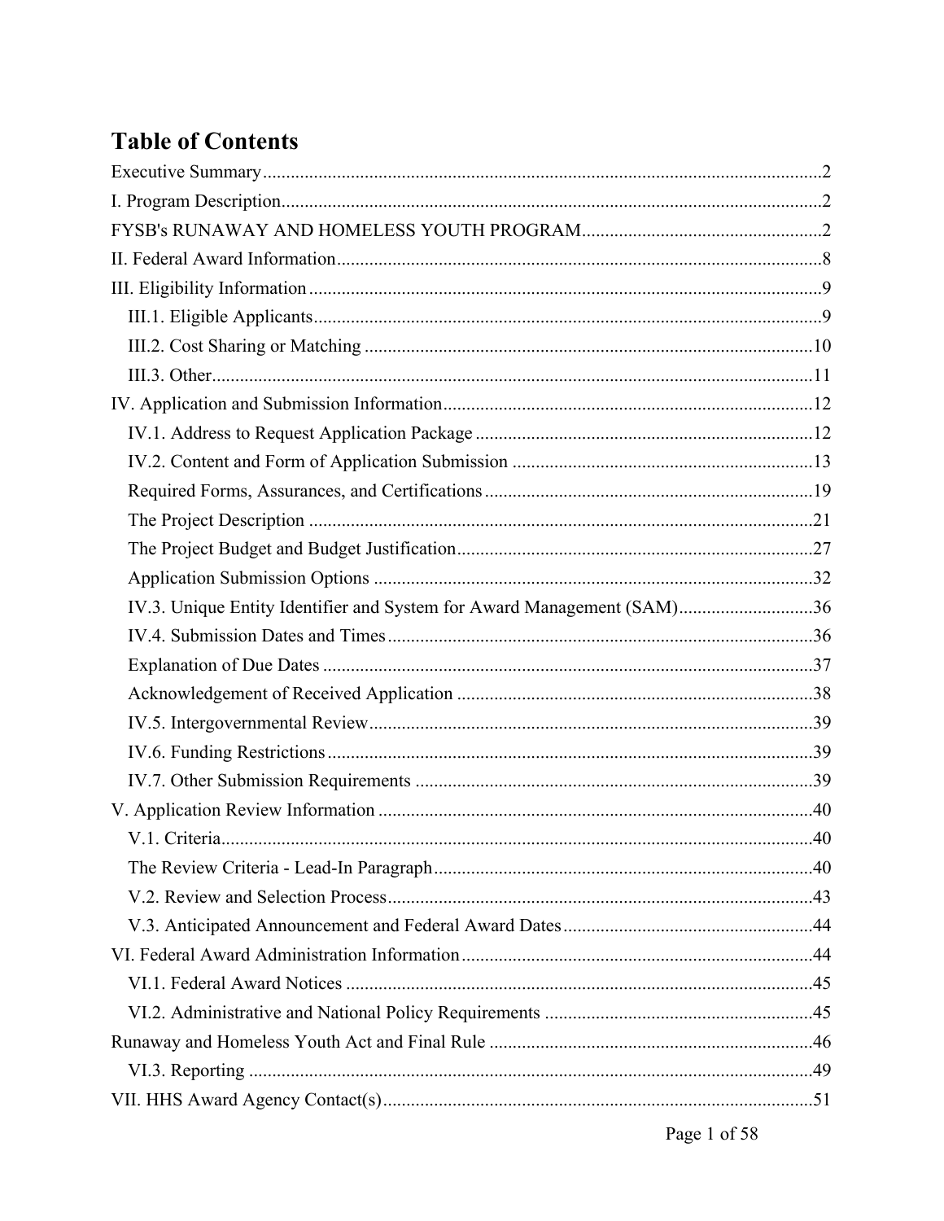# Table of Contents

- Executive Summary .......... 2
- I. Program Description .......... 2
- FYSB's RUNAWAY AND HOMELESS YOUTH PROGRAM .......... 2
- II. Federal Award Information .......... 8
- III. Eligibility Information .......... 9
  - III.1. Eligible Applicants .......... 9
  - III.2. Cost Sharing or Matching .......... 10
  - III.3. Other .......... 11
- IV. Application and Submission Information .......... 12
  - IV.1. Address to Request Application Package .......... 12
  - IV.2. Content and Form of Application Submission .......... 13
  - Required Forms, Assurances, and Certifications .......... 19
  - The Project Description .......... 21
  - The Project Budget and Budget Justification .......... 27
  - Application Submission Options .......... 32
  - IV.3. Unique Entity Identifier and System for Award Management (SAM) .......... 36
  - IV.4. Submission Dates and Times .......... 36
  - Explanation of Due Dates .......... 37
  - Acknowledgement of Received Application .......... 38
  - IV.5. Intergovernmental Review .......... 39
  - IV.6. Funding Restrictions .......... 39
  - IV.7. Other Submission Requirements .......... 39
- V. Application Review Information .......... 40
  - V.1. Criteria .......... 40
  - The Review Criteria - Lead-In Paragraph .......... 40
  - V.2. Review and Selection Process .......... 43
  - V.3. Anticipated Announcement and Federal Award Dates .......... 44
- VI. Federal Award Administration Information .......... 44
  - VI.1. Federal Award Notices .......... 45
  - VI.2. Administrative and National Policy Requirements .......... 45
- Runaway and Homeless Youth Act and Final Rule .......... 46
  - VI.3. Reporting .......... 49
- VII. HHS Award Agency Contact(s) .......... 51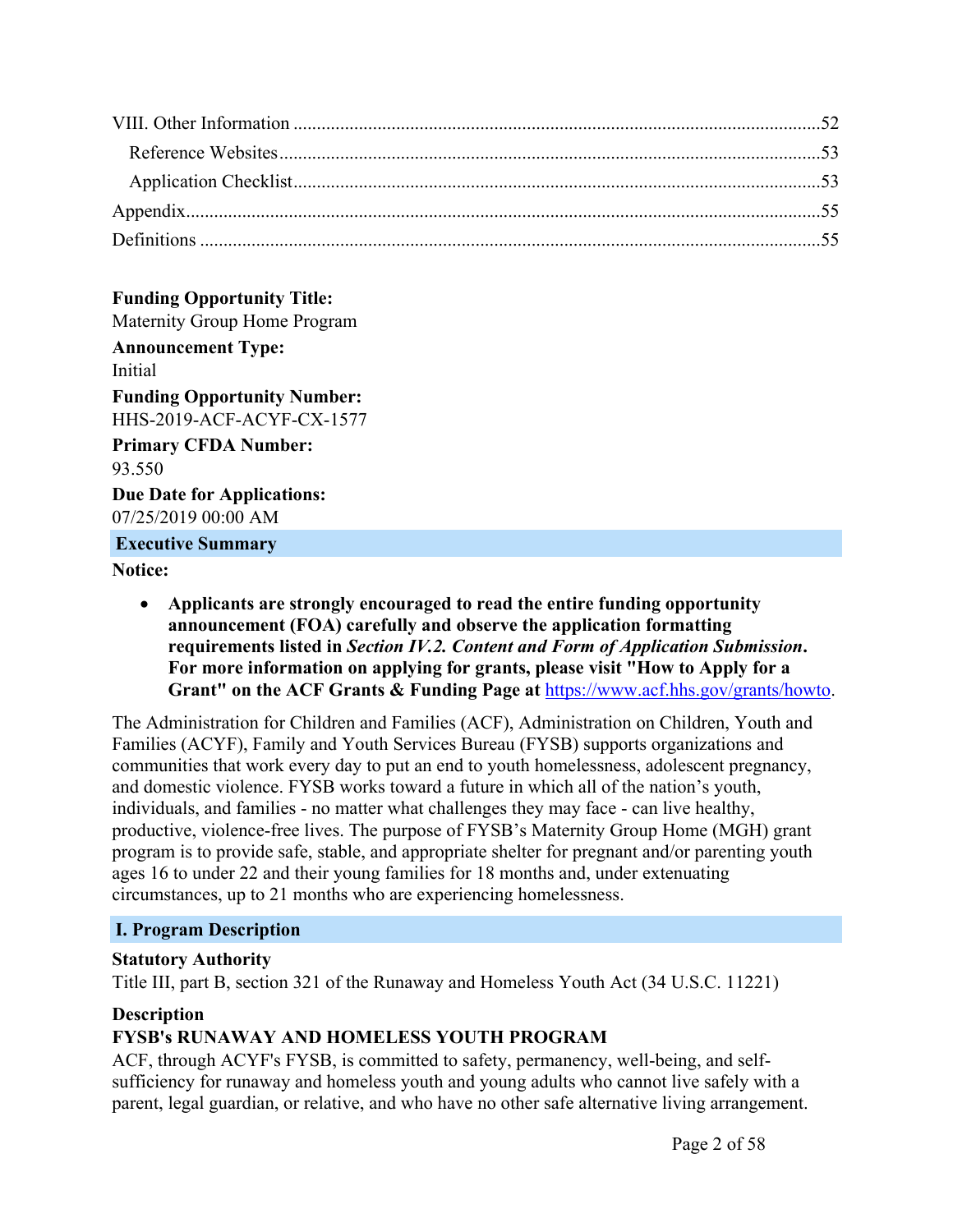VIII. Other Information ...............................................................................................52

Reference Websites...............................................................................................53

Application Checklist.............................................................................................53

Appendix...................................................................................................................55

Definitions ................................................................................................................55

**Funding Opportunity Title:**
Maternity Group Home Program

**Announcement Type:**
Initial

**Funding Opportunity Number:**
HHS-2019-ACF-ACYF-CX-1577

**Primary CFDA Number:**
93.550

**Due Date for Applications:**
07/25/2019 00:00 AM

## Executive Summary

**Notice:**

- **Applicants are strongly encouraged to read the entire funding opportunity announcement (FOA) carefully and observe the application formatting requirements listed in *Section IV.2. Content and Form of Application Submission*. For more information on applying for grants, please visit "How to Apply for a Grant" on the ACF Grants & Funding Page at** https://www.acf.hhs.gov/grants/howto.

The Administration for Children and Families (ACF), Administration on Children, Youth and Families (ACYF), Family and Youth Services Bureau (FYSB) supports organizations and communities that work every day to put an end to youth homelessness, adolescent pregnancy, and domestic violence. FYSB works toward a future in which all of the nation's youth, individuals, and families - no matter what challenges they may face - can live healthy, productive, violence-free lives. The purpose of FYSB's Maternity Group Home (MGH) grant program is to provide safe, stable, and appropriate shelter for pregnant and/or parenting youth ages 16 to under 22 and their young families for 18 months and, under extenuating circumstances, up to 21 months who are experiencing homelessness.

## I. Program Description

**Statutory Authority**

Title III, part B, section 321 of the Runaway and Homeless Youth Act (34 U.S.C. 11221)

**Description**

**FYSB's RUNAWAY AND HOMELESS YOUTH PROGRAM**

ACF, through ACYF's FYSB, is committed to safety, permanency, well-being, and self-sufficiency for runaway and homeless youth and young adults who cannot live safely with a parent, legal guardian, or relative, and who have no other safe alternative living arrangement.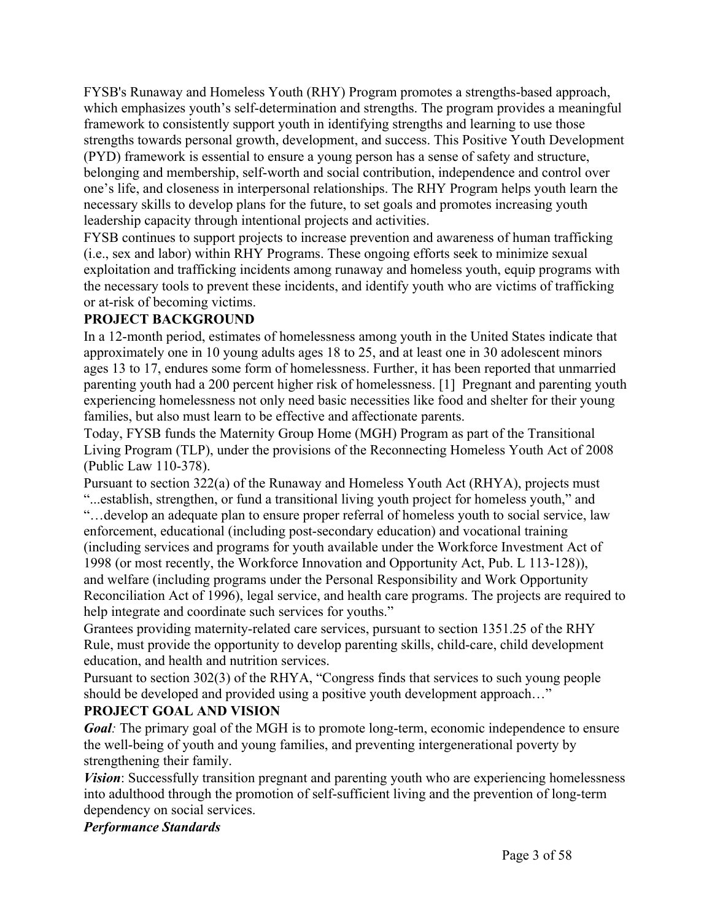FYSB's Runaway and Homeless Youth (RHY) Program promotes a strengths-based approach, which emphasizes youth's self-determination and strengths. The program provides a meaningful framework to consistently support youth in identifying strengths and learning to use those strengths towards personal growth, development, and success. This Positive Youth Development (PYD) framework is essential to ensure a young person has a sense of safety and structure, belonging and membership, self-worth and social contribution, independence and control over one's life, and closeness in interpersonal relationships. The RHY Program helps youth learn the necessary skills to develop plans for the future, to set goals and promotes increasing youth leadership capacity through intentional projects and activities.

FYSB continues to support projects to increase prevention and awareness of human trafficking (i.e., sex and labor) within RHY Programs. These ongoing efforts seek to minimize sexual exploitation and trafficking incidents among runaway and homeless youth, equip programs with the necessary tools to prevent these incidents, and identify youth who are victims of trafficking or at-risk of becoming victims.

## PROJECT BACKGROUND

In a 12-month period, estimates of homelessness among youth in the United States indicate that approximately one in 10 young adults ages 18 to 25, and at least one in 30 adolescent minors ages 13 to 17, endures some form of homelessness. Further, it has been reported that unmarried parenting youth had a 200 percent higher risk of homelessness. [1] Pregnant and parenting youth experiencing homelessness not only need basic necessities like food and shelter for their young families, but also must learn to be effective and affectionate parents.

Today, FYSB funds the Maternity Group Home (MGH) Program as part of the Transitional Living Program (TLP), under the provisions of the Reconnecting Homeless Youth Act of 2008 (Public Law 110-378).

Pursuant to section 322(a) of the Runaway and Homeless Youth Act (RHYA), projects must "...establish, strengthen, or fund a transitional living youth project for homeless youth," and "…develop an adequate plan to ensure proper referral of homeless youth to social service, law enforcement, educational (including post-secondary education) and vocational training (including services and programs for youth available under the Workforce Investment Act of 1998 (or most recently, the Workforce Innovation and Opportunity Act, Pub. L 113-128)), and welfare (including programs under the Personal Responsibility and Work Opportunity Reconciliation Act of 1996), legal service, and health care programs. The projects are required to help integrate and coordinate such services for youths."

Grantees providing maternity-related care services, pursuant to section 1351.25 of the RHY Rule, must provide the opportunity to develop parenting skills, child-care, child development education, and health and nutrition services.

Pursuant to section 302(3) of the RHYA, "Congress finds that services to such young people should be developed and provided using a positive youth development approach…"

## PROJECT GOAL AND VISION

***Goal:*** The primary goal of the MGH is to promote long-term, economic independence to ensure the well-being of youth and young families, and preventing intergenerational poverty by strengthening their family.

***Vision***: Successfully transition pregnant and parenting youth who are experiencing homelessness into adulthood through the promotion of self-sufficient living and the prevention of long-term dependency on social services.

***Performance Standards***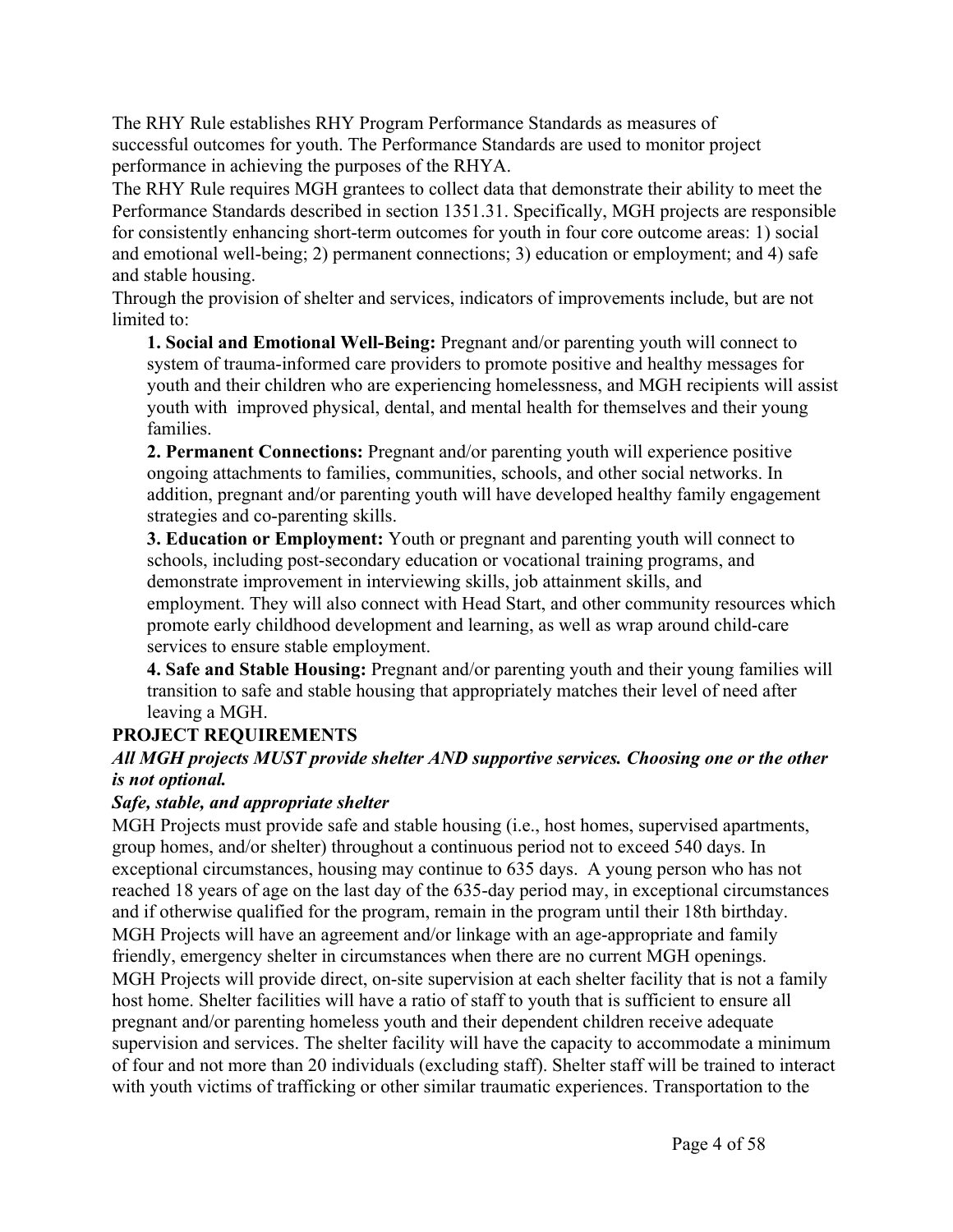The RHY Rule establishes RHY Program Performance Standards as measures of successful outcomes for youth. The Performance Standards are used to monitor project performance in achieving the purposes of the RHYA.

The RHY Rule requires MGH grantees to collect data that demonstrate their ability to meet the Performance Standards described in section 1351.31. Specifically, MGH projects are responsible for consistently enhancing short-term outcomes for youth in four core outcome areas: 1) social and emotional well-being; 2) permanent connections; 3) education or employment; and 4) safe and stable housing.

Through the provision of shelter and services, indicators of improvements include, but are not limited to:

**1. Social and Emotional Well-Being:** Pregnant and/or parenting youth will connect to system of trauma-informed care providers to promote positive and healthy messages for youth and their children who are experiencing homelessness, and MGH recipients will assist youth with improved physical, dental, and mental health for themselves and their young families.

**2. Permanent Connections:** Pregnant and/or parenting youth will experience positive ongoing attachments to families, communities, schools, and other social networks. In addition, pregnant and/or parenting youth will have developed healthy family engagement strategies and co-parenting skills.

**3. Education or Employment:** Youth or pregnant and parenting youth will connect to schools, including post-secondary education or vocational training programs, and demonstrate improvement in interviewing skills, job attainment skills, and employment. They will also connect with Head Start, and other community resources which promote early childhood development and learning, as well as wrap around child-care services to ensure stable employment.

**4. Safe and Stable Housing:** Pregnant and/or parenting youth and their young families will transition to safe and stable housing that appropriately matches their level of need after leaving a MGH.

## PROJECT REQUIREMENTS

***All MGH projects MUST provide shelter AND supportive services. Choosing one or the other is not optional.***

***Safe, stable, and appropriate shelter***

MGH Projects must provide safe and stable housing (i.e., host homes, supervised apartments, group homes, and/or shelter) throughout a continuous period not to exceed 540 days. In exceptional circumstances, housing may continue to 635 days. A young person who has not reached 18 years of age on the last day of the 635-day period may, in exceptional circumstances and if otherwise qualified for the program, remain in the program until their 18th birthday.

MGH Projects will have an agreement and/or linkage with an age-appropriate and family friendly, emergency shelter in circumstances when there are no current MGH openings.

MGH Projects will provide direct, on-site supervision at each shelter facility that is not a family host home. Shelter facilities will have a ratio of staff to youth that is sufficient to ensure all pregnant and/or parenting homeless youth and their dependent children receive adequate supervision and services. The shelter facility will have the capacity to accommodate a minimum of four and not more than 20 individuals (excluding staff). Shelter staff will be trained to interact with youth victims of trafficking or other similar traumatic experiences. Transportation to the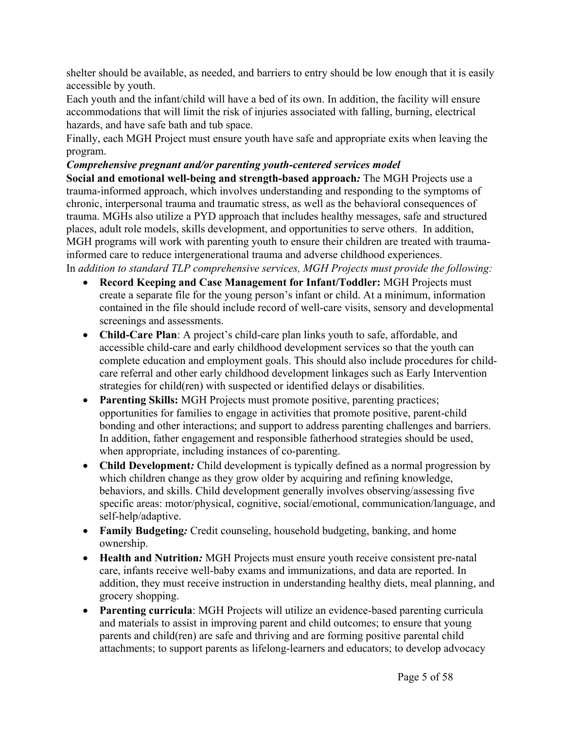shelter should be available, as needed, and barriers to entry should be low enough that it is easily accessible by youth.

Each youth and the infant/child will have a bed of its own. In addition, the facility will ensure accommodations that will limit the risk of injuries associated with falling, burning, electrical hazards, and have safe bath and tub space.

Finally, each MGH Project must ensure youth have safe and appropriate exits when leaving the program.

***Comprehensive pregnant and/or parenting youth-centered services model***

**Social and emotional well-being and strength-based approach*:*** The MGH Projects use a trauma-informed approach, which involves understanding and responding to the symptoms of chronic, interpersonal trauma and traumatic stress, as well as the behavioral consequences of trauma. MGHs also utilize a PYD approach that includes healthy messages, safe and structured places, adult role models, skills development, and opportunities to serve others. In addition, MGH programs will work with parenting youth to ensure their children are treated with trauma-informed care to reduce intergenerational trauma and adverse childhood experiences.

In *addition to standard TLP comprehensive services, MGH Projects must provide the following:*

- **Record Keeping and Case Management for Infant/Toddler:** MGH Projects must create a separate file for the young person's infant or child. At a minimum, information contained in the file should include record of well-care visits, sensory and developmental screenings and assessments.
- **Child-Care Plan**: A project's child-care plan links youth to safe, affordable, and accessible child-care and early childhood development services so that the youth can complete education and employment goals. This should also include procedures for child-care referral and other early childhood development linkages such as Early Intervention strategies for child(ren) with suspected or identified delays or disabilities.
- **Parenting Skills:** MGH Projects must promote positive, parenting practices; opportunities for families to engage in activities that promote positive, parent-child bonding and other interactions; and support to address parenting challenges and barriers. In addition, father engagement and responsible fatherhood strategies should be used, when appropriate, including instances of co-parenting.
- **Child Development*:*** Child development is typically defined as a normal progression by which children change as they grow older by acquiring and refining knowledge, behaviors, and skills. Child development generally involves observing/assessing five specific areas: motor/physical, cognitive, social/emotional, communication/language, and self-help/adaptive.
- **Family Budgeting*:*** Credit counseling, household budgeting, banking, and home ownership.
- **Health and Nutrition*:*** MGH Projects must ensure youth receive consistent pre-natal care, infants receive well-baby exams and immunizations, and data are reported. In addition, they must receive instruction in understanding healthy diets, meal planning, and grocery shopping.
- **Parenting curricula**: MGH Projects will utilize an evidence-based parenting curricula and materials to assist in improving parent and child outcomes; to ensure that young parents and child(ren) are safe and thriving and are forming positive parental child attachments; to support parents as lifelong-learners and educators; to develop advocacy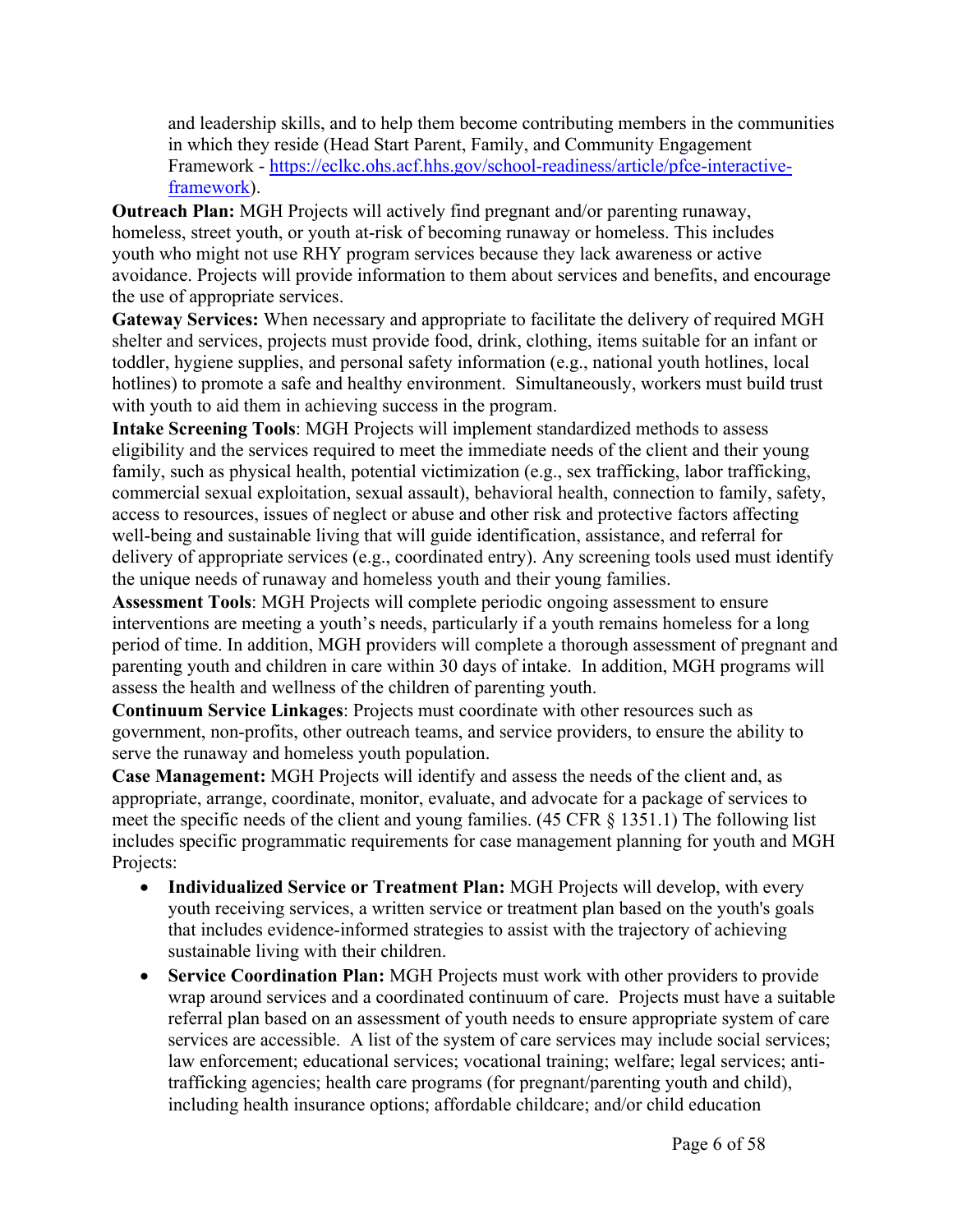and leadership skills, and to help them become contributing members in the communities in which they reside (Head Start Parent, Family, and Community Engagement Framework - [https://eclkc.ohs.acf.hhs.gov/school-readiness/article/pfce-interactive-framework](https://eclkc.ohs.acf.hhs.gov/school-readiness/article/pfce-interactive-framework)).

**Outreach Plan:** MGH Projects will actively find pregnant and/or parenting runaway, homeless, street youth, or youth at-risk of becoming runaway or homeless. This includes youth who might not use RHY program services because they lack awareness or active avoidance. Projects will provide information to them about services and benefits, and encourage the use of appropriate services.

**Gateway Services:** When necessary and appropriate to facilitate the delivery of required MGH shelter and services, projects must provide food, drink, clothing, items suitable for an infant or toddler, hygiene supplies, and personal safety information (e.g., national youth hotlines, local hotlines) to promote a safe and healthy environment. Simultaneously, workers must build trust with youth to aid them in achieving success in the program.

**Intake Screening Tools**: MGH Projects will implement standardized methods to assess eligibility and the services required to meet the immediate needs of the client and their young family, such as physical health, potential victimization (e.g., sex trafficking, labor trafficking, commercial sexual exploitation, sexual assault), behavioral health, connection to family, safety, access to resources, issues of neglect or abuse and other risk and protective factors affecting well-being and sustainable living that will guide identification, assistance, and referral for delivery of appropriate services (e.g., coordinated entry). Any screening tools used must identify the unique needs of runaway and homeless youth and their young families.

**Assessment Tools**: MGH Projects will complete periodic ongoing assessment to ensure interventions are meeting a youth's needs, particularly if a youth remains homeless for a long period of time. In addition, MGH providers will complete a thorough assessment of pregnant and parenting youth and children in care within 30 days of intake. In addition, MGH programs will assess the health and wellness of the children of parenting youth.

**Continuum Service Linkages**: Projects must coordinate with other resources such as government, non-profits, other outreach teams, and service providers, to ensure the ability to serve the runaway and homeless youth population.

**Case Management:** MGH Projects will identify and assess the needs of the client and, as appropriate, arrange, coordinate, monitor, evaluate, and advocate for a package of services to meet the specific needs of the client and young families. (45 CFR § 1351.1) The following list includes specific programmatic requirements for case management planning for youth and MGH Projects:

- **Individualized Service or Treatment Plan:** MGH Projects will develop, with every youth receiving services, a written service or treatment plan based on the youth's goals that includes evidence-informed strategies to assist with the trajectory of achieving sustainable living with their children.
- **Service Coordination Plan:** MGH Projects must work with other providers to provide wrap around services and a coordinated continuum of care. Projects must have a suitable referral plan based on an assessment of youth needs to ensure appropriate system of care services are accessible. A list of the system of care services may include social services; law enforcement; educational services; vocational training; welfare; legal services; anti-trafficking agencies; health care programs (for pregnant/parenting youth and child), including health insurance options; affordable childcare; and/or child education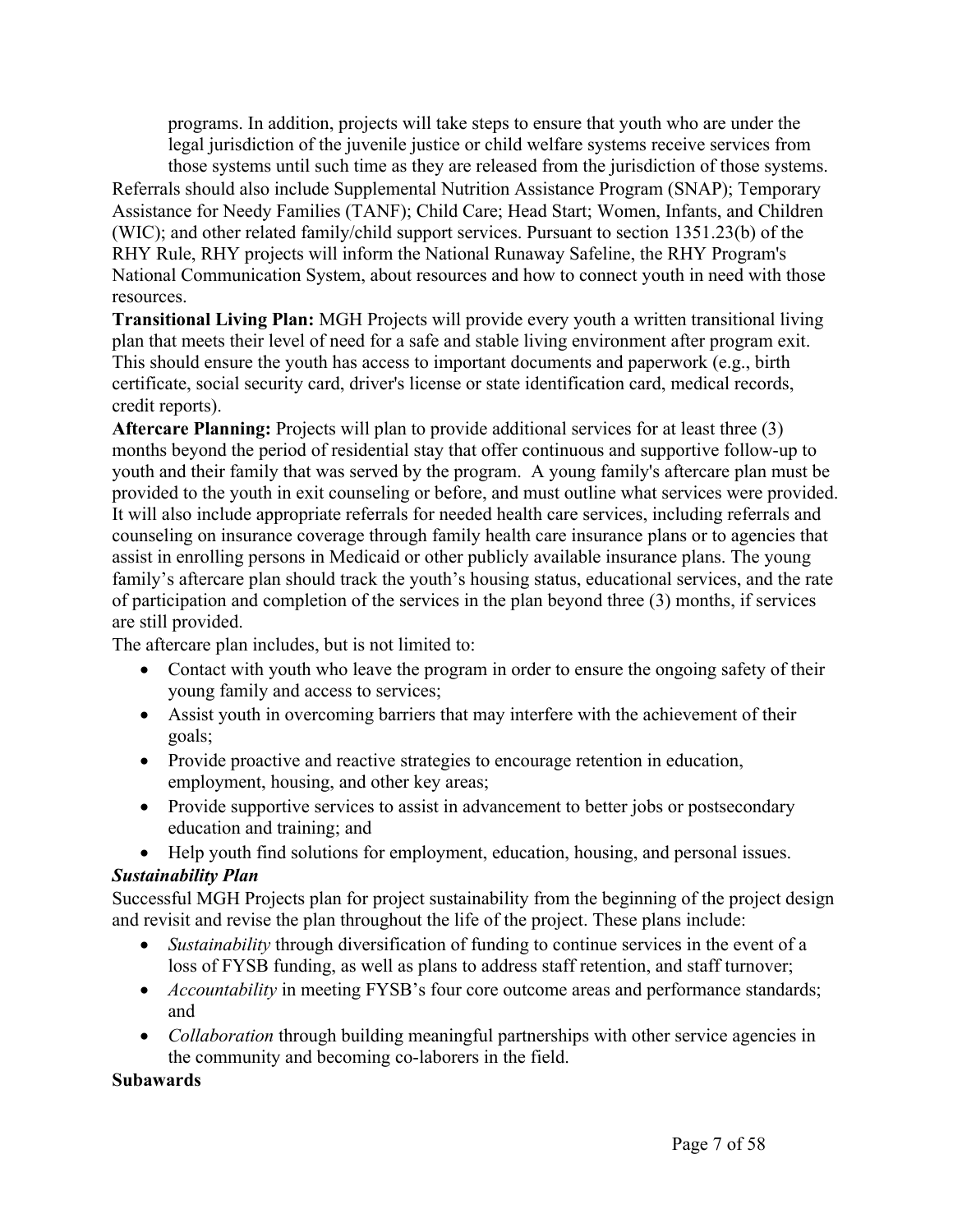programs. In addition, projects will take steps to ensure that youth who are under the legal jurisdiction of the juvenile justice or child welfare systems receive services from those systems until such time as they are released from the jurisdiction of those systems.

Referrals should also include Supplemental Nutrition Assistance Program (SNAP); Temporary Assistance for Needy Families (TANF); Child Care; Head Start; Women, Infants, and Children (WIC); and other related family/child support services. Pursuant to section 1351.23(b) of the RHY Rule, RHY projects will inform the National Runaway Safeline, the RHY Program's National Communication System, about resources and how to connect youth in need with those resources.

**Transitional Living Plan:** MGH Projects will provide every youth a written transitional living plan that meets their level of need for a safe and stable living environment after program exit. This should ensure the youth has access to important documents and paperwork (e.g., birth certificate, social security card, driver's license or state identification card, medical records, credit reports).

**Aftercare Planning:** Projects will plan to provide additional services for at least three (3) months beyond the period of residential stay that offer continuous and supportive follow-up to youth and their family that was served by the program. A young family's aftercare plan must be provided to the youth in exit counseling or before, and must outline what services were provided. It will also include appropriate referrals for needed health care services, including referrals and counseling on insurance coverage through family health care insurance plans or to agencies that assist in enrolling persons in Medicaid or other publicly available insurance plans. The young family's aftercare plan should track the youth's housing status, educational services, and the rate of participation and completion of the services in the plan beyond three (3) months, if services are still provided.

The aftercare plan includes, but is not limited to:

- Contact with youth who leave the program in order to ensure the ongoing safety of their young family and access to services;
- Assist youth in overcoming barriers that may interfere with the achievement of their goals;
- Provide proactive and reactive strategies to encourage retention in education, employment, housing, and other key areas;
- Provide supportive services to assist in advancement to better jobs or postsecondary education and training; and
- Help youth find solutions for employment, education, housing, and personal issues.

***Sustainability Plan***

Successful MGH Projects plan for project sustainability from the beginning of the project design and revisit and revise the plan throughout the life of the project. These plans include:

- *Sustainability* through diversification of funding to continue services in the event of a loss of FYSB funding, as well as plans to address staff retention, and staff turnover;
- *Accountability* in meeting FYSB's four core outcome areas and performance standards; and
- *Collaboration* through building meaningful partnerships with other service agencies in the community and becoming co-laborers in the field.

**Subawards**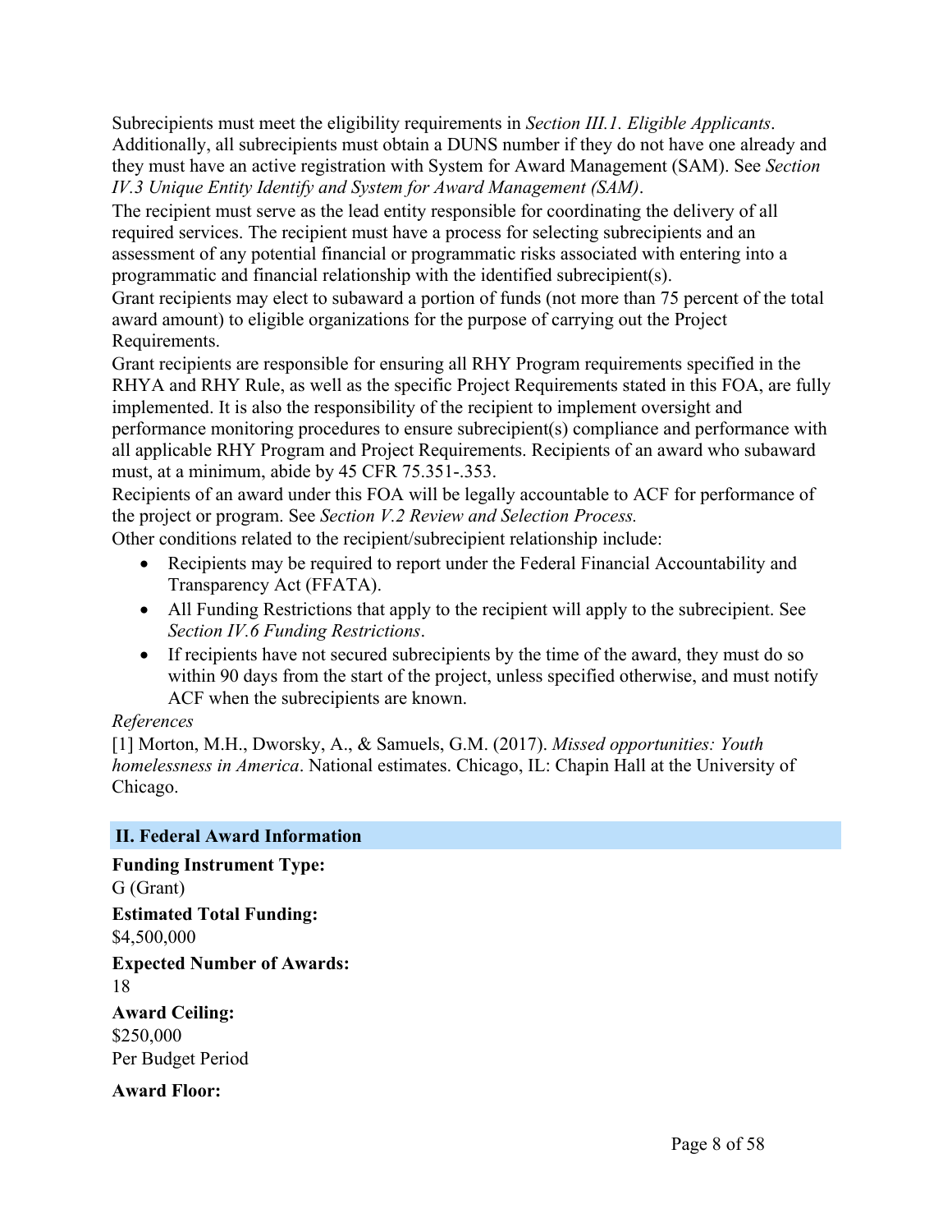Subrecipients must meet the eligibility requirements in *Section III.1. Eligible Applicants*. Additionally, all subrecipients must obtain a DUNS number if they do not have one already and they must have an active registration with System for Award Management (SAM). See *Section IV.3 Unique Entity Identify and System for Award Management (SAM)*.

The recipient must serve as the lead entity responsible for coordinating the delivery of all required services. The recipient must have a process for selecting subrecipients and an assessment of any potential financial or programmatic risks associated with entering into a programmatic and financial relationship with the identified subrecipient(s).

Grant recipients may elect to subaward a portion of funds (not more than 75 percent of the total award amount) to eligible organizations for the purpose of carrying out the Project Requirements.

Grant recipients are responsible for ensuring all RHY Program requirements specified in the RHYA and RHY Rule, as well as the specific Project Requirements stated in this FOA, are fully implemented. It is also the responsibility of the recipient to implement oversight and performance monitoring procedures to ensure subrecipient(s) compliance and performance with all applicable RHY Program and Project Requirements. Recipients of an award who subaward must, at a minimum, abide by 45 CFR 75.351-.353.

Recipients of an award under this FOA will be legally accountable to ACF for performance of the project or program. See *Section V.2 Review and Selection Process.*

Other conditions related to the recipient/subrecipient relationship include:

- Recipients may be required to report under the Federal Financial Accountability and Transparency Act (FFATA).
- All Funding Restrictions that apply to the recipient will apply to the subrecipient. See *Section IV.6 Funding Restrictions*.
- If recipients have not secured subrecipients by the time of the award, they must do so within 90 days from the start of the project, unless specified otherwise, and must notify ACF when the subrecipients are known.

*References*

[1] Morton, M.H., Dworsky, A., & Samuels, G.M. (2017). *Missed opportunities: Youth homelessness in America*. National estimates. Chicago, IL: Chapin Hall at the University of Chicago.

## II. Federal Award Information

**Funding Instrument Type:**
G (Grant)

**Estimated Total Funding:**
$4,500,000

**Expected Number of Awards:**
18

**Award Ceiling:**
$250,000
Per Budget Period

**Award Floor:**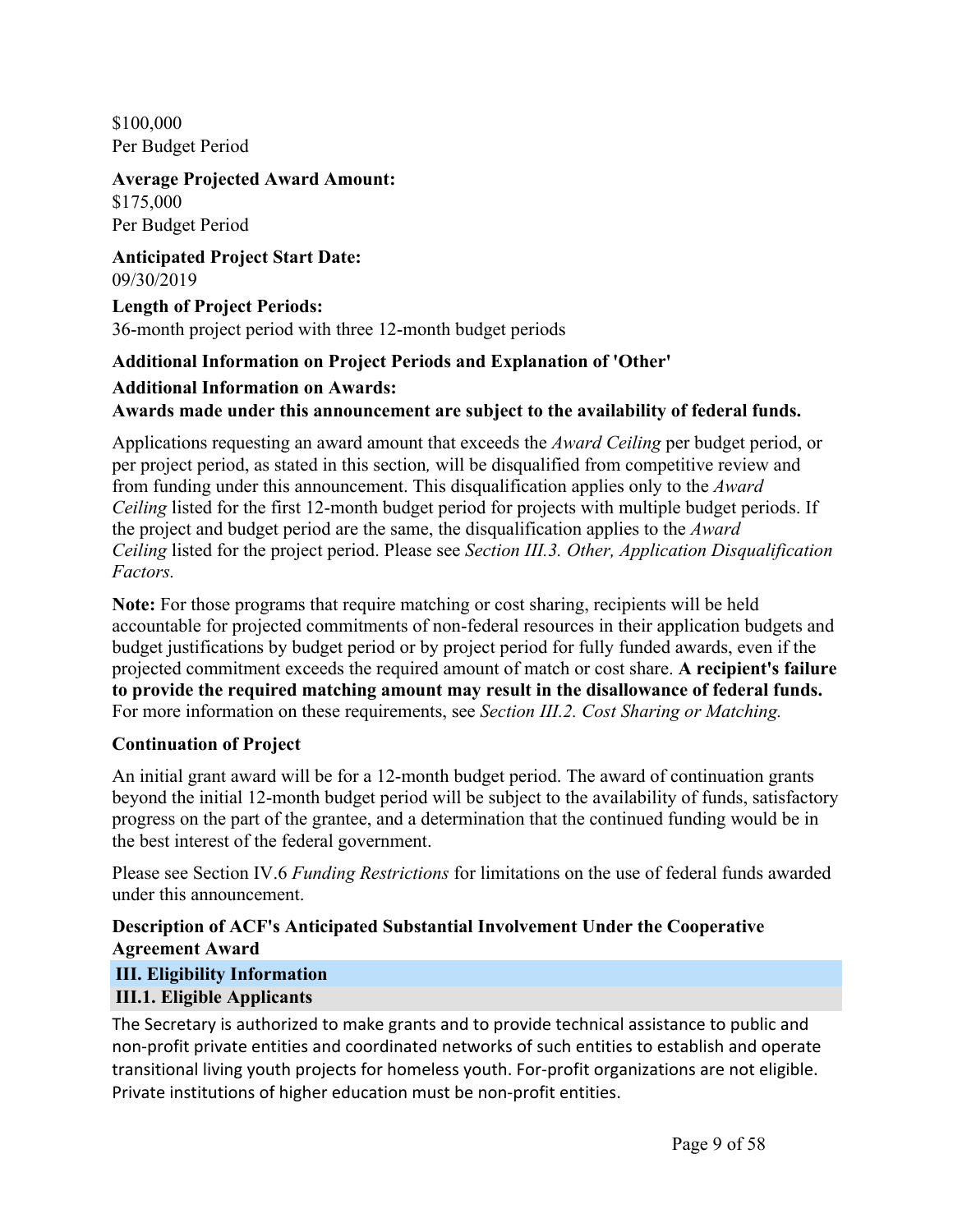$100,000
Per Budget Period

**Average Projected Award Amount:**
$175,000
Per Budget Period

**Anticipated Project Start Date:**
09/30/2019

**Length of Project Periods:**
36-month project period with three 12-month budget periods

**Additional Information on Project Periods and Explanation of 'Other'**

**Additional Information on Awards:**
**Awards made under this announcement are subject to the availability of federal funds.**

Applications requesting an award amount that exceeds the *Award Ceiling* per budget period, or per project period, as stated in this section*,* will be disqualified from competitive review and from funding under this announcement. This disqualification applies only to the *Award Ceiling* listed for the first 12-month budget period for projects with multiple budget periods. If the project and budget period are the same, the disqualification applies to the *Award Ceiling* listed for the project period. Please see *Section III.3. Other, Application Disqualification Factors.*

**Note:** For those programs that require matching or cost sharing, recipients will be held accountable for projected commitments of non-federal resources in their application budgets and budget justifications by budget period or by project period for fully funded awards, even if the projected commitment exceeds the required amount of match or cost share. **A recipient's failure to provide the required matching amount may result in the disallowance of federal funds.** For more information on these requirements, see *Section III.2. Cost Sharing or Matching.*

**Continuation of Project**

An initial grant award will be for a 12-month budget period. The award of continuation grants beyond the initial 12-month budget period will be subject to the availability of funds, satisfactory progress on the part of the grantee, and a determination that the continued funding would be in the best interest of the federal government.

Please see Section IV.6 *Funding Restrictions* for limitations on the use of federal funds awarded under this announcement.

**Description of ACF's Anticipated Substantial Involvement Under the Cooperative Agreement Award**

## III. Eligibility Information

### III.1. Eligible Applicants

The Secretary is authorized to make grants and to provide technical assistance to public and non-profit private entities and coordinated networks of such entities to establish and operate transitional living youth projects for homeless youth. For-profit organizations are not eligible. Private institutions of higher education must be non-profit entities.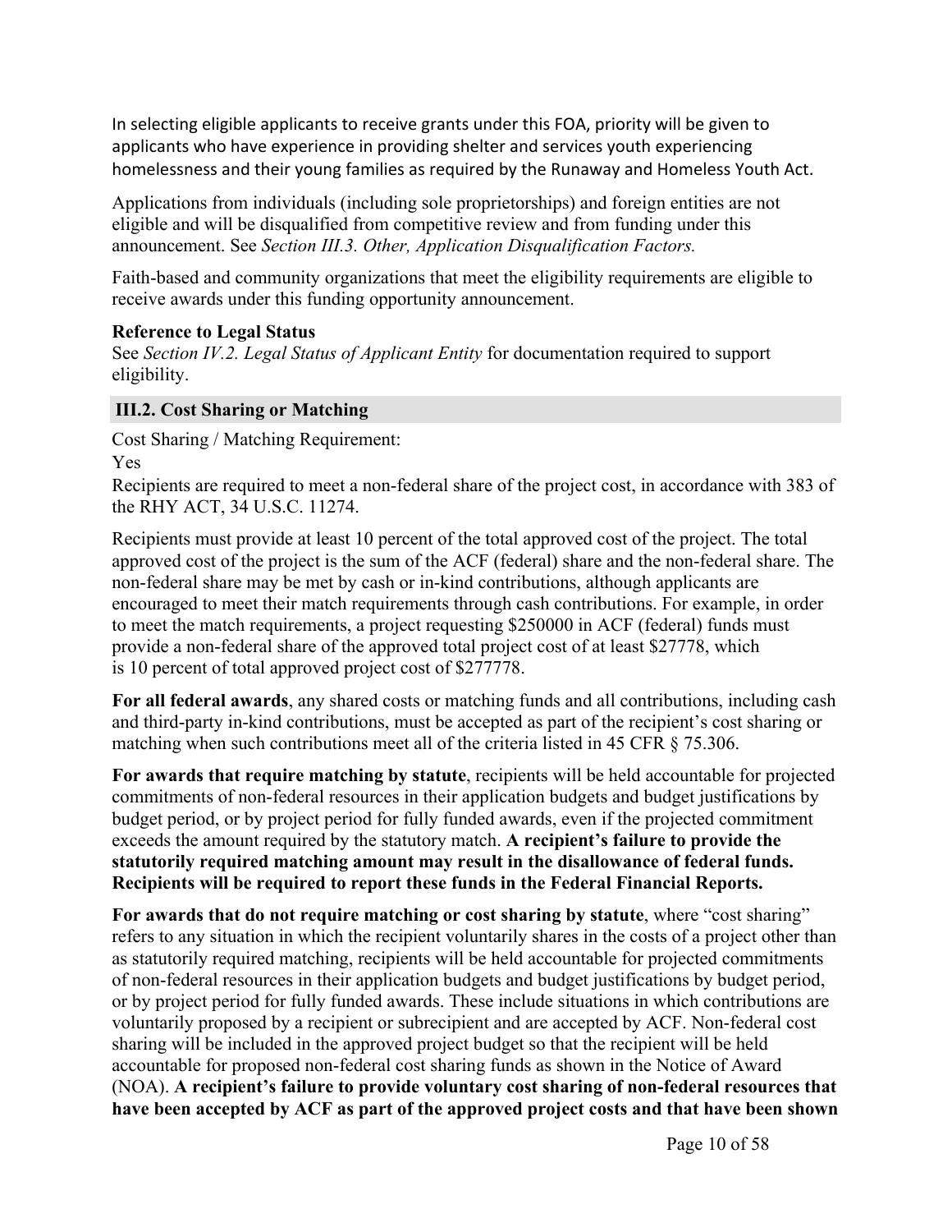In selecting eligible applicants to receive grants under this FOA, priority will be given to applicants who have experience in providing shelter and services youth experiencing homelessness and their young families as required by the Runaway and Homeless Youth Act.

Applications from individuals (including sole proprietorships) and foreign entities are not eligible and will be disqualified from competitive review and from funding under this announcement. See *Section III.3. Other, Application Disqualification Factors.*

Faith-based and community organizations that meet the eligibility requirements are eligible to receive awards under this funding opportunity announcement.

**Reference to Legal Status**
See *Section IV.2. Legal Status of Applicant Entity* for documentation required to support eligibility.

### III.2. Cost Sharing or Matching

Cost Sharing / Matching Requirement:
Yes
Recipients are required to meet a non-federal share of the project cost, in accordance with 383 of the RHY ACT, 34 U.S.C. 11274.

Recipients must provide at least 10 percent of the total approved cost of the project. The total approved cost of the project is the sum of the ACF (federal) share and the non-federal share. The non-federal share may be met by cash or in-kind contributions, although applicants are encouraged to meet their match requirements through cash contributions. For example, in order to meet the match requirements, a project requesting $250000 in ACF (federal) funds must provide a non-federal share of the approved total project cost of at least $27778, which is 10 percent of total approved project cost of $277778.

**For all federal awards**, any shared costs or matching funds and all contributions, including cash and third-party in-kind contributions, must be accepted as part of the recipient's cost sharing or matching when such contributions meet all of the criteria listed in 45 CFR § 75.306.

**For awards that require matching by statute**, recipients will be held accountable for projected commitments of non-federal resources in their application budgets and budget justifications by budget period, or by project period for fully funded awards, even if the projected commitment exceeds the amount required by the statutory match. **A recipient's failure to provide the statutorily required matching amount may result in the disallowance of federal funds. Recipients will be required to report these funds in the Federal Financial Reports.**

**For awards that do not require matching or cost sharing by statute**, where "cost sharing" refers to any situation in which the recipient voluntarily shares in the costs of a project other than as statutorily required matching, recipients will be held accountable for projected commitments of non-federal resources in their application budgets and budget justifications by budget period, or by project period for fully funded awards. These include situations in which contributions are voluntarily proposed by a recipient or subrecipient and are accepted by ACF. Non-federal cost sharing will be included in the approved project budget so that the recipient will be held accountable for proposed non-federal cost sharing funds as shown in the Notice of Award (NOA). **A recipient's failure to provide voluntary cost sharing of non-federal resources that have been accepted by ACF as part of the approved project costs and that have been shown**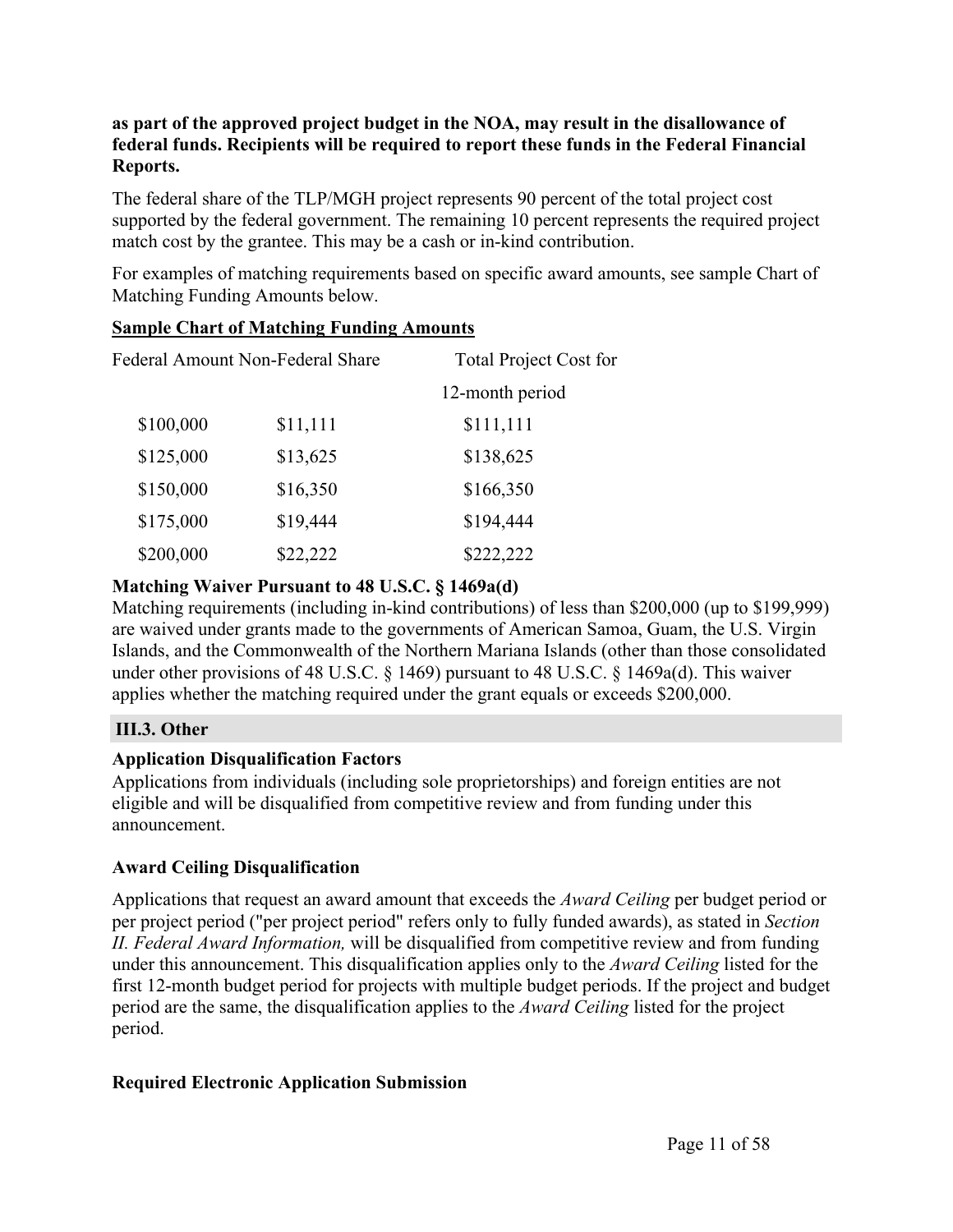**as part of the approved project budget in the NOA, may result in the disallowance of federal funds. Recipients will be required to report these funds in the Federal Financial Reports.**

The federal share of the TLP/MGH project represents 90 percent of the total project cost supported by the federal government. The remaining 10 percent represents the required project match cost by the grantee. This may be a cash or in-kind contribution.

For examples of matching requirements based on specific award amounts, see sample Chart of Matching Funding Amounts below.

**Sample Chart of Matching Funding Amounts**

| Federal Amount | Non-Federal Share | Total Project Cost for 12-month period |
|---|---|---|
| $100,000 | $11,111 | $111,111 |
| $125,000 | $13,625 | $138,625 |
| $150,000 | $16,350 | $166,350 |
| $175,000 | $19,444 | $194,444 |
| $200,000 | $22,222 | $222,222 |

**Matching Waiver Pursuant to 48 U.S.C. § 1469a(d)**

Matching requirements (including in-kind contributions) of less than $200,000 (up to $199,999) are waived under grants made to the governments of American Samoa, Guam, the U.S. Virgin Islands, and the Commonwealth of the Northern Mariana Islands (other than those consolidated under other provisions of 48 U.S.C. § 1469) pursuant to 48 U.S.C. § 1469a(d). This waiver applies whether the matching required under the grant equals or exceeds $200,000.

### III.3. Other

**Application Disqualification Factors**

Applications from individuals (including sole proprietorships) and foreign entities are not eligible and will be disqualified from competitive review and from funding under this announcement.

**Award Ceiling Disqualification**

Applications that request an award amount that exceeds the *Award Ceiling* per budget period or per project period ("per project period" refers only to fully funded awards), as stated in *Section II. Federal Award Information,* will be disqualified from competitive review and from funding under this announcement. This disqualification applies only to the *Award Ceiling* listed for the first 12-month budget period for projects with multiple budget periods. If the project and budget period are the same, the disqualification applies to the *Award Ceiling* listed for the project period.

**Required Electronic Application Submission**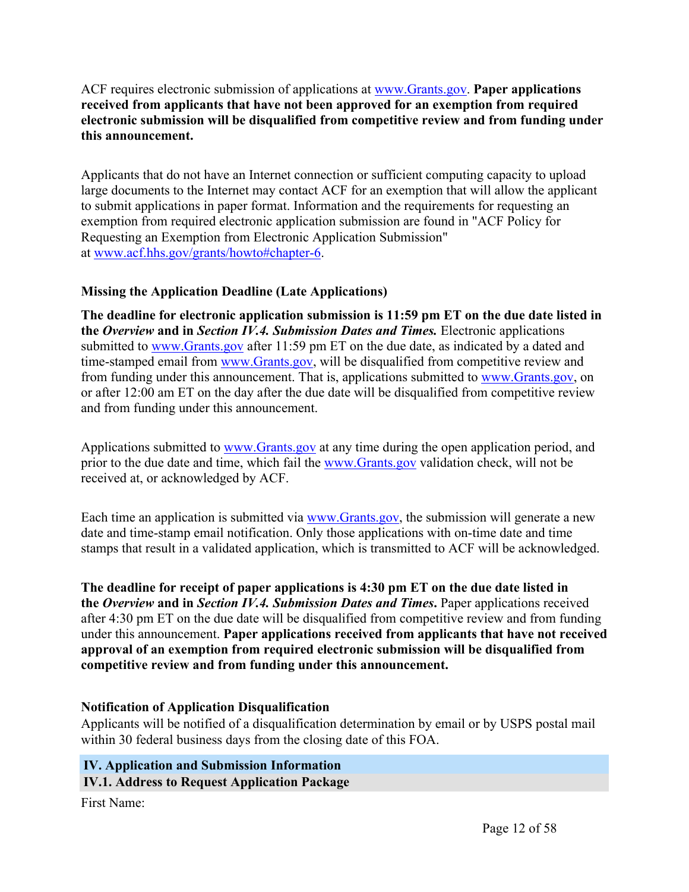ACF requires electronic submission of applications at www.Grants.gov. **Paper applications received from applicants that have not been approved for an exemption from required electronic submission will be disqualified from competitive review and from funding under this announcement.**

Applicants that do not have an Internet connection or sufficient computing capacity to upload large documents to the Internet may contact ACF for an exemption that will allow the applicant to submit applications in paper format. Information and the requirements for requesting an exemption from required electronic application submission are found in "ACF Policy for Requesting an Exemption from Electronic Application Submission" at www.acf.hhs.gov/grants/howto#chapter-6.

**Missing the Application Deadline (Late Applications)**

**The deadline for electronic application submission is 11:59 pm ET on the due date listed in the *Overview* and in *Section IV.4. Submission Dates and Times.*** Electronic applications submitted to www.Grants.gov after 11:59 pm ET on the due date, as indicated by a dated and time-stamped email from www.Grants.gov, will be disqualified from competitive review and from funding under this announcement. That is, applications submitted to www.Grants.gov, on or after 12:00 am ET on the day after the due date will be disqualified from competitive review and from funding under this announcement.

Applications submitted to www.Grants.gov at any time during the open application period, and prior to the due date and time, which fail the www.Grants.gov validation check, will not be received at, or acknowledged by ACF.

Each time an application is submitted via www.Grants.gov, the submission will generate a new date and time-stamp email notification. Only those applications with on-time date and time stamps that result in a validated application, which is transmitted to ACF will be acknowledged.

**The deadline for receipt of paper applications is 4:30 pm ET on the due date listed in the *Overview* and in *Section IV.4. Submission Dates and Times*.** Paper applications received after 4:30 pm ET on the due date will be disqualified from competitive review and from funding under this announcement. **Paper applications received from applicants that have not received approval of an exemption from required electronic submission will be disqualified from competitive review and from funding under this announcement.**

**Notification of Application Disqualification**

Applicants will be notified of a disqualification determination by email or by USPS postal mail within 30 federal business days from the closing date of this FOA.

## IV. Application and Submission Information

### IV.1. Address to Request Application Package

First Name: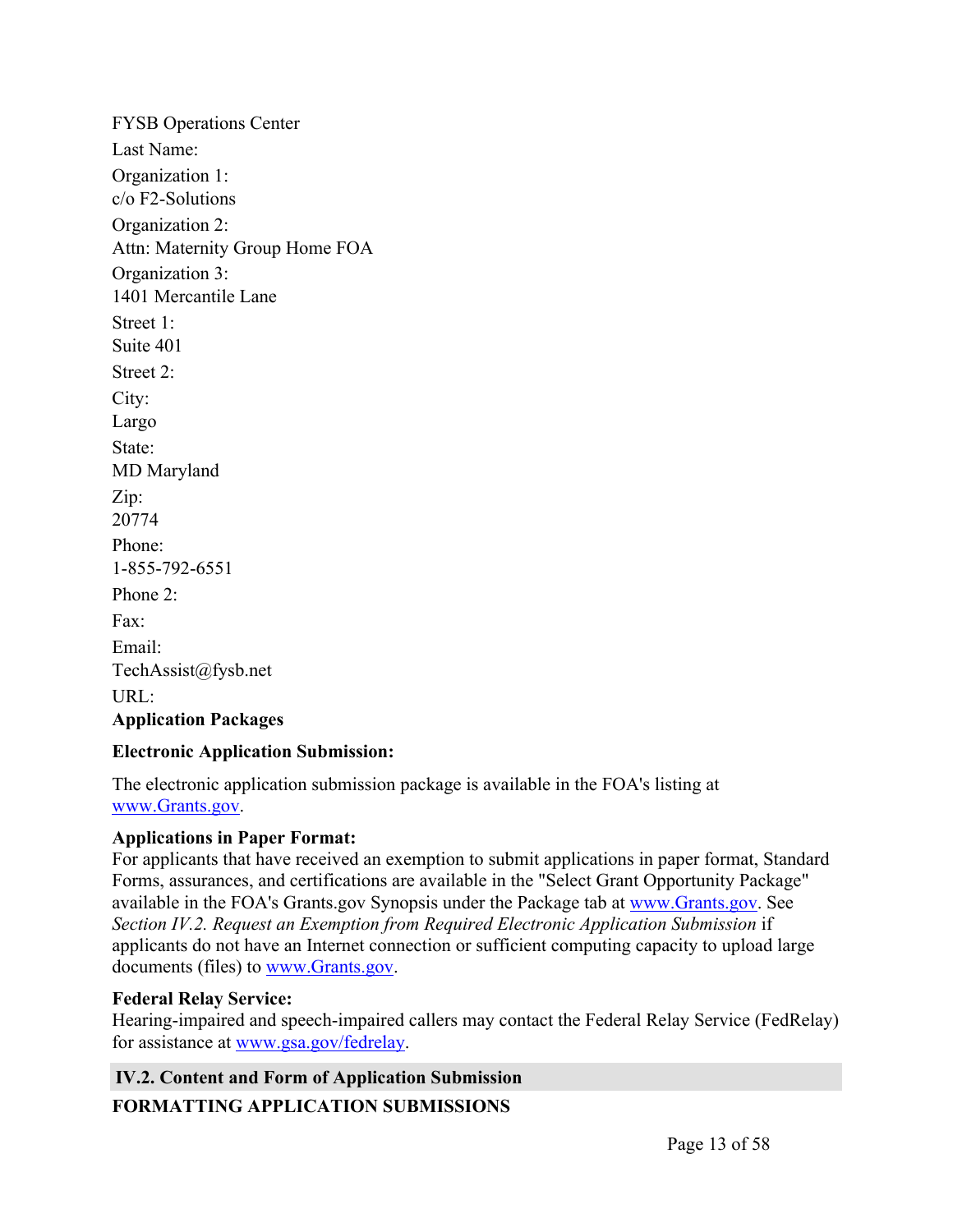FYSB Operations Center

Last Name:

Organization 1:

c/o F2-Solutions

Organization 2:

Attn: Maternity Group Home FOA

Organization 3:

1401 Mercantile Lane

Street 1:

Suite 401

Street 2:

City:

Largo

State:

MD Maryland

Zip:

20774

Phone:

1-855-792-6551

Phone 2:

Fax:

Email:

TechAssist@fysb.net

URL:

**Application Packages**

**Electronic Application Submission:**

The electronic application submission package is available in the FOA's listing at www.Grants.gov.

**Applications in Paper Format:**

For applicants that have received an exemption to submit applications in paper format, Standard Forms, assurances, and certifications are available in the "Select Grant Opportunity Package" available in the FOA's Grants.gov Synopsis under the Package tab at www.Grants.gov. See *Section IV.2. Request an Exemption from Required Electronic Application Submission* if applicants do not have an Internet connection or sufficient computing capacity to upload large documents (files) to www.Grants.gov.

**Federal Relay Service:**

Hearing-impaired and speech-impaired callers may contact the Federal Relay Service (FedRelay) for assistance at www.gsa.gov/fedrelay.

## IV.2. Content and Form of Application Submission

**FORMATTING APPLICATION SUBMISSIONS**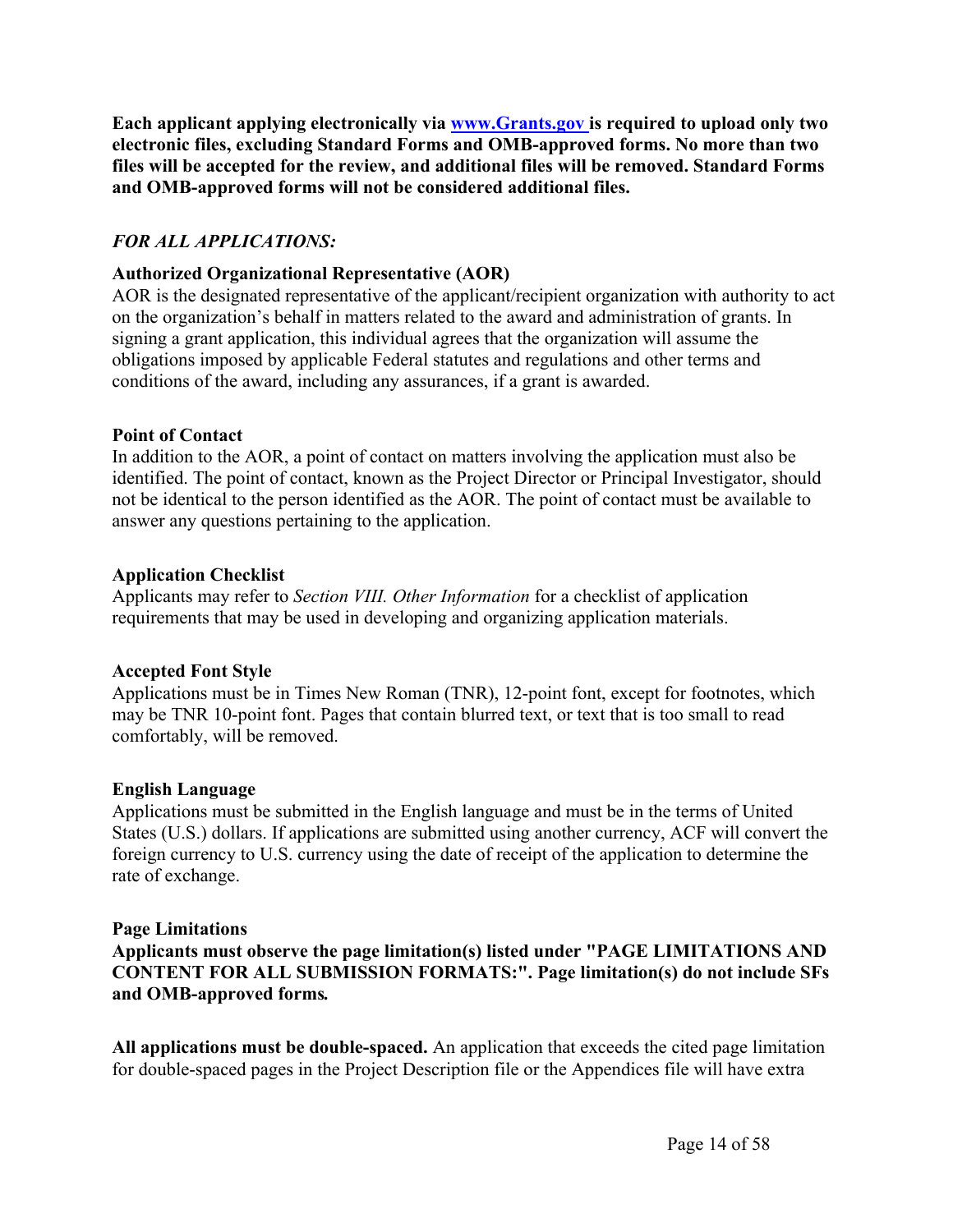**Each applicant applying electronically via [www.Grants.gov](http://www.Grants.gov) is required to upload only two electronic files, excluding Standard Forms and OMB-approved forms. No more than two files will be accepted for the review, and additional files will be removed. Standard Forms and OMB-approved forms will not be considered additional files.**

***FOR ALL APPLICATIONS:***

**Authorized Organizational Representative (AOR)**
AOR is the designated representative of the applicant/recipient organization with authority to act on the organization's behalf in matters related to the award and administration of grants. In signing a grant application, this individual agrees that the organization will assume the obligations imposed by applicable Federal statutes and regulations and other terms and conditions of the award, including any assurances, if a grant is awarded.

**Point of Contact**
In addition to the AOR, a point of contact on matters involving the application must also be identified. The point of contact, known as the Project Director or Principal Investigator, should not be identical to the person identified as the AOR. The point of contact must be available to answer any questions pertaining to the application.

**Application Checklist**
Applicants may refer to *Section VIII. Other Information* for a checklist of application requirements that may be used in developing and organizing application materials.

**Accepted Font Style**
Applications must be in Times New Roman (TNR), 12-point font, except for footnotes, which may be TNR 10-point font. Pages that contain blurred text, or text that is too small to read comfortably, will be removed.

**English Language**
Applications must be submitted in the English language and must be in the terms of United States (U.S.) dollars. If applications are submitted using another currency, ACF will convert the foreign currency to U.S. currency using the date of receipt of the application to determine the rate of exchange.

**Page Limitations**
**Applicants must observe the page limitation(s) listed under "PAGE LIMITATIONS AND CONTENT FOR ALL SUBMISSION FORMATS:". Page limitation(s) do not include SFs and OMB-approved forms.**

**All applications must be double-spaced.** An application that exceeds the cited page limitation for double-spaced pages in the Project Description file or the Appendices file will have extra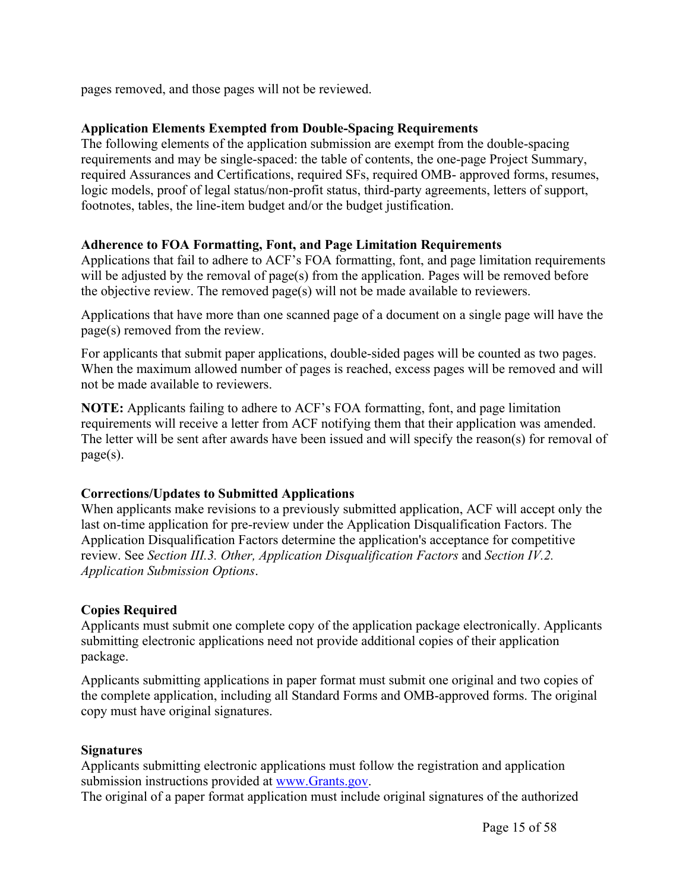pages removed, and those pages will not be reviewed.

**Application Elements Exempted from Double-Spacing Requirements**

The following elements of the application submission are exempt from the double-spacing requirements and may be single-spaced: the table of contents, the one-page Project Summary, required Assurances and Certifications, required SFs, required OMB- approved forms, resumes, logic models, proof of legal status/non-profit status, third-party agreements, letters of support, footnotes, tables, the line-item budget and/or the budget justification.

**Adherence to FOA Formatting, Font, and Page Limitation Requirements**

Applications that fail to adhere to ACF's FOA formatting, font, and page limitation requirements will be adjusted by the removal of page(s) from the application. Pages will be removed before the objective review. The removed page(s) will not be made available to reviewers.

Applications that have more than one scanned page of a document on a single page will have the page(s) removed from the review.

For applicants that submit paper applications, double-sided pages will be counted as two pages. When the maximum allowed number of pages is reached, excess pages will be removed and will not be made available to reviewers.

**NOTE:** Applicants failing to adhere to ACF's FOA formatting, font, and page limitation requirements will receive a letter from ACF notifying them that their application was amended. The letter will be sent after awards have been issued and will specify the reason(s) for removal of page(s).

**Corrections/Updates to Submitted Applications**

When applicants make revisions to a previously submitted application, ACF will accept only the last on-time application for pre-review under the Application Disqualification Factors. The Application Disqualification Factors determine the application's acceptance for competitive review. See *Section III.3. Other, Application Disqualification Factors* and *Section IV.2. Application Submission Options*.

**Copies Required**

Applicants must submit one complete copy of the application package electronically. Applicants submitting electronic applications need not provide additional copies of their application package.

Applicants submitting applications in paper format must submit one original and two copies of the complete application, including all Standard Forms and OMB-approved forms. The original copy must have original signatures.

**Signatures**

Applicants submitting electronic applications must follow the registration and application submission instructions provided at www.Grants.gov.
The original of a paper format application must include original signatures of the authorized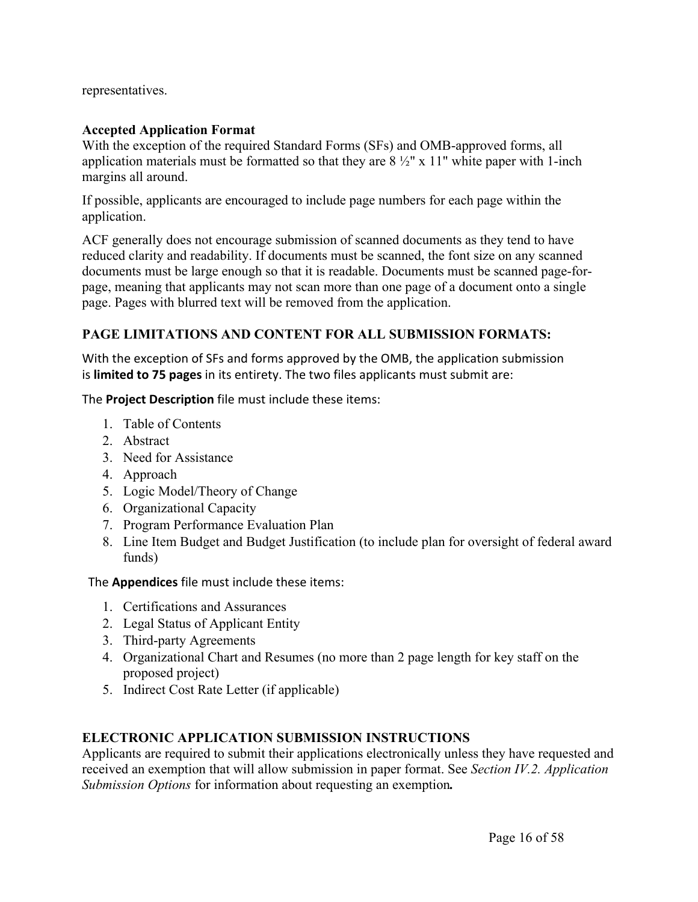representatives.

**Accepted Application Format**

With the exception of the required Standard Forms (SFs) and OMB-approved forms, all application materials must be formatted so that they are 8 ½" x 11" white paper with 1-inch margins all around.

If possible, applicants are encouraged to include page numbers for each page within the application.

ACF generally does not encourage submission of scanned documents as they tend to have reduced clarity and readability. If documents must be scanned, the font size on any scanned documents must be large enough so that it is readable. Documents must be scanned page-for-page, meaning that applicants may not scan more than one page of a document onto a single page. Pages with blurred text will be removed from the application.

## PAGE LIMITATIONS AND CONTENT FOR ALL SUBMISSION FORMATS:

With the exception of SFs and forms approved by the OMB, the application submission is **limited to 75 pages** in its entirety. The two files applicants must submit are:

The **Project Description** file must include these items:

1. Table of Contents
2. Abstract
3. Need for Assistance
4. Approach
5. Logic Model/Theory of Change
6. Organizational Capacity
7. Program Performance Evaluation Plan
8. Line Item Budget and Budget Justification (to include plan for oversight of federal award funds)

The **Appendices** file must include these items:

1. Certifications and Assurances
2. Legal Status of Applicant Entity
3. Third-party Agreements
4. Organizational Chart and Resumes (no more than 2 page length for key staff on the proposed project)
5. Indirect Cost Rate Letter (if applicable)

## ELECTRONIC APPLICATION SUBMISSION INSTRUCTIONS

Applicants are required to submit their applications electronically unless they have requested and received an exemption that will allow submission in paper format. See *Section IV.2. Application Submission Options* for information about requesting an exemption**.**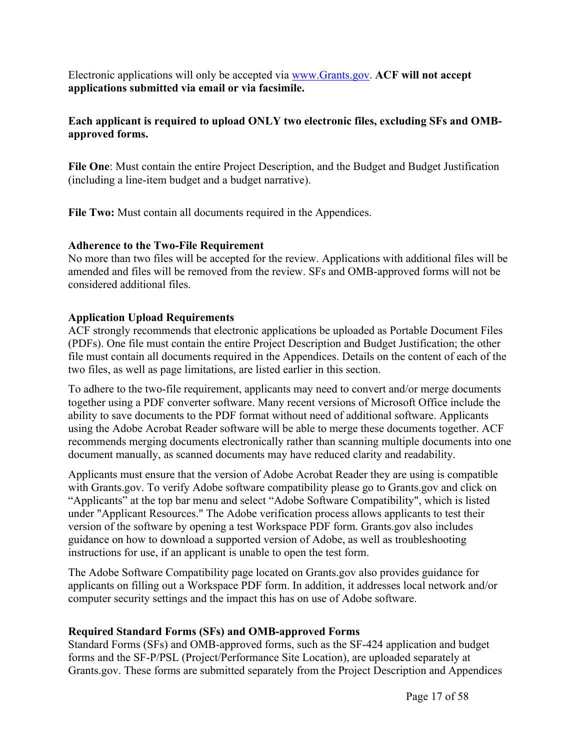Electronic applications will only be accepted via [www.Grants.gov](http://www.Grants.gov). **ACF will not accept applications submitted via email or via facsimile.**

**Each applicant is required to upload ONLY two electronic files, excluding SFs and OMB-approved forms.**

**File One**: Must contain the entire Project Description, and the Budget and Budget Justification (including a line-item budget and a budget narrative).

**File Two:** Must contain all documents required in the Appendices.

**Adherence to the Two-File Requirement**

No more than two files will be accepted for the review. Applications with additional files will be amended and files will be removed from the review. SFs and OMB-approved forms will not be considered additional files.

**Application Upload Requirements**

ACF strongly recommends that electronic applications be uploaded as Portable Document Files (PDFs). One file must contain the entire Project Description and Budget Justification; the other file must contain all documents required in the Appendices. Details on the content of each of the two files, as well as page limitations, are listed earlier in this section.

To adhere to the two-file requirement, applicants may need to convert and/or merge documents together using a PDF converter software. Many recent versions of Microsoft Office include the ability to save documents to the PDF format without need of additional software. Applicants using the Adobe Acrobat Reader software will be able to merge these documents together. ACF recommends merging documents electronically rather than scanning multiple documents into one document manually, as scanned documents may have reduced clarity and readability.

Applicants must ensure that the version of Adobe Acrobat Reader they are using is compatible with Grants.gov. To verify Adobe software compatibility please go to Grants.gov and click on "Applicants" at the top bar menu and select "Adobe Software Compatibility", which is listed under "Applicant Resources." The Adobe verification process allows applicants to test their version of the software by opening a test Workspace PDF form. Grants.gov also includes guidance on how to download a supported version of Adobe, as well as troubleshooting instructions for use, if an applicant is unable to open the test form.

The Adobe Software Compatibility page located on Grants.gov also provides guidance for applicants on filling out a Workspace PDF form. In addition, it addresses local network and/or computer security settings and the impact this has on use of Adobe software.

**Required Standard Forms (SFs) and OMB-approved Forms**

Standard Forms (SFs) and OMB-approved forms, such as the SF-424 application and budget forms and the SF-P/PSL (Project/Performance Site Location), are uploaded separately at Grants.gov. These forms are submitted separately from the Project Description and Appendices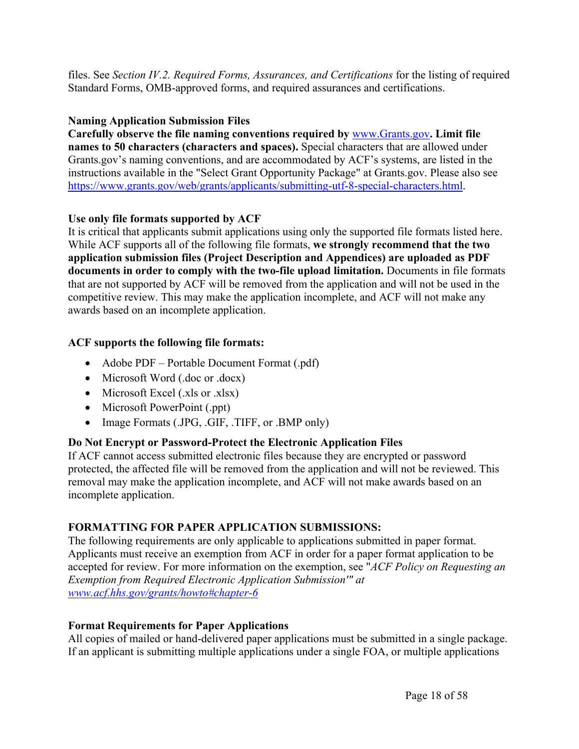files. See *Section IV.2. Required Forms, Assurances, and Certifications* for the listing of required Standard Forms, OMB-approved forms, and required assurances and certifications.

**Naming Application Submission Files**

**Carefully observe the file naming conventions required by** [www.Grants.gov](http://www.Grants.gov)**. Limit file names to 50 characters (characters and spaces).** Special characters that are allowed under Grants.gov's naming conventions, and are accommodated by ACF's systems, are listed in the instructions available in the "Select Grant Opportunity Package" at Grants.gov. Please also see [https://www.grants.gov/web/grants/applicants/submitting-utf-8-special-characters.html](https://www.grants.gov/web/grants/applicants/submitting-utf-8-special-characters.html).

**Use only file formats supported by ACF**

It is critical that applicants submit applications using only the supported file formats listed here. While ACF supports all of the following file formats, **we strongly recommend that the two application submission files (Project Description and Appendices) are uploaded as PDF documents in order to comply with the two-file upload limitation.** Documents in file formats that are not supported by ACF will be removed from the application and will not be used in the competitive review. This may make the application incomplete, and ACF will not make any awards based on an incomplete application.

**ACF supports the following file formats:**

- Adobe PDF – Portable Document Format (.pdf)
- Microsoft Word (.doc or .docx)
- Microsoft Excel (.xls or .xlsx)
- Microsoft PowerPoint (.ppt)
- Image Formats (.JPG, .GIF, .TIFF, or .BMP only)

**Do Not Encrypt or Password-Protect the Electronic Application Files**

If ACF cannot access submitted electronic files because they are encrypted or password protected, the affected file will be removed from the application and will not be reviewed. This removal may make the application incomplete, and ACF will not make awards based on an incomplete application.

**FORMATTING FOR PAPER APPLICATION SUBMISSIONS:**

The following requirements are only applicable to applications submitted in paper format. Applicants must receive an exemption from ACF in order for a paper format application to be accepted for review. For more information on the exemption, see "*ACF Policy on Requesting an Exemption from Required Electronic Application Submission" at [www.acf.hhs.gov/grants/howto#chapter-6](http://www.acf.hhs.gov/grants/howto#chapter-6)*

**Format Requirements for Paper Applications**

All copies of mailed or hand-delivered paper applications must be submitted in a single package. If an applicant is submitting multiple applications under a single FOA, or multiple applications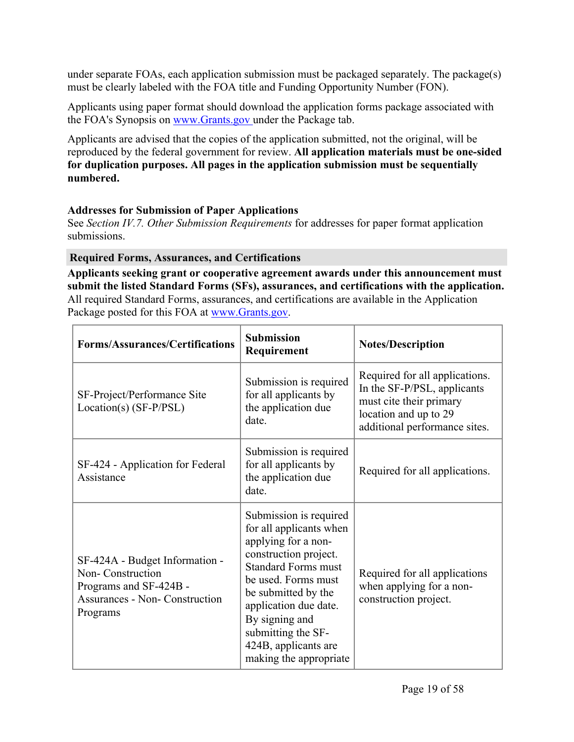under separate FOAs, each application submission must be packaged separately. The package(s) must be clearly labeled with the FOA title and Funding Opportunity Number (FON).

Applicants using paper format should download the application forms package associated with the FOA's Synopsis on [www.Grants.gov](www.Grants.gov) under the Package tab.

Applicants are advised that the copies of the application submitted, not the original, will be reproduced by the federal government for review. **All application materials must be one-sided for duplication purposes. All pages in the application submission must be sequentially numbered.**

**Addresses for Submission of Paper Applications**
See *Section IV.7. Other Submission Requirements* for addresses for paper format application submissions.

### Required Forms, Assurances, and Certifications

**Applicants seeking grant or cooperative agreement awards under this announcement must submit the listed Standard Forms (SFs), assurances, and certifications with the application.** All required Standard Forms, assurances, and certifications are available in the Application Package posted for this FOA at [www.Grants.gov](www.Grants.gov).

| Forms/Assurances/Certifications | Submission Requirement | Notes/Description |
|---|---|---|
| SF-Project/Performance Site Location(s) (SF-P/PSL) | Submission is required for all applicants by the application due date. | Required for all applications. In the SF-P/PSL, applicants must cite their primary location and up to 29 additional performance sites. |
| SF-424 - Application for Federal Assistance | Submission is required for all applicants by the application due date. | Required for all applications. |
| SF-424A - Budget Information - Non- Construction Programs and SF-424B - Assurances - Non- Construction Programs | Submission is required for all applicants when applying for a non-construction project. Standard Forms must be used. Forms must be submitted by the application due date. By signing and submitting the SF-424B, applicants are making the appropriate | Required for all applications when applying for a non-construction project. |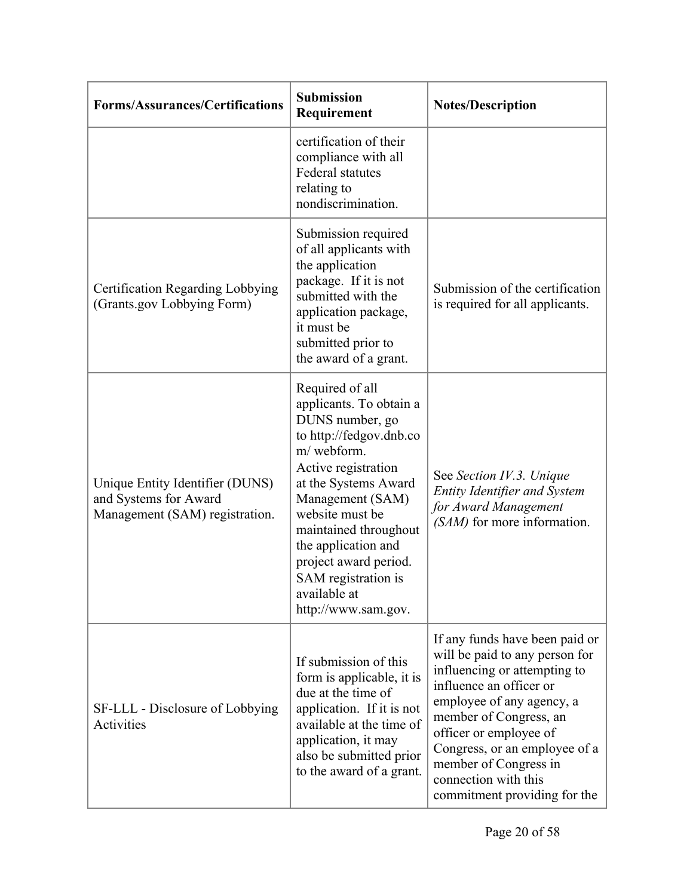| Forms/Assurances/Certifications | Submission Requirement | Notes/Description |
|---|---|---|
| | certification of their compliance with all Federal statutes relating to nondiscrimination. | |
| Certification Regarding Lobbying (Grants.gov Lobbying Form) | Submission required of all applicants with the application package. If it is not submitted with the application package, it must be submitted prior to the award of a grant. | Submission of the certification is required for all applicants. |
| Unique Entity Identifier (DUNS) and Systems for Award Management (SAM) registration. | Required of all applicants. To obtain a DUNS number, go to http://fedgov.dnb.com/ webform. Active registration at the Systems Award Management (SAM) website must be maintained throughout the application and project award period. SAM registration is available at http://www.sam.gov. | See *Section IV.3. Unique Entity Identifier and System for Award Management (SAM)* for more information. |
| SF-LLL - Disclosure of Lobbying Activities | If submission of this form is applicable, it is due at the time of application. If it is not available at the time of application, it may also be submitted prior to the award of a grant. | If any funds have been paid or will be paid to any person for influencing or attempting to influence an officer or employee of any agency, a member of Congress, an officer or employee of Congress, or an employee of a member of Congress in connection with this commitment providing for the |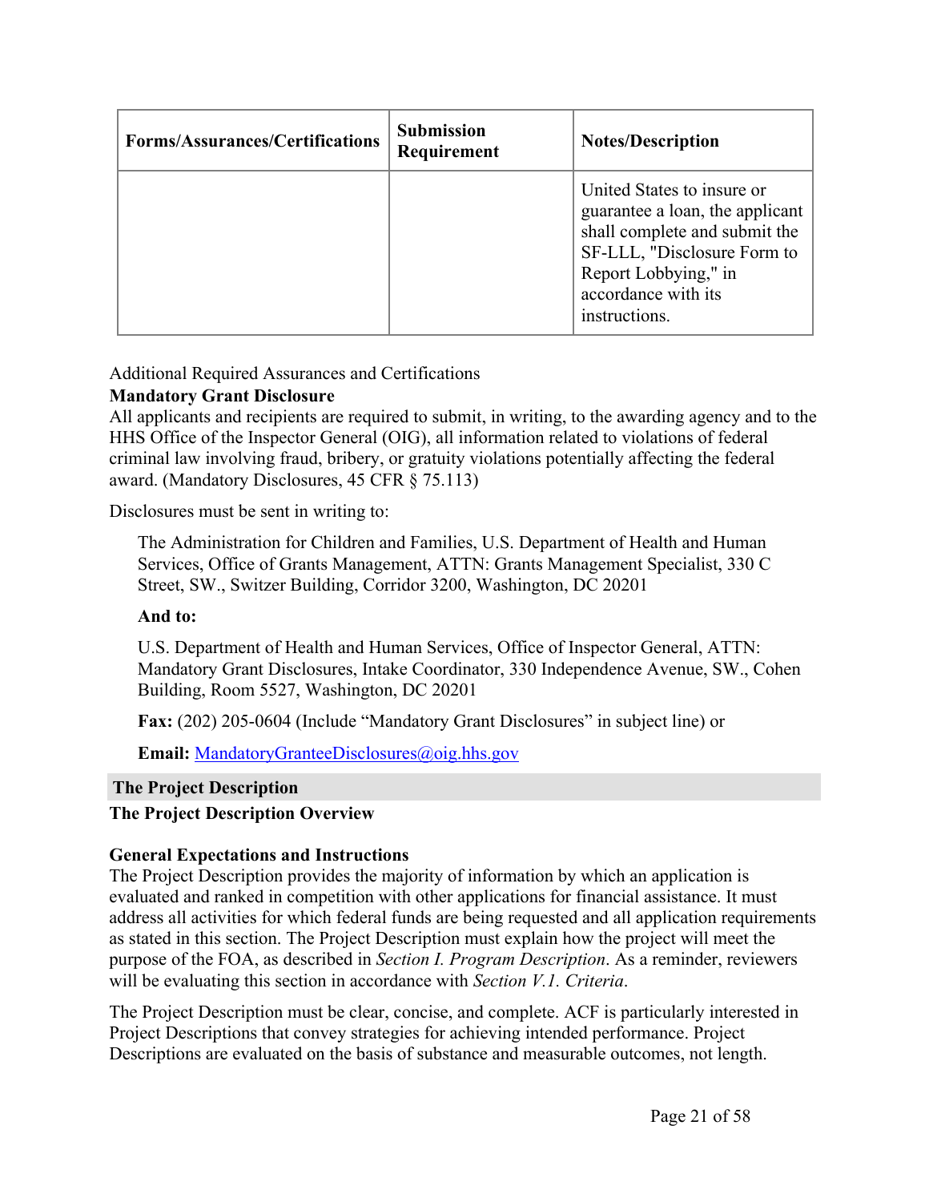| Forms/Assurances/Certifications | Submission Requirement | Notes/Description |
|---|---|---|
| | | United States to insure or guarantee a loan, the applicant shall complete and submit the SF-LLL, "Disclosure Form to Report Lobbying," in accordance with its instructions. |

Additional Required Assurances and Certifications

**Mandatory Grant Disclosure**

All applicants and recipients are required to submit, in writing, to the awarding agency and to the HHS Office of the Inspector General (OIG), all information related to violations of federal criminal law involving fraud, bribery, or gratuity violations potentially affecting the federal award. (Mandatory Disclosures, 45 CFR § 75.113)

Disclosures must be sent in writing to:

> The Administration for Children and Families, U.S. Department of Health and Human Services, Office of Grants Management, ATTN: Grants Management Specialist, 330 C Street, SW., Switzer Building, Corridor 3200, Washington, DC 20201
>
> **And to:**
>
> U.S. Department of Health and Human Services, Office of Inspector General, ATTN: Mandatory Grant Disclosures, Intake Coordinator, 330 Independence Avenue, SW., Cohen Building, Room 5527, Washington, DC 20201
>
> **Fax:** (202) 205-0604 (Include "Mandatory Grant Disclosures" in subject line) or
>
> **Email:** MandatoryGranteeDisclosures@oig.hhs.gov

## The Project Description

### The Project Description Overview

#### General Expectations and Instructions

The Project Description provides the majority of information by which an application is evaluated and ranked in competition with other applications for financial assistance. It must address all activities for which federal funds are being requested and all application requirements as stated in this section. The Project Description must explain how the project will meet the purpose of the FOA, as described in *Section I. Program Description*. As a reminder, reviewers will be evaluating this section in accordance with *Section V.1. Criteria*.

The Project Description must be clear, concise, and complete. ACF is particularly interested in Project Descriptions that convey strategies for achieving intended performance. Project Descriptions are evaluated on the basis of substance and measurable outcomes, not length.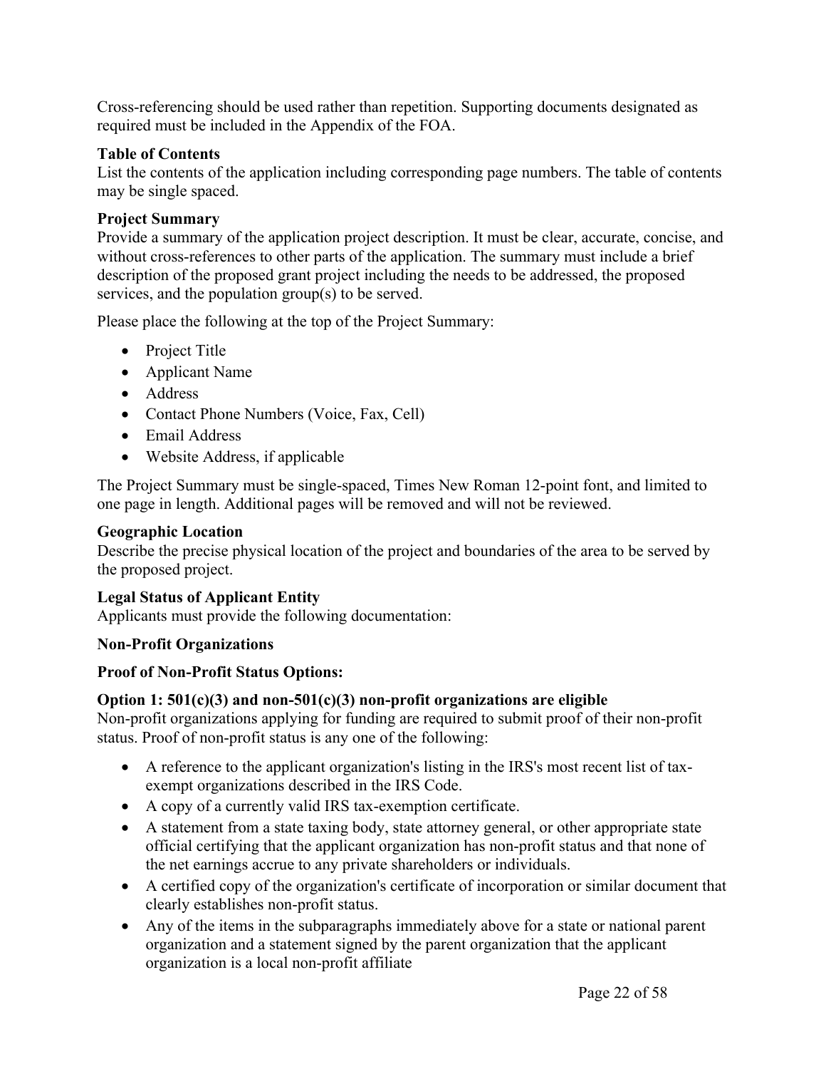Cross-referencing should be used rather than repetition. Supporting documents designated as required must be included in the Appendix of the FOA.

**Table of Contents**
List the contents of the application including corresponding page numbers. The table of contents may be single spaced.

**Project Summary**
Provide a summary of the application project description. It must be clear, accurate, concise, and without cross-references to other parts of the application. The summary must include a brief description of the proposed grant project including the needs to be addressed, the proposed services, and the population group(s) to be served.

Please place the following at the top of the Project Summary:

- Project Title
- Applicant Name
- Address
- Contact Phone Numbers (Voice, Fax, Cell)
- Email Address
- Website Address, if applicable

The Project Summary must be single-spaced, Times New Roman 12-point font, and limited to one page in length. Additional pages will be removed and will not be reviewed.

**Geographic Location**
Describe the precise physical location of the project and boundaries of the area to be served by the proposed project.

**Legal Status of Applicant Entity**
Applicants must provide the following documentation:

**Non-Profit Organizations**

**Proof of Non-Profit Status Options:**

**Option 1: 501(c)(3) and non-501(c)(3) non-profit organizations are eligible**
Non-profit organizations applying for funding are required to submit proof of their non-profit status. Proof of non-profit status is any one of the following:

- A reference to the applicant organization's listing in the IRS's most recent list of tax-exempt organizations described in the IRS Code.
- A copy of a currently valid IRS tax-exemption certificate.
- A statement from a state taxing body, state attorney general, or other appropriate state official certifying that the applicant organization has non-profit status and that none of the net earnings accrue to any private shareholders or individuals.
- A certified copy of the organization's certificate of incorporation or similar document that clearly establishes non-profit status.
- Any of the items in the subparagraphs immediately above for a state or national parent organization and a statement signed by the parent organization that the applicant organization is a local non-profit affiliate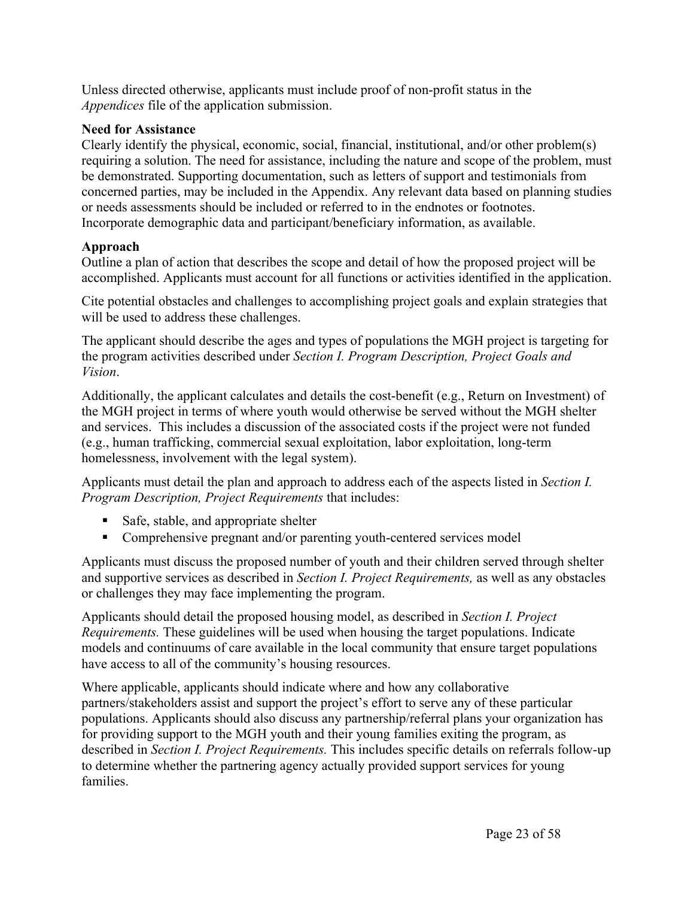Unless directed otherwise, applicants must include proof of non-profit status in the *Appendices* file of the application submission.

**Need for Assistance**

Clearly identify the physical, economic, social, financial, institutional, and/or other problem(s) requiring a solution. The need for assistance, including the nature and scope of the problem, must be demonstrated. Supporting documentation, such as letters of support and testimonials from concerned parties, may be included in the Appendix. Any relevant data based on planning studies or needs assessments should be included or referred to in the endnotes or footnotes. Incorporate demographic data and participant/beneficiary information, as available.

**Approach**

Outline a plan of action that describes the scope and detail of how the proposed project will be accomplished. Applicants must account for all functions or activities identified in the application.

Cite potential obstacles and challenges to accomplishing project goals and explain strategies that will be used to address these challenges.

The applicant should describe the ages and types of populations the MGH project is targeting for the program activities described under *Section I. Program Description, Project Goals and Vision*.

Additionally, the applicant calculates and details the cost-benefit (e.g., Return on Investment) of the MGH project in terms of where youth would otherwise be served without the MGH shelter and services. This includes a discussion of the associated costs if the project were not funded (e.g., human trafficking, commercial sexual exploitation, labor exploitation, long-term homelessness, involvement with the legal system).

Applicants must detail the plan and approach to address each of the aspects listed in *Section I. Program Description, Project Requirements* that includes:

- Safe, stable, and appropriate shelter
- Comprehensive pregnant and/or parenting youth-centered services model

Applicants must discuss the proposed number of youth and their children served through shelter and supportive services as described in *Section I. Project Requirements,* as well as any obstacles or challenges they may face implementing the program.

Applicants should detail the proposed housing model, as described in *Section I. Project Requirements.* These guidelines will be used when housing the target populations. Indicate models and continuums of care available in the local community that ensure target populations have access to all of the community's housing resources.

Where applicable, applicants should indicate where and how any collaborative partners/stakeholders assist and support the project's effort to serve any of these particular populations. Applicants should also discuss any partnership/referral plans your organization has for providing support to the MGH youth and their young families exiting the program, as described in *Section I. Project Requirements.* This includes specific details on referrals follow-up to determine whether the partnering agency actually provided support services for young families.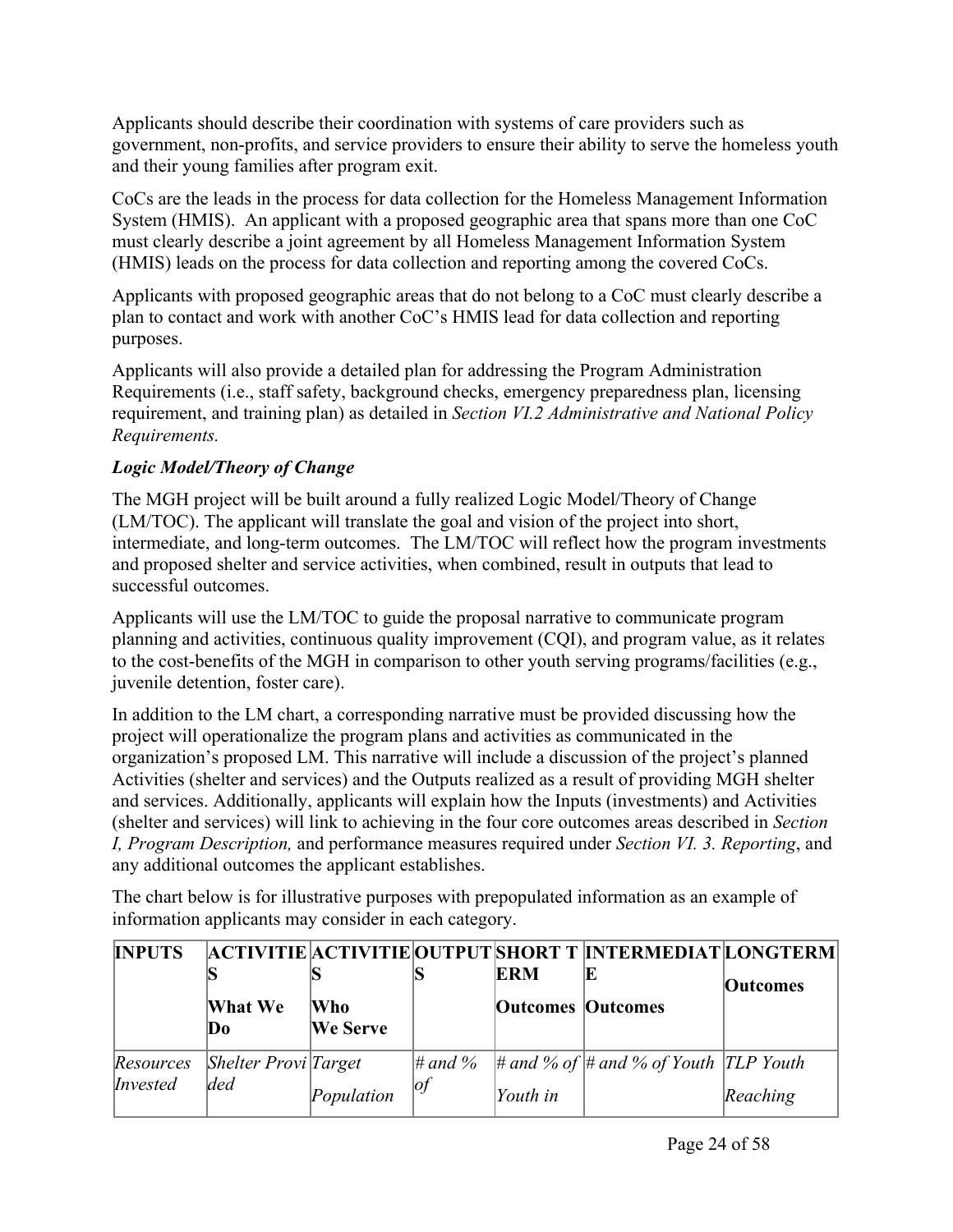Applicants should describe their coordination with systems of care providers such as government, non-profits, and service providers to ensure their ability to serve the homeless youth and their young families after program exit.

CoCs are the leads in the process for data collection for the Homeless Management Information System (HMIS). An applicant with a proposed geographic area that spans more than one CoC must clearly describe a joint agreement by all Homeless Management Information System (HMIS) leads on the process for data collection and reporting among the covered CoCs.

Applicants with proposed geographic areas that do not belong to a CoC must clearly describe a plan to contact and work with another CoC's HMIS lead for data collection and reporting purposes.

Applicants will also provide a detailed plan for addressing the Program Administration Requirements (i.e., staff safety, background checks, emergency preparedness plan, licensing requirement, and training plan) as detailed in *Section VI.2 Administrative and National Policy Requirements.*

***Logic Model/Theory of Change***

The MGH project will be built around a fully realized Logic Model/Theory of Change (LM/TOC). The applicant will translate the goal and vision of the project into short, intermediate, and long-term outcomes. The LM/TOC will reflect how the program investments and proposed shelter and service activities, when combined, result in outputs that lead to successful outcomes.

Applicants will use the LM/TOC to guide the proposal narrative to communicate program planning and activities, continuous quality improvement (CQI), and program value, as it relates to the cost-benefits of the MGH in comparison to other youth serving programs/facilities (e.g., juvenile detention, foster care).

In addition to the LM chart, a corresponding narrative must be provided discussing how the project will operationalize the program plans and activities as communicated in the organization's proposed LM. This narrative will include a discussion of the project's planned Activities (shelter and services) and the Outputs realized as a result of providing MGH shelter and services. Additionally, applicants will explain how the Inputs (investments) and Activities (shelter and services) will link to achieving in the four core outcomes areas described in *Section I, Program Description,* and performance measures required under *Section VI. 3. Reporting*, and any additional outcomes the applicant establishes.

The chart below is for illustrative purposes with prepopulated information as an example of information applicants may consider in each category.

| **INPUTS** | **ACTIVITIES**<br>**What We Do** | **ACTIVITIES**<br>**Who We Serve** | **OUTPUTS** | **SHORT TERM**<br>**Outcomes** | **INTERMEDIATE**<br>**Outcomes** | **LONGTERM**<br>**Outcomes** |
|---|---|---|---|---|---|---|
| *Resources Invested* | *Shelter Provided* | *Target Population* | *# and % of* | *# and % of Youth in* | *# and % of Youth* | *TLP Youth Reaching* |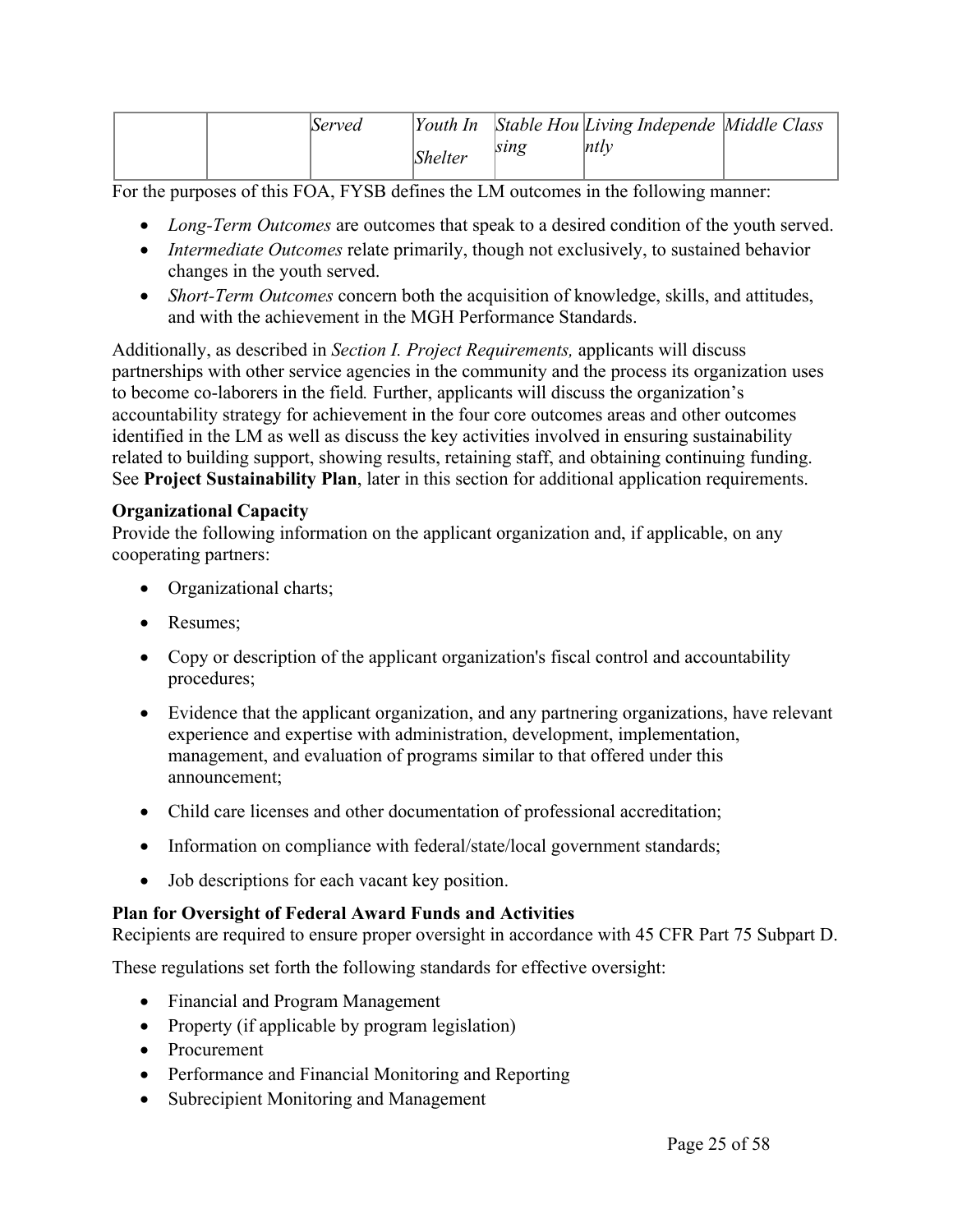| | | | | | | |
|---|---|---|---|---|---|---|
| | | *Served* | *Youth In Shelter* | *Stable Housing* | *Living Independently* | *Middle Class* |

For the purposes of this FOA, FYSB defines the LM outcomes in the following manner:

- *Long-Term Outcomes* are outcomes that speak to a desired condition of the youth served.
- *Intermediate Outcomes* relate primarily, though not exclusively, to sustained behavior changes in the youth served.
- *Short-Term Outcomes* concern both the acquisition of knowledge, skills, and attitudes, and with the achievement in the MGH Performance Standards.

Additionally, as described in *Section I. Project Requirements,* applicants will discuss partnerships with other service agencies in the community and the process its organization uses to become co-laborers in the field*.* Further, applicants will discuss the organization's accountability strategy for achievement in the four core outcomes areas and other outcomes identified in the LM as well as discuss the key activities involved in ensuring sustainability related to building support, showing results, retaining staff, and obtaining continuing funding. See **Project Sustainability Plan**, later in this section for additional application requirements.

**Organizational Capacity**

Provide the following information on the applicant organization and, if applicable, on any cooperating partners:

- Organizational charts;
- Resumes;
- Copy or description of the applicant organization's fiscal control and accountability procedures;
- Evidence that the applicant organization, and any partnering organizations, have relevant experience and expertise with administration, development, implementation, management, and evaluation of programs similar to that offered under this announcement;
- Child care licenses and other documentation of professional accreditation;
- Information on compliance with federal/state/local government standards;
- Job descriptions for each vacant key position.

**Plan for Oversight of Federal Award Funds and Activities**

Recipients are required to ensure proper oversight in accordance with 45 CFR Part 75 Subpart D.

These regulations set forth the following standards for effective oversight:

- Financial and Program Management
- Property (if applicable by program legislation)
- Procurement
- Performance and Financial Monitoring and Reporting
- Subrecipient Monitoring and Management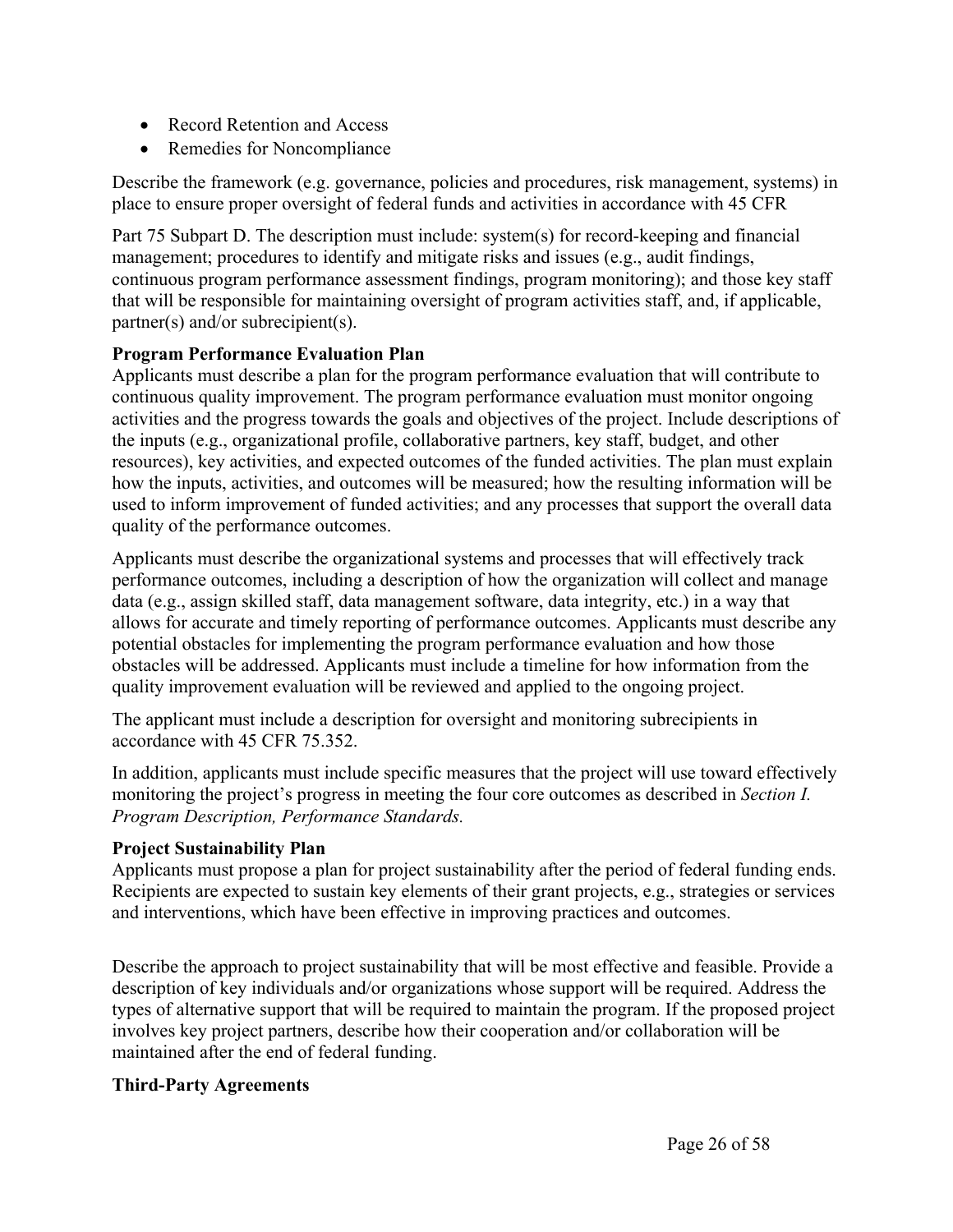- Record Retention and Access
- Remedies for Noncompliance

Describe the framework (e.g. governance, policies and procedures, risk management, systems) in place to ensure proper oversight of federal funds and activities in accordance with 45 CFR

Part 75 Subpart D. The description must include: system(s) for record-keeping and financial management; procedures to identify and mitigate risks and issues (e.g., audit findings, continuous program performance assessment findings, program monitoring); and those key staff that will be responsible for maintaining oversight of program activities staff, and, if applicable, partner(s) and/or subrecipient(s).

**Program Performance Evaluation Plan**

Applicants must describe a plan for the program performance evaluation that will contribute to continuous quality improvement. The program performance evaluation must monitor ongoing activities and the progress towards the goals and objectives of the project. Include descriptions of the inputs (e.g., organizational profile, collaborative partners, key staff, budget, and other resources), key activities, and expected outcomes of the funded activities. The plan must explain how the inputs, activities, and outcomes will be measured; how the resulting information will be used to inform improvement of funded activities; and any processes that support the overall data quality of the performance outcomes.

Applicants must describe the organizational systems and processes that will effectively track performance outcomes, including a description of how the organization will collect and manage data (e.g., assign skilled staff, data management software, data integrity, etc.) in a way that allows for accurate and timely reporting of performance outcomes. Applicants must describe any potential obstacles for implementing the program performance evaluation and how those obstacles will be addressed. Applicants must include a timeline for how information from the quality improvement evaluation will be reviewed and applied to the ongoing project.

The applicant must include a description for oversight and monitoring subrecipients in accordance with 45 CFR 75.352.

In addition, applicants must include specific measures that the project will use toward effectively monitoring the project's progress in meeting the four core outcomes as described in *Section I. Program Description, Performance Standards.*

**Project Sustainability Plan**

Applicants must propose a plan for project sustainability after the period of federal funding ends. Recipients are expected to sustain key elements of their grant projects, e.g., strategies or services and interventions, which have been effective in improving practices and outcomes.

Describe the approach to project sustainability that will be most effective and feasible. Provide a description of key individuals and/or organizations whose support will be required. Address the types of alternative support that will be required to maintain the program. If the proposed project involves key project partners, describe how their cooperation and/or collaboration will be maintained after the end of federal funding.

**Third-Party Agreements**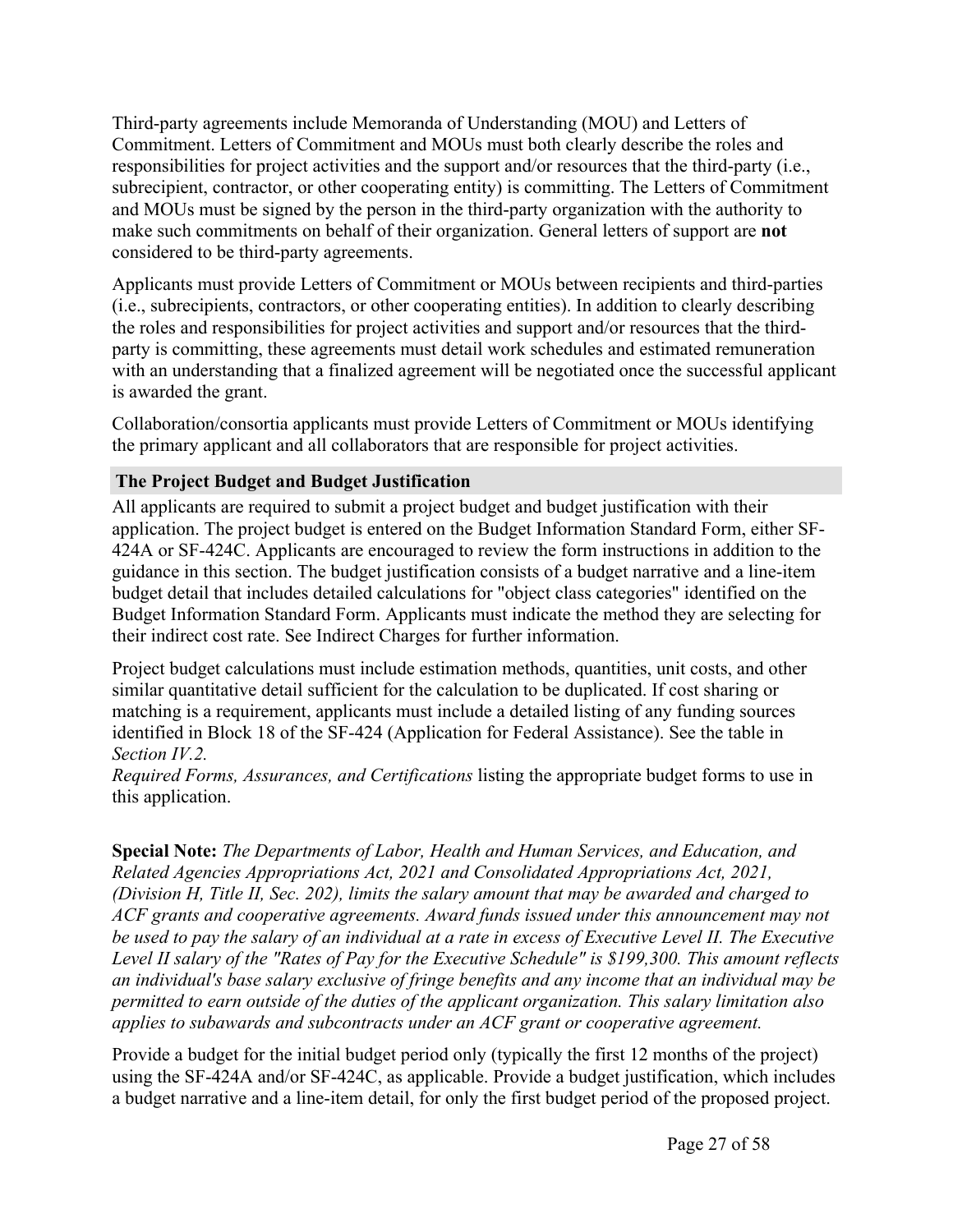Third-party agreements include Memoranda of Understanding (MOU) and Letters of Commitment. Letters of Commitment and MOUs must both clearly describe the roles and responsibilities for project activities and the support and/or resources that the third-party (i.e., subrecipient, contractor, or other cooperating entity) is committing. The Letters of Commitment and MOUs must be signed by the person in the third-party organization with the authority to make such commitments on behalf of their organization. General letters of support are **not** considered to be third-party agreements.

Applicants must provide Letters of Commitment or MOUs between recipients and third-parties (i.e., subrecipients, contractors, or other cooperating entities). In addition to clearly describing the roles and responsibilities for project activities and support and/or resources that the third-party is committing, these agreements must detail work schedules and estimated remuneration with an understanding that a finalized agreement will be negotiated once the successful applicant is awarded the grant.

Collaboration/consortia applicants must provide Letters of Commitment or MOUs identifying the primary applicant and all collaborators that are responsible for project activities.

### The Project Budget and Budget Justification

All applicants are required to submit a project budget and budget justification with their application. The project budget is entered on the Budget Information Standard Form, either SF-424A or SF-424C. Applicants are encouraged to review the form instructions in addition to the guidance in this section. The budget justification consists of a budget narrative and a line-item budget detail that includes detailed calculations for "object class categories" identified on the Budget Information Standard Form. Applicants must indicate the method they are selecting for their indirect cost rate. See Indirect Charges for further information.

Project budget calculations must include estimation methods, quantities, unit costs, and other similar quantitative detail sufficient for the calculation to be duplicated. If cost sharing or matching is a requirement, applicants must include a detailed listing of any funding sources identified in Block 18 of the SF-424 (Application for Federal Assistance). See the table in *Section IV.2. Required Forms, Assurances, and Certifications* listing the appropriate budget forms to use in this application.

**Special Note:** *The Departments of Labor, Health and Human Services, and Education, and Related Agencies Appropriations Act, 2021 and Consolidated Appropriations Act, 2021, (Division H, Title II, Sec. 202), limits the salary amount that may be awarded and charged to ACF grants and cooperative agreements. Award funds issued under this announcement may not be used to pay the salary of an individual at a rate in excess of Executive Level II. The Executive Level II salary of the "Rates of Pay for the Executive Schedule" is $199,300. This amount reflects an individual's base salary exclusive of fringe benefits and any income that an individual may be permitted to earn outside of the duties of the applicant organization. This salary limitation also applies to subawards and subcontracts under an ACF grant or cooperative agreement.*

Provide a budget for the initial budget period only (typically the first 12 months of the project) using the SF-424A and/or SF-424C, as applicable. Provide a budget justification, which includes a budget narrative and a line-item detail, for only the first budget period of the proposed project.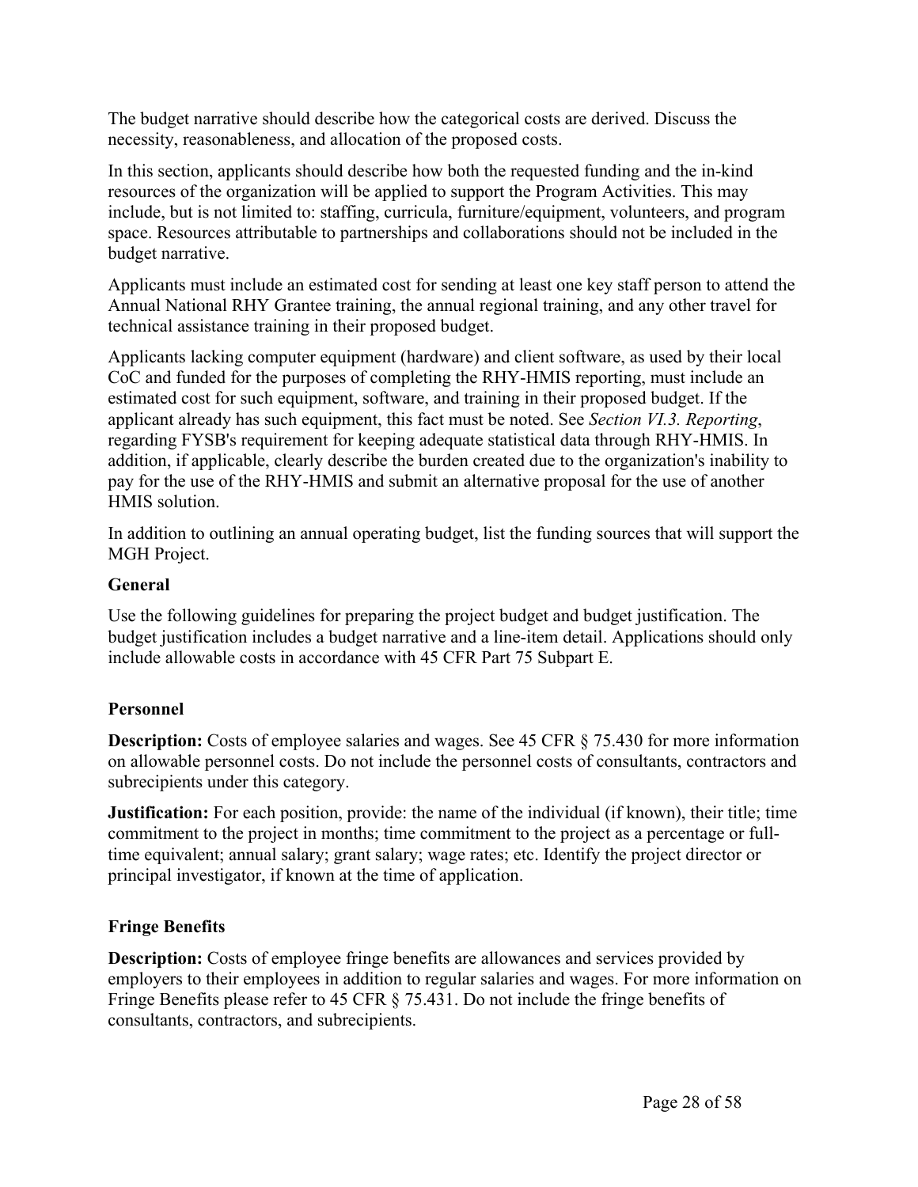The budget narrative should describe how the categorical costs are derived. Discuss the necessity, reasonableness, and allocation of the proposed costs.

In this section, applicants should describe how both the requested funding and the in-kind resources of the organization will be applied to support the Program Activities. This may include, but is not limited to: staffing, curricula, furniture/equipment, volunteers, and program space. Resources attributable to partnerships and collaborations should not be included in the budget narrative.

Applicants must include an estimated cost for sending at least one key staff person to attend the Annual National RHY Grantee training, the annual regional training, and any other travel for technical assistance training in their proposed budget.

Applicants lacking computer equipment (hardware) and client software, as used by their local CoC and funded for the purposes of completing the RHY-HMIS reporting, must include an estimated cost for such equipment, software, and training in their proposed budget. If the applicant already has such equipment, this fact must be noted. See *Section VI.3. Reporting*, regarding FYSB's requirement for keeping adequate statistical data through RHY-HMIS. In addition, if applicable, clearly describe the burden created due to the organization's inability to pay for the use of the RHY-HMIS and submit an alternative proposal for the use of another HMIS solution.

In addition to outlining an annual operating budget, list the funding sources that will support the MGH Project.

**General**

Use the following guidelines for preparing the project budget and budget justification. The budget justification includes a budget narrative and a line-item detail. Applications should only include allowable costs in accordance with 45 CFR Part 75 Subpart E.

**Personnel**

**Description:** Costs of employee salaries and wages. See 45 CFR § 75.430 for more information on allowable personnel costs. Do not include the personnel costs of consultants, contractors and subrecipients under this category.

**Justification:** For each position, provide: the name of the individual (if known), their title; time commitment to the project in months; time commitment to the project as a percentage or full-time equivalent; annual salary; grant salary; wage rates; etc. Identify the project director or principal investigator, if known at the time of application.

**Fringe Benefits**

**Description:** Costs of employee fringe benefits are allowances and services provided by employers to their employees in addition to regular salaries and wages. For more information on Fringe Benefits please refer to 45 CFR § 75.431. Do not include the fringe benefits of consultants, contractors, and subrecipients.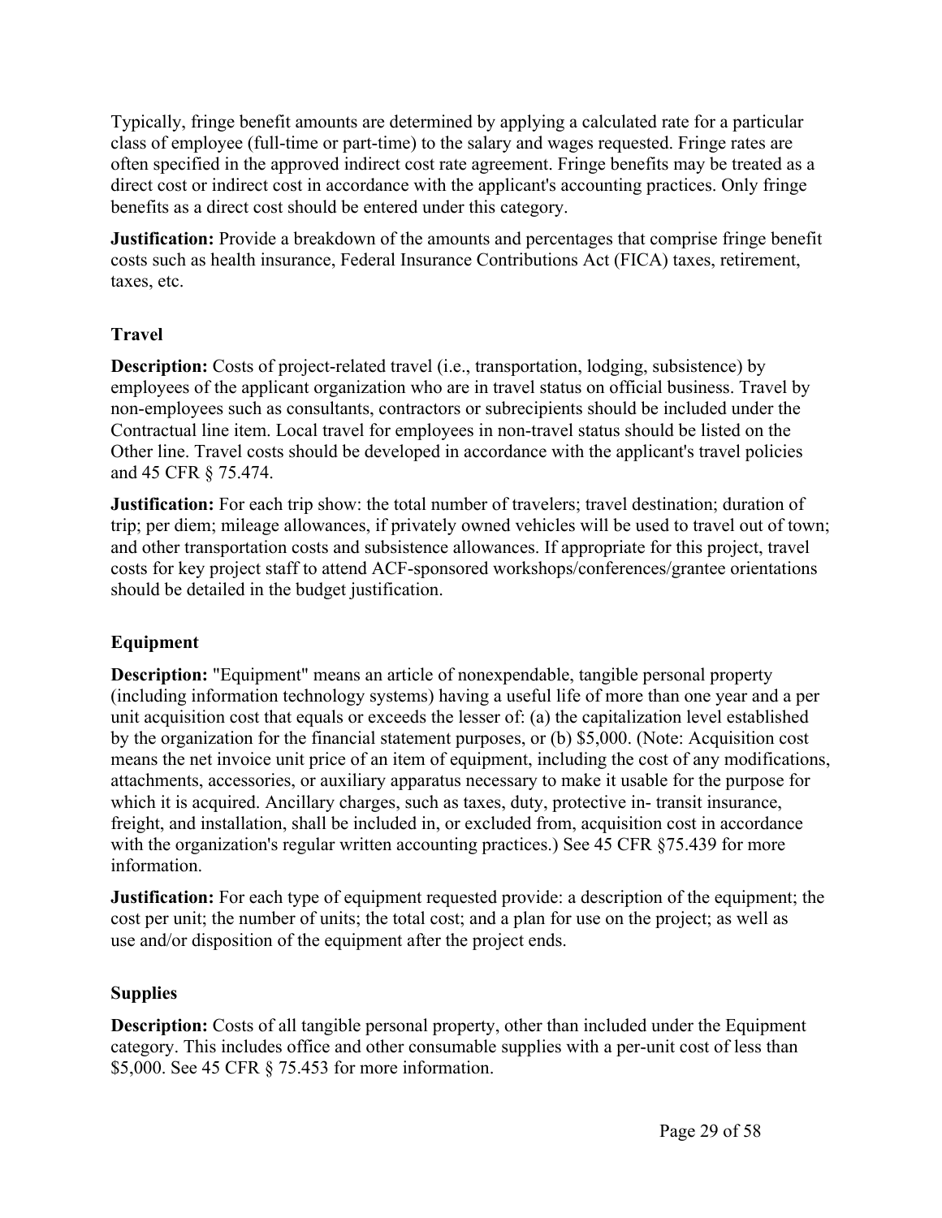Typically, fringe benefit amounts are determined by applying a calculated rate for a particular class of employee (full-time or part-time) to the salary and wages requested. Fringe rates are often specified in the approved indirect cost rate agreement. Fringe benefits may be treated as a direct cost or indirect cost in accordance with the applicant's accounting practices. Only fringe benefits as a direct cost should be entered under this category.

**Justification:** Provide a breakdown of the amounts and percentages that comprise fringe benefit costs such as health insurance, Federal Insurance Contributions Act (FICA) taxes, retirement, taxes, etc.

### Travel

**Description:** Costs of project-related travel (i.e., transportation, lodging, subsistence) by employees of the applicant organization who are in travel status on official business. Travel by non-employees such as consultants, contractors or subrecipients should be included under the Contractual line item. Local travel for employees in non-travel status should be listed on the Other line. Travel costs should be developed in accordance with the applicant's travel policies and 45 CFR § 75.474.

**Justification:** For each trip show: the total number of travelers; travel destination; duration of trip; per diem; mileage allowances, if privately owned vehicles will be used to travel out of town; and other transportation costs and subsistence allowances. If appropriate for this project, travel costs for key project staff to attend ACF-sponsored workshops/conferences/grantee orientations should be detailed in the budget justification.

### Equipment

**Description:** "Equipment" means an article of nonexpendable, tangible personal property (including information technology systems) having a useful life of more than one year and a per unit acquisition cost that equals or exceeds the lesser of: (a) the capitalization level established by the organization for the financial statement purposes, or (b) $5,000. (Note: Acquisition cost means the net invoice unit price of an item of equipment, including the cost of any modifications, attachments, accessories, or auxiliary apparatus necessary to make it usable for the purpose for which it is acquired. Ancillary charges, such as taxes, duty, protective in- transit insurance, freight, and installation, shall be included in, or excluded from, acquisition cost in accordance with the organization's regular written accounting practices.) See 45 CFR §75.439 for more information.

**Justification:** For each type of equipment requested provide: a description of the equipment; the cost per unit; the number of units; the total cost; and a plan for use on the project; as well as use and/or disposition of the equipment after the project ends.

### Supplies

**Description:** Costs of all tangible personal property, other than included under the Equipment category. This includes office and other consumable supplies with a per-unit cost of less than $5,000. See 45 CFR § 75.453 for more information.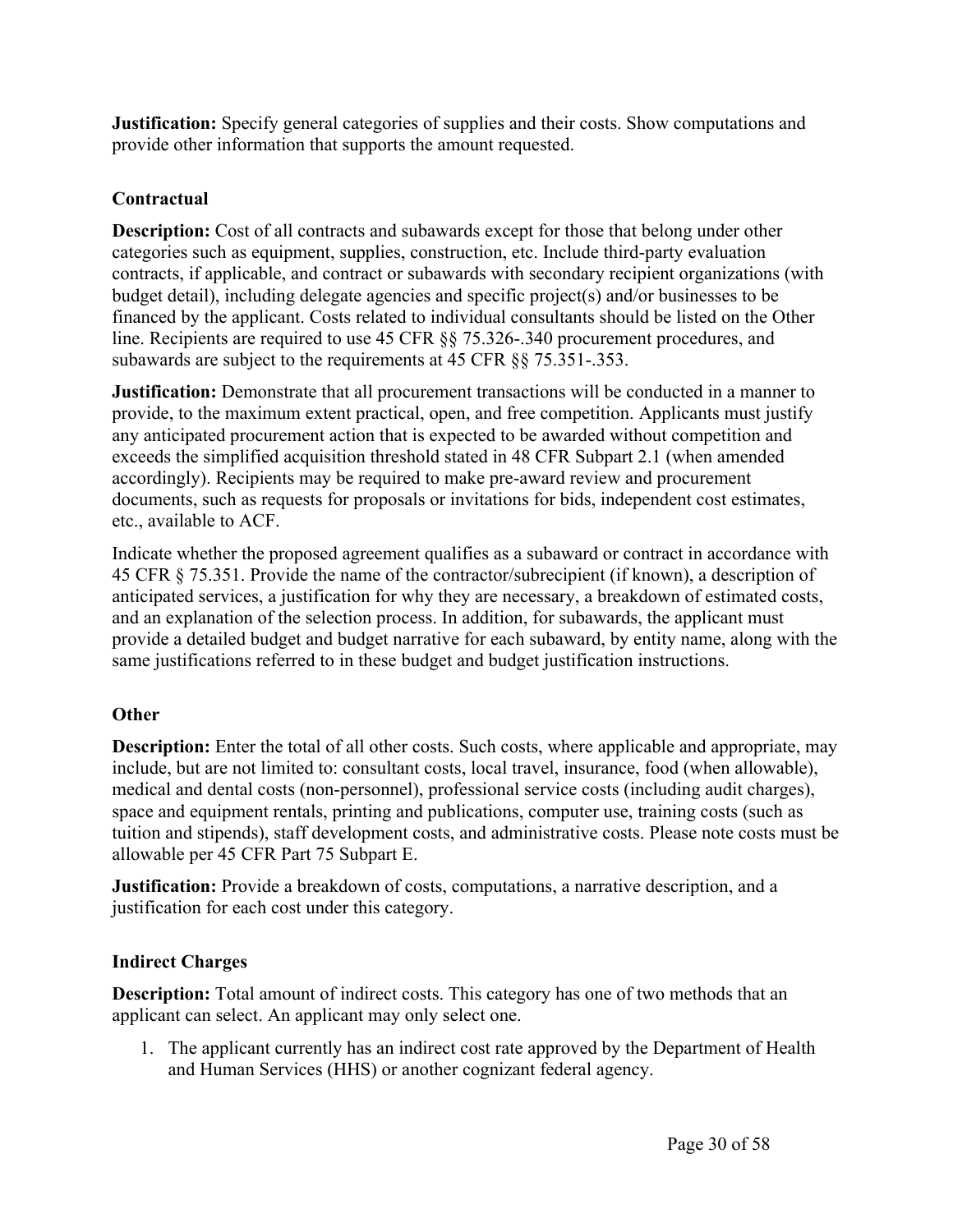**Justification:** Specify general categories of supplies and their costs. Show computations and provide other information that supports the amount requested.

### Contractual

**Description:** Cost of all contracts and subawards except for those that belong under other categories such as equipment, supplies, construction, etc. Include third-party evaluation contracts, if applicable, and contract or subawards with secondary recipient organizations (with budget detail), including delegate agencies and specific project(s) and/or businesses to be financed by the applicant. Costs related to individual consultants should be listed on the Other line. Recipients are required to use 45 CFR §§ 75.326-.340 procurement procedures, and subawards are subject to the requirements at 45 CFR §§ 75.351-.353.

**Justification:** Demonstrate that all procurement transactions will be conducted in a manner to provide, to the maximum extent practical, open, and free competition. Applicants must justify any anticipated procurement action that is expected to be awarded without competition and exceeds the simplified acquisition threshold stated in 48 CFR Subpart 2.1 (when amended accordingly). Recipients may be required to make pre-award review and procurement documents, such as requests for proposals or invitations for bids, independent cost estimates, etc., available to ACF.

Indicate whether the proposed agreement qualifies as a subaward or contract in accordance with 45 CFR § 75.351. Provide the name of the contractor/subrecipient (if known), a description of anticipated services, a justification for why they are necessary, a breakdown of estimated costs, and an explanation of the selection process. In addition, for subawards, the applicant must provide a detailed budget and budget narrative for each subaward, by entity name, along with the same justifications referred to in these budget and budget justification instructions.

### Other

**Description:** Enter the total of all other costs. Such costs, where applicable and appropriate, may include, but are not limited to: consultant costs, local travel, insurance, food (when allowable), medical and dental costs (non-personnel), professional service costs (including audit charges), space and equipment rentals, printing and publications, computer use, training costs (such as tuition and stipends), staff development costs, and administrative costs. Please note costs must be allowable per 45 CFR Part 75 Subpart E.

**Justification:** Provide a breakdown of costs, computations, a narrative description, and a justification for each cost under this category.

### Indirect Charges

**Description:** Total amount of indirect costs. This category has one of two methods that an applicant can select. An applicant may only select one.

1. The applicant currently has an indirect cost rate approved by the Department of Health and Human Services (HHS) or another cognizant federal agency.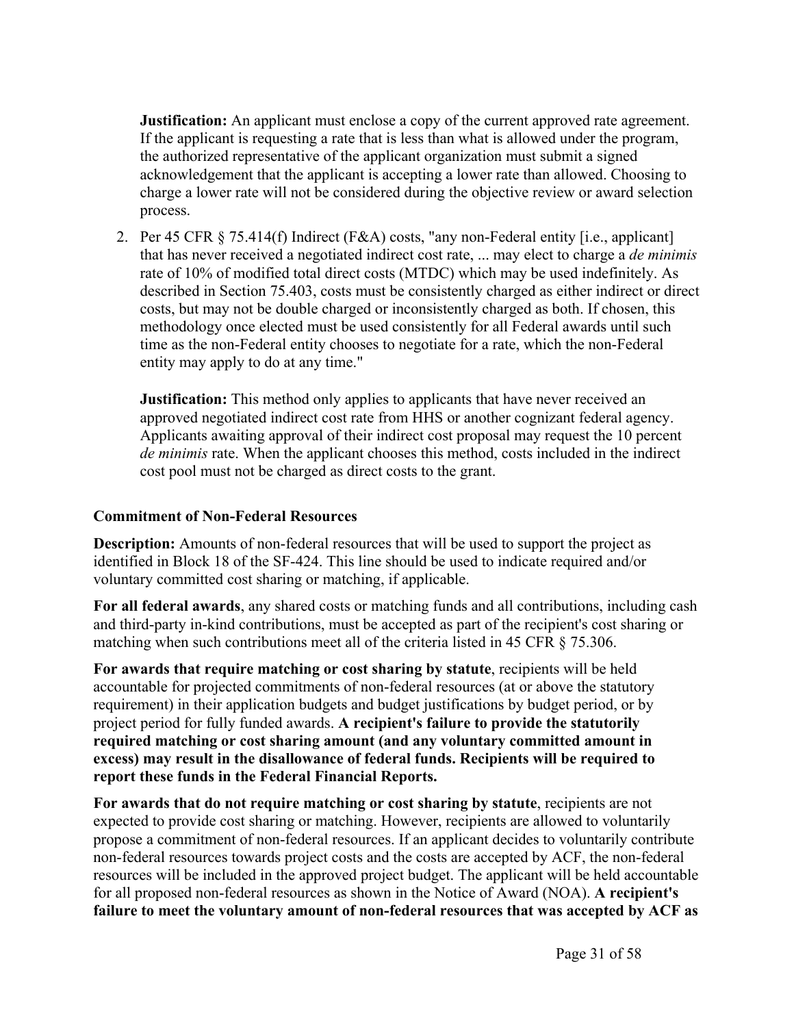**Justification:** An applicant must enclose a copy of the current approved rate agreement. If the applicant is requesting a rate that is less than what is allowed under the program, the authorized representative of the applicant organization must submit a signed acknowledgement that the applicant is accepting a lower rate than allowed. Choosing to charge a lower rate will not be considered during the objective review or award selection process.

2. Per 45 CFR § 75.414(f) Indirect (F&A) costs, "any non-Federal entity [i.e., applicant] that has never received a negotiated indirect cost rate, ... may elect to charge a *de minimis* rate of 10% of modified total direct costs (MTDC) which may be used indefinitely. As described in Section 75.403, costs must be consistently charged as either indirect or direct costs, but may not be double charged or inconsistently charged as both. If chosen, this methodology once elected must be used consistently for all Federal awards until such time as the non-Federal entity chooses to negotiate for a rate, which the non-Federal entity may apply to do at any time."

   **Justification:** This method only applies to applicants that have never received an approved negotiated indirect cost rate from HHS or another cognizant federal agency. Applicants awaiting approval of their indirect cost proposal may request the 10 percent *de minimis* rate. When the applicant chooses this method, costs included in the indirect cost pool must not be charged as direct costs to the grant.

**Commitment of Non-Federal Resources**

**Description:** Amounts of non-federal resources that will be used to support the project as identified in Block 18 of the SF-424. This line should be used to indicate required and/or voluntary committed cost sharing or matching, if applicable.

**For all federal awards**, any shared costs or matching funds and all contributions, including cash and third-party in-kind contributions, must be accepted as part of the recipient's cost sharing or matching when such contributions meet all of the criteria listed in 45 CFR § 75.306.

**For awards that require matching or cost sharing by statute**, recipients will be held accountable for projected commitments of non-federal resources (at or above the statutory requirement) in their application budgets and budget justifications by budget period, or by project period for fully funded awards. **A recipient's failure to provide the statutorily required matching or cost sharing amount (and any voluntary committed amount in excess) may result in the disallowance of federal funds. Recipients will be required to report these funds in the Federal Financial Reports.**

**For awards that do not require matching or cost sharing by statute**, recipients are not expected to provide cost sharing or matching. However, recipients are allowed to voluntarily propose a commitment of non-federal resources. If an applicant decides to voluntarily contribute non-federal resources towards project costs and the costs are accepted by ACF, the non-federal resources will be included in the approved project budget. The applicant will be held accountable for all proposed non-federal resources as shown in the Notice of Award (NOA). **A recipient's failure to meet the voluntary amount of non-federal resources that was accepted by ACF as**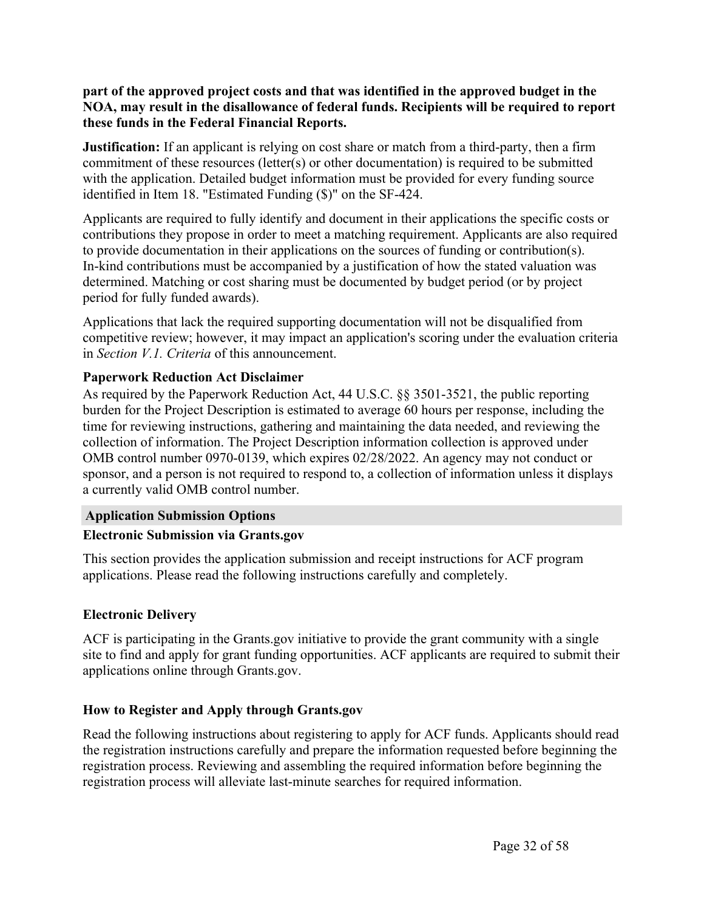**part of the approved project costs and that was identified in the approved budget in the NOA, may result in the disallowance of federal funds. Recipients will be required to report these funds in the Federal Financial Reports.**

**Justification:** If an applicant is relying on cost share or match from a third-party, then a firm commitment of these resources (letter(s) or other documentation) is required to be submitted with the application. Detailed budget information must be provided for every funding source identified in Item 18. "Estimated Funding ($)" on the SF-424.

Applicants are required to fully identify and document in their applications the specific costs or contributions they propose in order to meet a matching requirement. Applicants are also required to provide documentation in their applications on the sources of funding or contribution(s). In-kind contributions must be accompanied by a justification of how the stated valuation was determined. Matching or cost sharing must be documented by budget period (or by project period for fully funded awards).

Applications that lack the required supporting documentation will not be disqualified from competitive review; however, it may impact an application's scoring under the evaluation criteria in *Section V.1. Criteria* of this announcement.

**Paperwork Reduction Act Disclaimer**

As required by the Paperwork Reduction Act, 44 U.S.C. §§ 3501-3521, the public reporting burden for the Project Description is estimated to average 60 hours per response, including the time for reviewing instructions, gathering and maintaining the data needed, and reviewing the collection of information. The Project Description information collection is approved under OMB control number 0970-0139, which expires 02/28/2022. An agency may not conduct or sponsor, and a person is not required to respond to, a collection of information unless it displays a currently valid OMB control number.

## Application Submission Options

**Electronic Submission via Grants.gov**

This section provides the application submission and receipt instructions for ACF program applications. Please read the following instructions carefully and completely.

**Electronic Delivery**

ACF is participating in the Grants.gov initiative to provide the grant community with a single site to find and apply for grant funding opportunities. ACF applicants are required to submit their applications online through Grants.gov.

**How to Register and Apply through Grants.gov**

Read the following instructions about registering to apply for ACF funds. Applicants should read the registration instructions carefully and prepare the information requested before beginning the registration process. Reviewing and assembling the required information before beginning the registration process will alleviate last-minute searches for required information.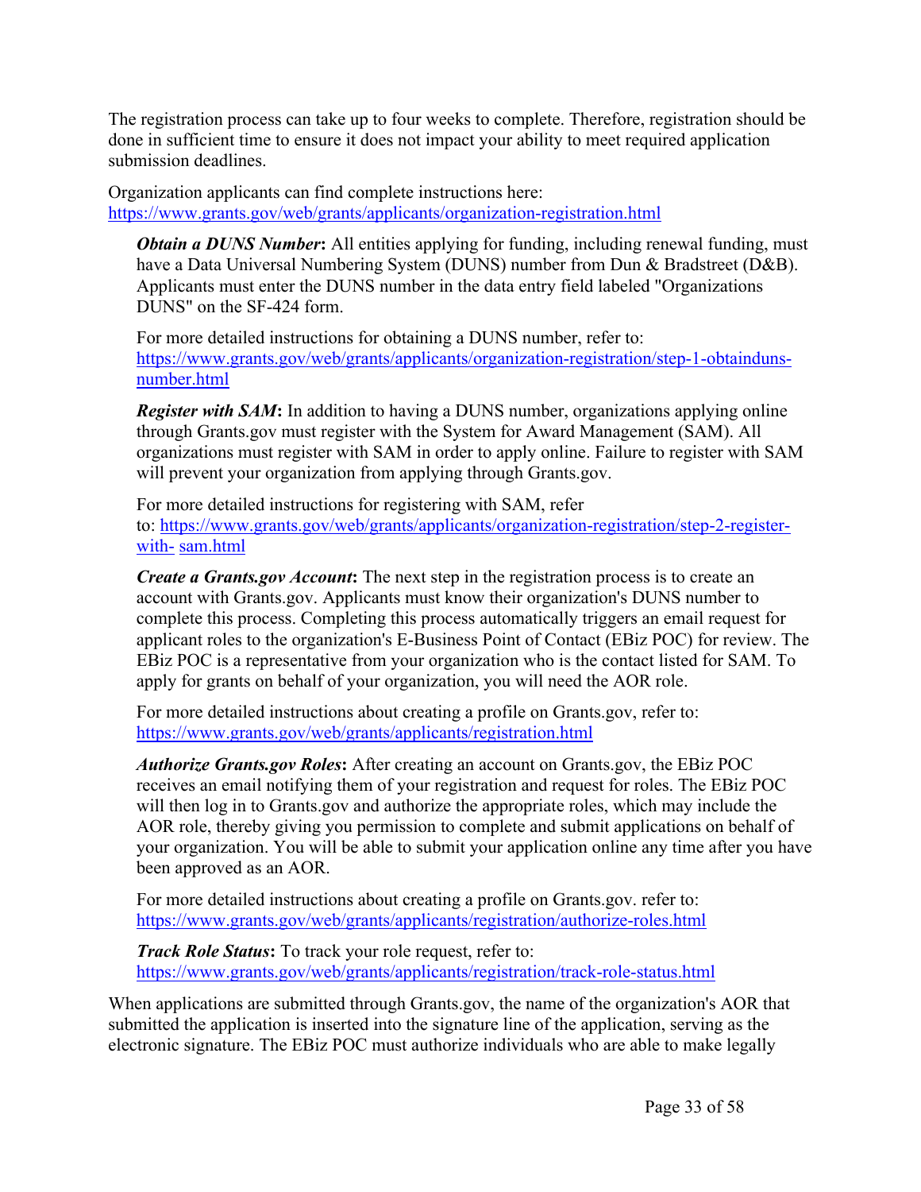The registration process can take up to four weeks to complete. Therefore, registration should be done in sufficient time to ensure it does not impact your ability to meet required application submission deadlines.

Organization applicants can find complete instructions here: https://www.grants.gov/web/grants/applicants/organization-registration.html

> ***Obtain a DUNS Number*:** All entities applying for funding, including renewal funding, must have a Data Universal Numbering System (DUNS) number from Dun & Bradstreet (D&B). Applicants must enter the DUNS number in the data entry field labeled "Organizations DUNS" on the SF-424 form.
>
> For more detailed instructions for obtaining a DUNS number, refer to: https://www.grants.gov/web/grants/applicants/organization-registration/step-1-obtainduns-number.html
>
> ***Register with SAM*:** In addition to having a DUNS number, organizations applying online through Grants.gov must register with the System for Award Management (SAM). All organizations must register with SAM in order to apply online. Failure to register with SAM will prevent your organization from applying through Grants.gov.
>
> For more detailed instructions for registering with SAM, refer to: https://www.grants.gov/web/grants/applicants/organization-registration/step-2-register-with-sam.html
>
> ***Create a Grants.gov Account*:** The next step in the registration process is to create an account with Grants.gov. Applicants must know their organization's DUNS number to complete this process. Completing this process automatically triggers an email request for applicant roles to the organization's E-Business Point of Contact (EBiz POC) for review. The EBiz POC is a representative from your organization who is the contact listed for SAM. To apply for grants on behalf of your organization, you will need the AOR role.
>
> For more detailed instructions about creating a profile on Grants.gov, refer to: https://www.grants.gov/web/grants/applicants/registration.html
>
> ***Authorize Grants.gov Roles*:** After creating an account on Grants.gov, the EBiz POC receives an email notifying them of your registration and request for roles. The EBiz POC will then log in to Grants.gov and authorize the appropriate roles, which may include the AOR role, thereby giving you permission to complete and submit applications on behalf of your organization. You will be able to submit your application online any time after you have been approved as an AOR.
>
> For more detailed instructions about creating a profile on Grants.gov. refer to: https://www.grants.gov/web/grants/applicants/registration/authorize-roles.html
>
> ***Track Role Status*:** To track your role request, refer to: https://www.grants.gov/web/grants/applicants/registration/track-role-status.html

When applications are submitted through Grants.gov, the name of the organization's AOR that submitted the application is inserted into the signature line of the application, serving as the electronic signature. The EBiz POC must authorize individuals who are able to make legally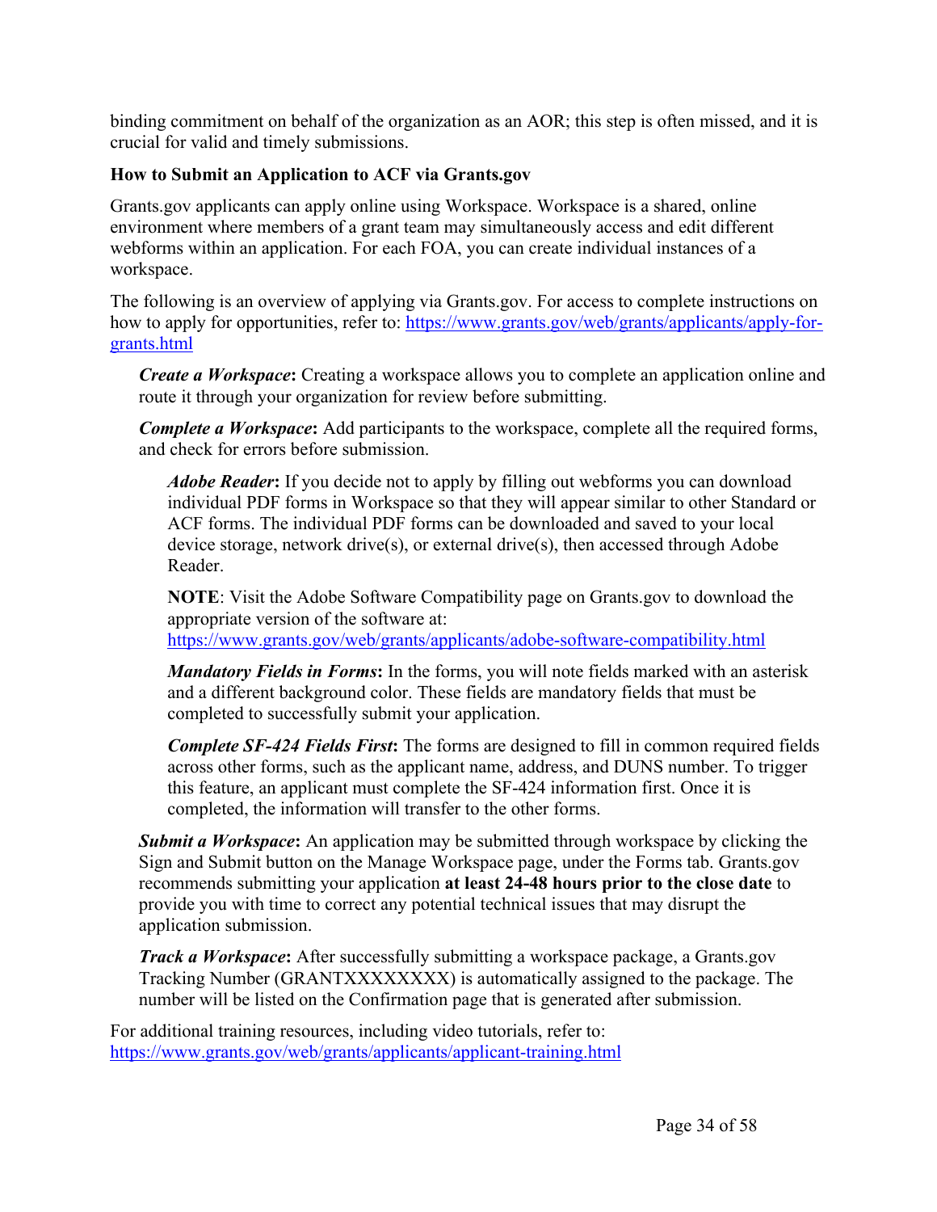binding commitment on behalf of the organization as an AOR; this step is often missed, and it is crucial for valid and timely submissions.

**How to Submit an Application to ACF via Grants.gov**

Grants.gov applicants can apply online using Workspace. Workspace is a shared, online environment where members of a grant team may simultaneously access and edit different webforms within an application. For each FOA, you can create individual instances of a workspace.

The following is an overview of applying via Grants.gov. For access to complete instructions on how to apply for opportunities, refer to: https://www.grants.gov/web/grants/applicants/apply-for-grants.html

***Create a Workspace*****:** Creating a workspace allows you to complete an application online and route it through your organization for review before submitting.

***Complete a Workspace*****:** Add participants to the workspace, complete all the required forms, and check for errors before submission.

***Adobe Reader*****:** If you decide not to apply by filling out webforms you can download individual PDF forms in Workspace so that they will appear similar to other Standard or ACF forms. The individual PDF forms can be downloaded and saved to your local device storage, network drive(s), or external drive(s), then accessed through Adobe Reader.

**NOTE**: Visit the Adobe Software Compatibility page on Grants.gov to download the appropriate version of the software at: https://www.grants.gov/web/grants/applicants/adobe-software-compatibility.html

***Mandatory Fields in Forms*****:** In the forms, you will note fields marked with an asterisk and a different background color. These fields are mandatory fields that must be completed to successfully submit your application.

***Complete SF-424 Fields First*****:** The forms are designed to fill in common required fields across other forms, such as the applicant name, address, and DUNS number. To trigger this feature, an applicant must complete the SF-424 information first. Once it is completed, the information will transfer to the other forms.

***Submit a Workspace*****:** An application may be submitted through workspace by clicking the Sign and Submit button on the Manage Workspace page, under the Forms tab. Grants.gov recommends submitting your application **at least 24-48 hours prior to the close date** to provide you with time to correct any potential technical issues that may disrupt the application submission.

***Track a Workspace*****:** After successfully submitting a workspace package, a Grants.gov Tracking Number (GRANTXXXXXXXX) is automatically assigned to the package. The number will be listed on the Confirmation page that is generated after submission.

For additional training resources, including video tutorials, refer to: https://www.grants.gov/web/grants/applicants/applicant-training.html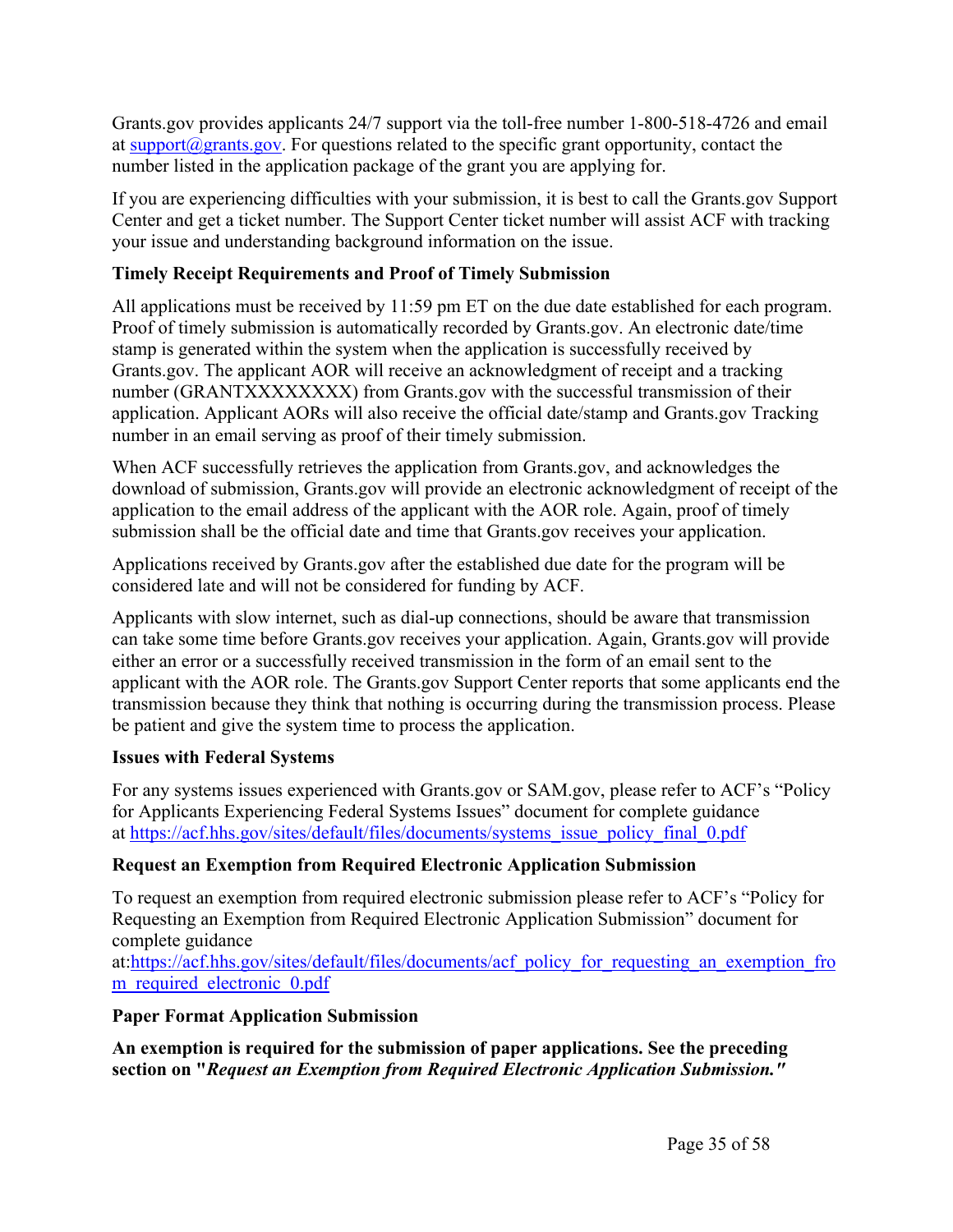Grants.gov provides applicants 24/7 support via the toll-free number 1-800-518-4726 and email at support@grants.gov. For questions related to the specific grant opportunity, contact the number listed in the application package of the grant you are applying for.

If you are experiencing difficulties with your submission, it is best to call the Grants.gov Support Center and get a ticket number. The Support Center ticket number will assist ACF with tracking your issue and understanding background information on the issue.

**Timely Receipt Requirements and Proof of Timely Submission**

All applications must be received by 11:59 pm ET on the due date established for each program. Proof of timely submission is automatically recorded by Grants.gov. An electronic date/time stamp is generated within the system when the application is successfully received by Grants.gov. The applicant AOR will receive an acknowledgment of receipt and a tracking number (GRANTXXXXXXXX) from Grants.gov with the successful transmission of their application. Applicant AORs will also receive the official date/stamp and Grants.gov Tracking number in an email serving as proof of their timely submission.

When ACF successfully retrieves the application from Grants.gov, and acknowledges the download of submission, Grants.gov will provide an electronic acknowledgment of receipt of the application to the email address of the applicant with the AOR role. Again, proof of timely submission shall be the official date and time that Grants.gov receives your application.

Applications received by Grants.gov after the established due date for the program will be considered late and will not be considered for funding by ACF.

Applicants with slow internet, such as dial-up connections, should be aware that transmission can take some time before Grants.gov receives your application. Again, Grants.gov will provide either an error or a successfully received transmission in the form of an email sent to the applicant with the AOR role. The Grants.gov Support Center reports that some applicants end the transmission because they think that nothing is occurring during the transmission process. Please be patient and give the system time to process the application.

**Issues with Federal Systems**

For any systems issues experienced with Grants.gov or SAM.gov, please refer to ACF's "Policy for Applicants Experiencing Federal Systems Issues" document for complete guidance at https://acf.hhs.gov/sites/default/files/documents/systems_issue_policy_final_0.pdf

**Request an Exemption from Required Electronic Application Submission**

To request an exemption from required electronic submission please refer to ACF's "Policy for Requesting an Exemption from Required Electronic Application Submission" document for complete guidance at:https://acf.hhs.gov/sites/default/files/documents/acf_policy_for_requesting_an_exemption_from_required_electronic_0.pdf

**Paper Format Application Submission**

**An exemption is required for the submission of paper applications. See the preceding section on "*Request an Exemption from Required Electronic Application Submission."***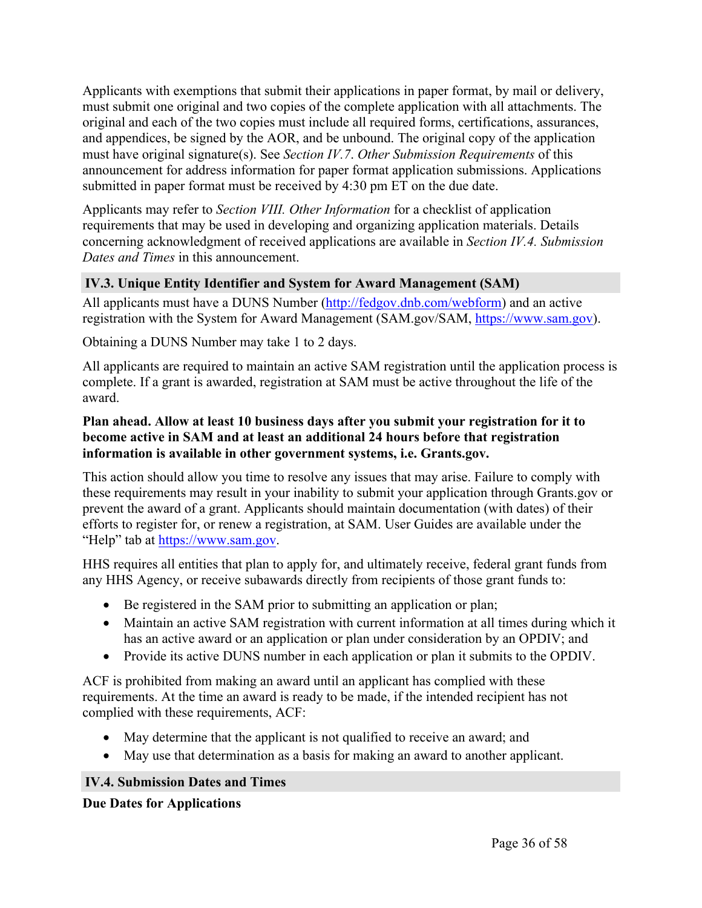Applicants with exemptions that submit their applications in paper format, by mail or delivery, must submit one original and two copies of the complete application with all attachments. The original and each of the two copies must include all required forms, certifications, assurances, and appendices, be signed by the AOR, and be unbound. The original copy of the application must have original signature(s). See *Section IV.7. Other Submission Requirements* of this announcement for address information for paper format application submissions. Applications submitted in paper format must be received by 4:30 pm ET on the due date.

Applicants may refer to *Section VIII. Other Information* for a checklist of application requirements that may be used in developing and organizing application materials. Details concerning acknowledgment of received applications are available in *Section IV.4. Submission Dates and Times* in this announcement.

## IV.3. Unique Entity Identifier and System for Award Management (SAM)

All applicants must have a DUNS Number (http://fedgov.dnb.com/webform) and an active registration with the System for Award Management (SAM.gov/SAM, https://www.sam.gov).

Obtaining a DUNS Number may take 1 to 2 days.

All applicants are required to maintain an active SAM registration until the application process is complete. If a grant is awarded, registration at SAM must be active throughout the life of the award.

**Plan ahead. Allow at least 10 business days after you submit your registration for it to become active in SAM and at least an additional 24 hours before that registration information is available in other government systems, i.e. Grants.gov.**

This action should allow you time to resolve any issues that may arise. Failure to comply with these requirements may result in your inability to submit your application through Grants.gov or prevent the award of a grant. Applicants should maintain documentation (with dates) of their efforts to register for, or renew a registration, at SAM. User Guides are available under the "Help" tab at https://www.sam.gov.

HHS requires all entities that plan to apply for, and ultimately receive, federal grant funds from any HHS Agency, or receive subawards directly from recipients of those grant funds to:

- Be registered in the SAM prior to submitting an application or plan;
- Maintain an active SAM registration with current information at all times during which it has an active award or an application or plan under consideration by an OPDIV; and
- Provide its active DUNS number in each application or plan it submits to the OPDIV.

ACF is prohibited from making an award until an applicant has complied with these requirements. At the time an award is ready to be made, if the intended recipient has not complied with these requirements, ACF:

- May determine that the applicant is not qualified to receive an award; and
- May use that determination as a basis for making an award to another applicant.

## IV.4. Submission Dates and Times

**Due Dates for Applications**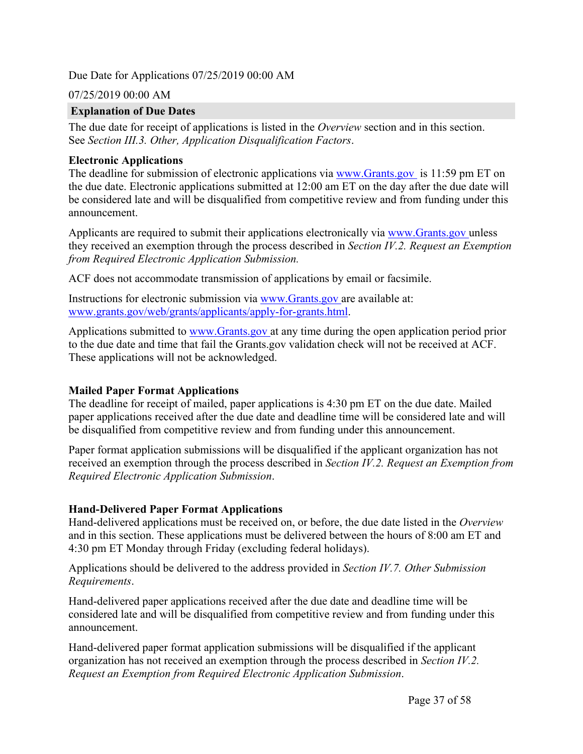Due Date for Applications 07/25/2019 00:00 AM

07/25/2019 00:00 AM

### Explanation of Due Dates

The due date for receipt of applications is listed in the *Overview* section and in this section. See *Section III.3. Other, Application Disqualification Factors*.

**Electronic Applications**
The deadline for submission of electronic applications via www.Grants.gov is 11:59 pm ET on the due date. Electronic applications submitted at 12:00 am ET on the day after the due date will be considered late and will be disqualified from competitive review and from funding under this announcement.

Applicants are required to submit their applications electronically via www.Grants.gov unless they received an exemption through the process described in *Section IV.2. Request an Exemption from Required Electronic Application Submission.*

ACF does not accommodate transmission of applications by email or facsimile.

Instructions for electronic submission via www.Grants.gov are available at: www.grants.gov/web/grants/applicants/apply-for-grants.html.

Applications submitted to www.Grants.gov at any time during the open application period prior to the due date and time that fail the Grants.gov validation check will not be received at ACF. These applications will not be acknowledged.

**Mailed Paper Format Applications**
The deadline for receipt of mailed, paper applications is 4:30 pm ET on the due date. Mailed paper applications received after the due date and deadline time will be considered late and will be disqualified from competitive review and from funding under this announcement.

Paper format application submissions will be disqualified if the applicant organization has not received an exemption through the process described in *Section IV.2. Request an Exemption from Required Electronic Application Submission*.

**Hand-Delivered Paper Format Applications**
Hand-delivered applications must be received on, or before, the due date listed in the *Overview* and in this section. These applications must be delivered between the hours of 8:00 am ET and 4:30 pm ET Monday through Friday (excluding federal holidays).

Applications should be delivered to the address provided in *Section IV.7. Other Submission Requirements*.

Hand-delivered paper applications received after the due date and deadline time will be considered late and will be disqualified from competitive review and from funding under this announcement.

Hand-delivered paper format application submissions will be disqualified if the applicant organization has not received an exemption through the process described in *Section IV.2. Request an Exemption from Required Electronic Application Submission*.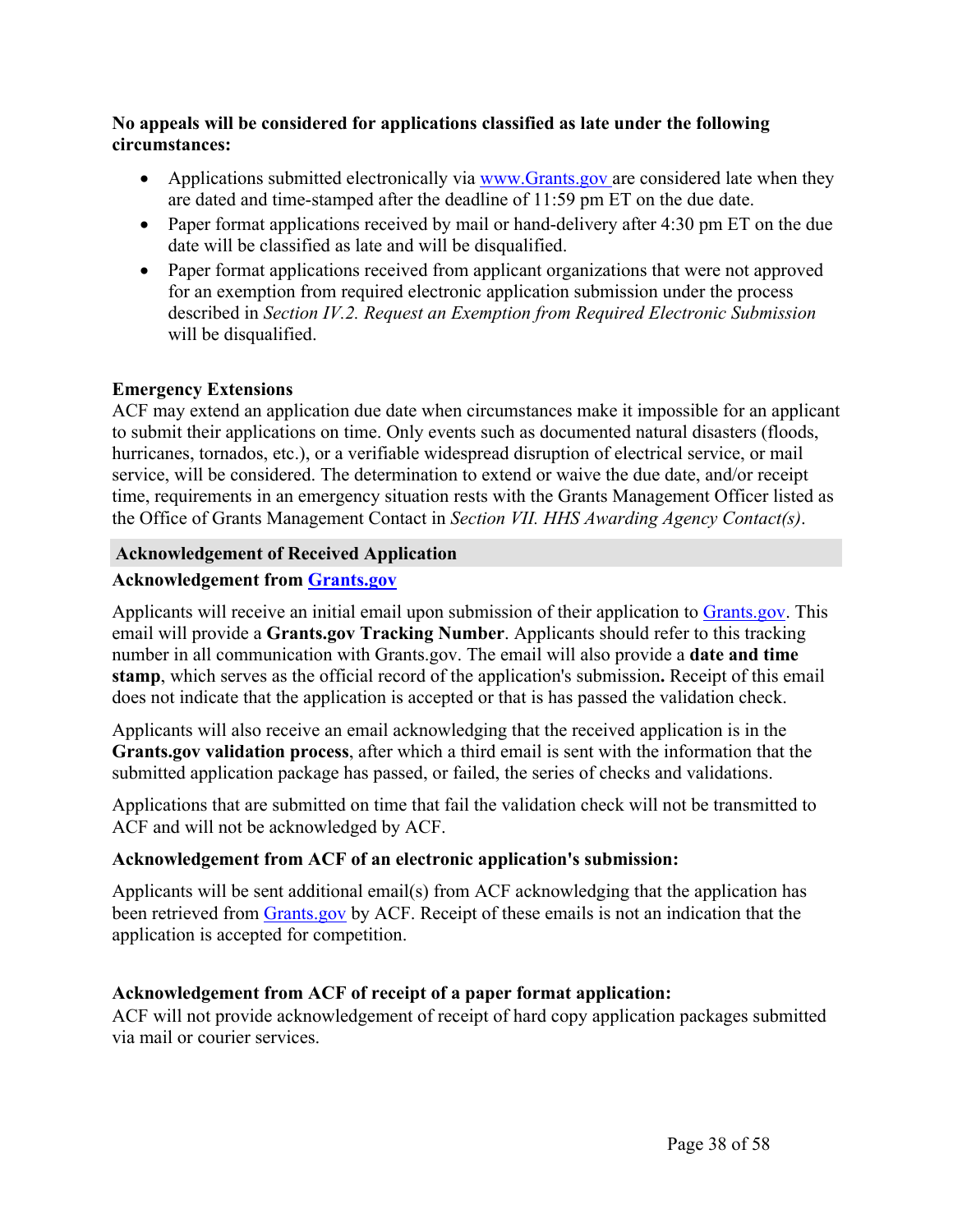**No appeals will be considered for applications classified as late under the following circumstances:**

- Applications submitted electronically via [www.Grants.gov](www.Grants.gov) are considered late when they are dated and time-stamped after the deadline of 11:59 pm ET on the due date.
- Paper format applications received by mail or hand-delivery after 4:30 pm ET on the due date will be classified as late and will be disqualified.
- Paper format applications received from applicant organizations that were not approved for an exemption from required electronic application submission under the process described in *Section IV.2. Request an Exemption from Required Electronic Submission* will be disqualified.

**Emergency Extensions**

ACF may extend an application due date when circumstances make it impossible for an applicant to submit their applications on time. Only events such as documented natural disasters (floods, hurricanes, tornados, etc.), or a verifiable widespread disruption of electrical service, or mail service, will be considered. The determination to extend or waive the due date, and/or receipt time, requirements in an emergency situation rests with the Grants Management Officer listed as the Office of Grants Management Contact in *Section VII. HHS Awarding Agency Contact(s)*.

### Acknowledgement of Received Application

**Acknowledgement from [Grants.gov](Grants.gov)**

Applicants will receive an initial email upon submission of their application to [Grants.gov](Grants.gov). This email will provide a **Grants.gov Tracking Number**. Applicants should refer to this tracking number in all communication with Grants.gov. The email will also provide a **date and time stamp**, which serves as the official record of the application's submission**.** Receipt of this email does not indicate that the application is accepted or that is has passed the validation check.

Applicants will also receive an email acknowledging that the received application is in the **Grants.gov validation process**, after which a third email is sent with the information that the submitted application package has passed, or failed, the series of checks and validations.

Applications that are submitted on time that fail the validation check will not be transmitted to ACF and will not be acknowledged by ACF.

**Acknowledgement from ACF of an electronic application's submission:**

Applicants will be sent additional email(s) from ACF acknowledging that the application has been retrieved from [Grants.gov](Grants.gov) by ACF. Receipt of these emails is not an indication that the application is accepted for competition.

**Acknowledgement from ACF of receipt of a paper format application:**

ACF will not provide acknowledgement of receipt of hard copy application packages submitted via mail or courier services.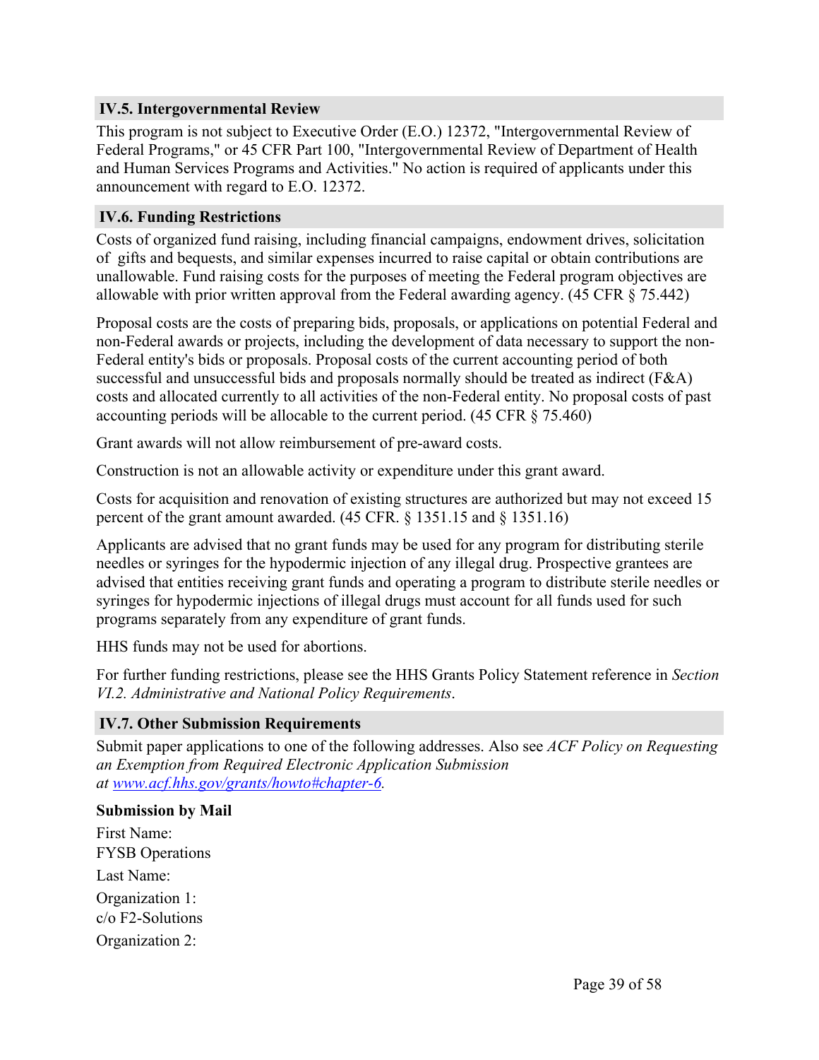### IV.5. Intergovernmental Review

This program is not subject to Executive Order (E.O.) 12372, "Intergovernmental Review of Federal Programs," or 45 CFR Part 100, "Intergovernmental Review of Department of Health and Human Services Programs and Activities." No action is required of applicants under this announcement with regard to E.O. 12372.

### IV.6. Funding Restrictions

Costs of organized fund raising, including financial campaigns, endowment drives, solicitation of gifts and bequests, and similar expenses incurred to raise capital or obtain contributions are unallowable. Fund raising costs for the purposes of meeting the Federal program objectives are allowable with prior written approval from the Federal awarding agency. (45 CFR § 75.442)

Proposal costs are the costs of preparing bids, proposals, or applications on potential Federal and non-Federal awards or projects, including the development of data necessary to support the non-Federal entity's bids or proposals. Proposal costs of the current accounting period of both successful and unsuccessful bids and proposals normally should be treated as indirect (F&A) costs and allocated currently to all activities of the non-Federal entity. No proposal costs of past accounting periods will be allocable to the current period. (45 CFR § 75.460)

Grant awards will not allow reimbursement of pre-award costs.

Construction is not an allowable activity or expenditure under this grant award.

Costs for acquisition and renovation of existing structures are authorized but may not exceed 15 percent of the grant amount awarded. (45 CFR. § 1351.15 and § 1351.16)

Applicants are advised that no grant funds may be used for any program for distributing sterile needles or syringes for the hypodermic injection of any illegal drug. Prospective grantees are advised that entities receiving grant funds and operating a program to distribute sterile needles or syringes for hypodermic injections of illegal drugs must account for all funds used for such programs separately from any expenditure of grant funds.

HHS funds may not be used for abortions.

For further funding restrictions, please see the HHS Grants Policy Statement reference in *Section VI.2. Administrative and National Policy Requirements*.

### IV.7. Other Submission Requirements

Submit paper applications to one of the following addresses. Also see *ACF Policy on Requesting an Exemption from Required Electronic Application Submission at [www.acf.hhs.gov/grants/howto#chapter-6](www.acf.hhs.gov/grants/howto#chapter-6).*

**Submission by Mail**

First Name:
FYSB Operations

Last Name:

Organization 1:
c/o F2-Solutions

Organization 2: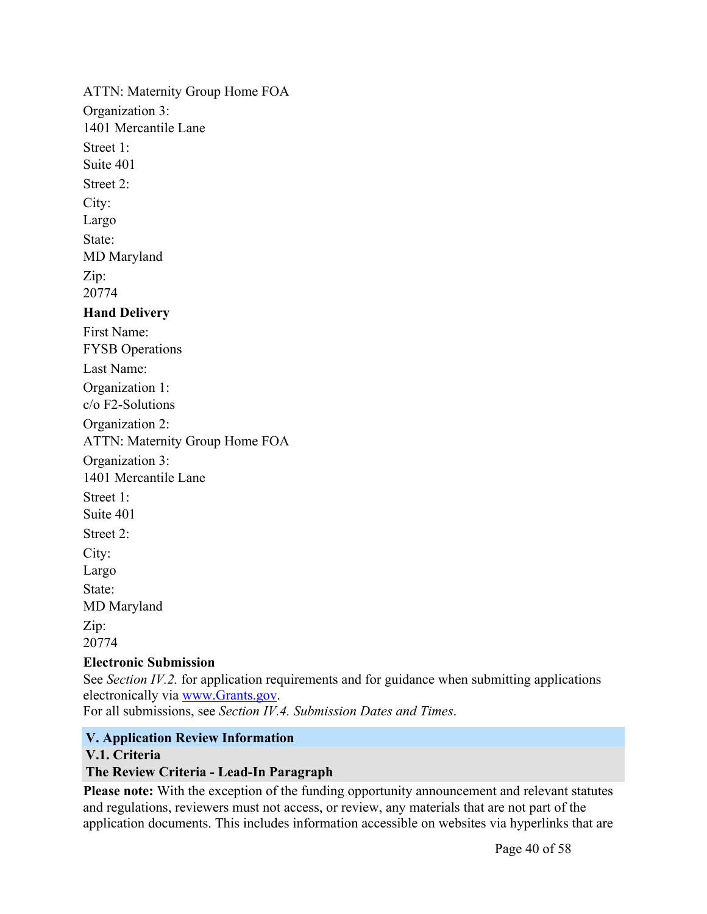ATTN: Maternity Group Home FOA

Organization 3:

1401 Mercantile Lane

Street 1:

Suite 401

Street 2:

City:

Largo

State:

MD Maryland

Zip:

20774

**Hand Delivery**

First Name:

FYSB Operations

Last Name:

Organization 1:

c/o F2-Solutions

Organization 2:

ATTN: Maternity Group Home FOA

Organization 3:

1401 Mercantile Lane

Street 1:

Suite 401

Street 2:

City:

Largo

State:

MD Maryland

Zip:

20774

**Electronic Submission**

See *Section IV.2.* for application requirements and for guidance when submitting applications electronically via www.Grants.gov.

For all submissions, see *Section IV.4. Submission Dates and Times*.

## V. Application Review Information

### V.1. Criteria

### The Review Criteria - Lead-In Paragraph

**Please note:** With the exception of the funding opportunity announcement and relevant statutes and regulations, reviewers must not access, or review, any materials that are not part of the application documents. This includes information accessible on websites via hyperlinks that are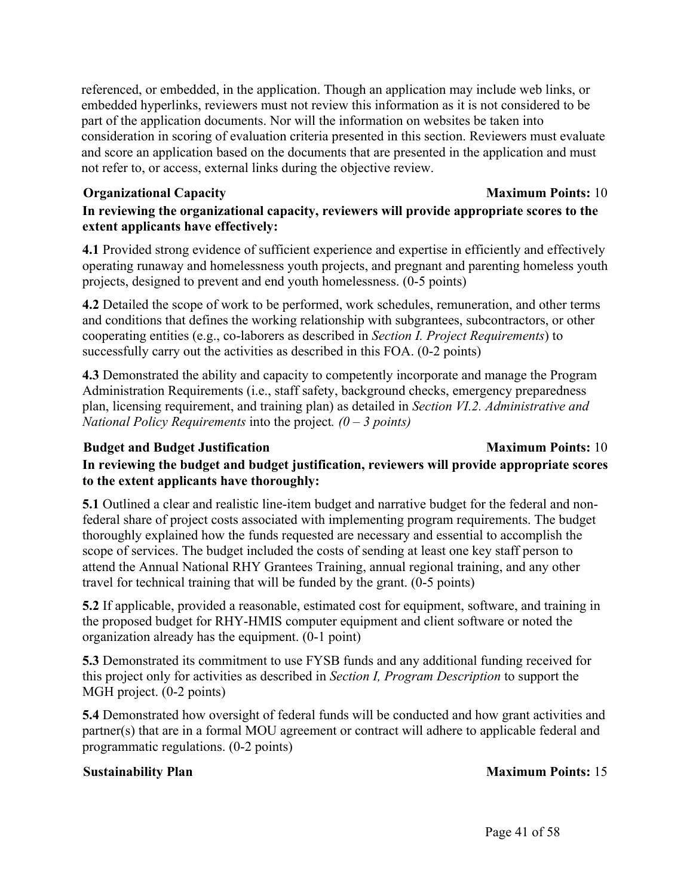referenced, or embedded, in the application. Though an application may include web links, or embedded hyperlinks, reviewers must not review this information as it is not considered to be part of the application documents. Nor will the information on websites be taken into consideration in scoring of evaluation criteria presented in this section. Reviewers must evaluate and score an application based on the documents that are presented in the application and must not refer to, or access, external links during the objective review.

**Organizational Capacity** **Maximum Points:** 10

**In reviewing the organizational capacity, reviewers will provide appropriate scores to the extent applicants have effectively:**

**4.1** Provided strong evidence of sufficient experience and expertise in efficiently and effectively operating runaway and homelessness youth projects, and pregnant and parenting homeless youth projects, designed to prevent and end youth homelessness. (0-5 points)

**4.2** Detailed the scope of work to be performed, work schedules, remuneration, and other terms and conditions that defines the working relationship with subgrantees, subcontractors, or other cooperating entities (e.g., co-laborers as described in *Section I. Project Requirements*) to successfully carry out the activities as described in this FOA. (0-2 points)

**4.3** Demonstrated the ability and capacity to competently incorporate and manage the Program Administration Requirements (i.e., staff safety, background checks, emergency preparedness plan, licensing requirement, and training plan) as detailed in *Section VI.2. Administrative and National Policy Requirements* into the project*. (0 – 3 points)*

**Budget and Budget Justification** **Maximum Points:** 10

**In reviewing the budget and budget justification, reviewers will provide appropriate scores to the extent applicants have thoroughly:**

**5.1** Outlined a clear and realistic line-item budget and narrative budget for the federal and non-federal share of project costs associated with implementing program requirements. The budget thoroughly explained how the funds requested are necessary and essential to accomplish the scope of services. The budget included the costs of sending at least one key staff person to attend the Annual National RHY Grantees Training, annual regional training, and any other travel for technical training that will be funded by the grant. (0-5 points)

**5.2** If applicable, provided a reasonable, estimated cost for equipment, software, and training in the proposed budget for RHY-HMIS computer equipment and client software or noted the organization already has the equipment. (0-1 point)

**5.3** Demonstrated its commitment to use FYSB funds and any additional funding received for this project only for activities as described in *Section I, Program Description* to support the MGH project. (0-2 points)

**5.4** Demonstrated how oversight of federal funds will be conducted and how grant activities and partner(s) that are in a formal MOU agreement or contract will adhere to applicable federal and programmatic regulations. (0-2 points)

**Sustainability Plan** **Maximum Points:** 15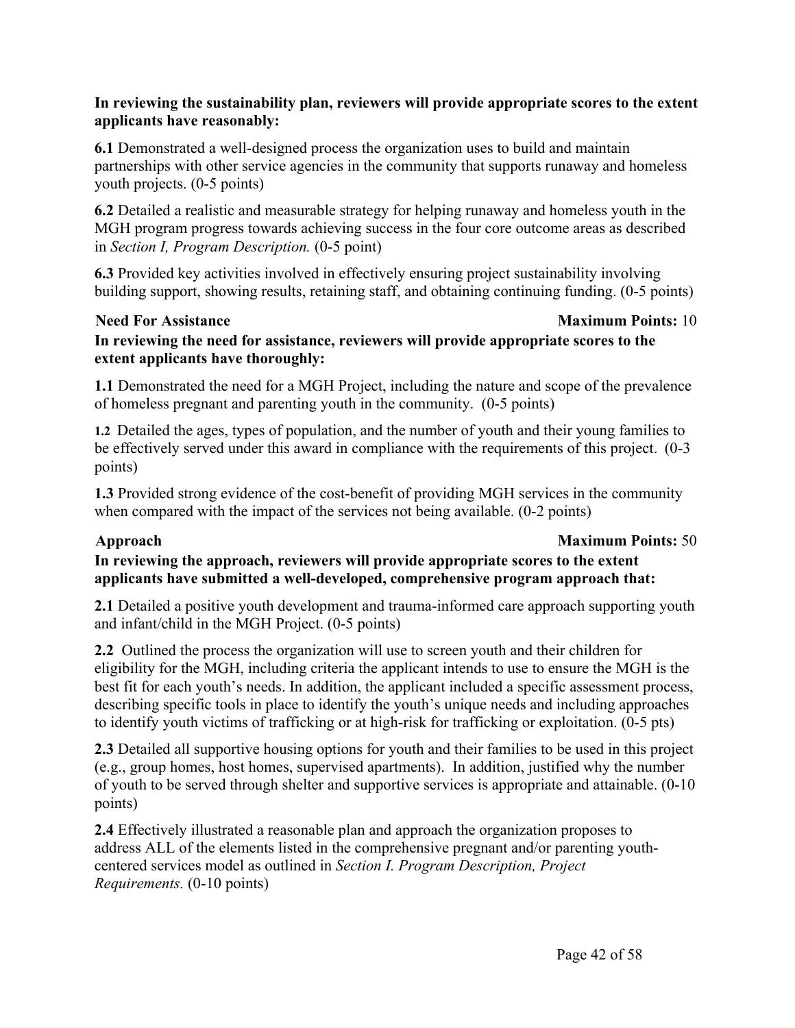**In reviewing the sustainability plan, reviewers will provide appropriate scores to the extent applicants have reasonably:**

**6.1** Demonstrated a well-designed process the organization uses to build and maintain partnerships with other service agencies in the community that supports runaway and homeless youth projects. (0-5 points)

**6.2** Detailed a realistic and measurable strategy for helping runaway and homeless youth in the MGH program progress towards achieving success in the four core outcome areas as described in *Section I, Program Description.* (0-5 point)

**6.3** Provided key activities involved in effectively ensuring project sustainability involving building support, showing results, retaining staff, and obtaining continuing funding. (0-5 points)

**Need For Assistance** **Maximum Points:** 10

**In reviewing the need for assistance, reviewers will provide appropriate scores to the extent applicants have thoroughly:**

**1.1** Demonstrated the need for a MGH Project, including the nature and scope of the prevalence of homeless pregnant and parenting youth in the community. (0-5 points)

**1.2** Detailed the ages, types of population, and the number of youth and their young families to be effectively served under this award in compliance with the requirements of this project. (0-3 points)

**1.3** Provided strong evidence of the cost-benefit of providing MGH services in the community when compared with the impact of the services not being available. (0-2 points)

**Approach** **Maximum Points:** 50

**In reviewing the approach, reviewers will provide appropriate scores to the extent applicants have submitted a well-developed, comprehensive program approach that:**

**2.1** Detailed a positive youth development and trauma-informed care approach supporting youth and infant/child in the MGH Project. (0-5 points)

**2.2** Outlined the process the organization will use to screen youth and their children for eligibility for the MGH, including criteria the applicant intends to use to ensure the MGH is the best fit for each youth's needs. In addition, the applicant included a specific assessment process, describing specific tools in place to identify the youth's unique needs and including approaches to identify youth victims of trafficking or at high-risk for trafficking or exploitation. (0-5 pts)

**2.3** Detailed all supportive housing options for youth and their families to be used in this project (e.g., group homes, host homes, supervised apartments). In addition, justified why the number of youth to be served through shelter and supportive services is appropriate and attainable. (0-10 points)

**2.4** Effectively illustrated a reasonable plan and approach the organization proposes to address ALL of the elements listed in the comprehensive pregnant and/or parenting youth-centered services model as outlined in *Section I. Program Description, Project Requirements.* (0-10 points)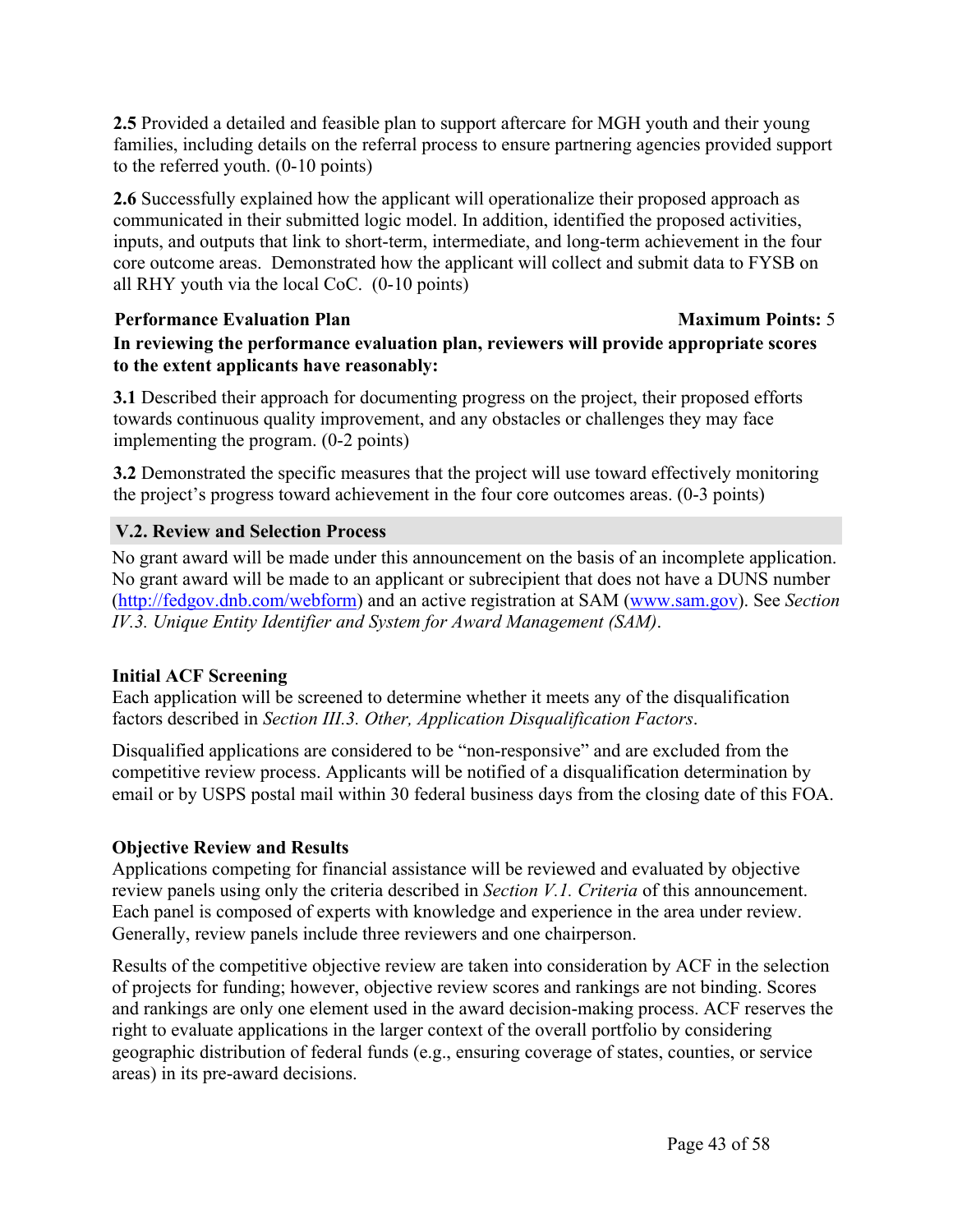**2.5** Provided a detailed and feasible plan to support aftercare for MGH youth and their young families, including details on the referral process to ensure partnering agencies provided support to the referred youth. (0-10 points)

**2.6** Successfully explained how the applicant will operationalize their proposed approach as communicated in their submitted logic model. In addition, identified the proposed activities, inputs, and outputs that link to short-term, intermediate, and long-term achievement in the four core outcome areas. Demonstrated how the applicant will collect and submit data to FYSB on all RHY youth via the local CoC. (0-10 points)

**Performance Evaluation Plan** **Maximum Points:** 5

**In reviewing the performance evaluation plan, reviewers will provide appropriate scores to the extent applicants have reasonably:**

**3.1** Described their approach for documenting progress on the project, their proposed efforts towards continuous quality improvement, and any obstacles or challenges they may face implementing the program. (0-2 points)

**3.2** Demonstrated the specific measures that the project will use toward effectively monitoring the project's progress toward achievement in the four core outcomes areas. (0-3 points)

## V.2. Review and Selection Process

No grant award will be made under this announcement on the basis of an incomplete application. No grant award will be made to an applicant or subrecipient that does not have a DUNS number (http://fedgov.dnb.com/webform) and an active registration at SAM (www.sam.gov). See *Section IV.3. Unique Entity Identifier and System for Award Management (SAM)*.

**Initial ACF Screening**

Each application will be screened to determine whether it meets any of the disqualification factors described in *Section III.3. Other, Application Disqualification Factors*.

Disqualified applications are considered to be "non-responsive" and are excluded from the competitive review process. Applicants will be notified of a disqualification determination by email or by USPS postal mail within 30 federal business days from the closing date of this FOA.

**Objective Review and Results**

Applications competing for financial assistance will be reviewed and evaluated by objective review panels using only the criteria described in *Section V.1. Criteria* of this announcement. Each panel is composed of experts with knowledge and experience in the area under review. Generally, review panels include three reviewers and one chairperson.

Results of the competitive objective review are taken into consideration by ACF in the selection of projects for funding; however, objective review scores and rankings are not binding. Scores and rankings are only one element used in the award decision-making process. ACF reserves the right to evaluate applications in the larger context of the overall portfolio by considering geographic distribution of federal funds (e.g., ensuring coverage of states, counties, or service areas) in its pre-award decisions.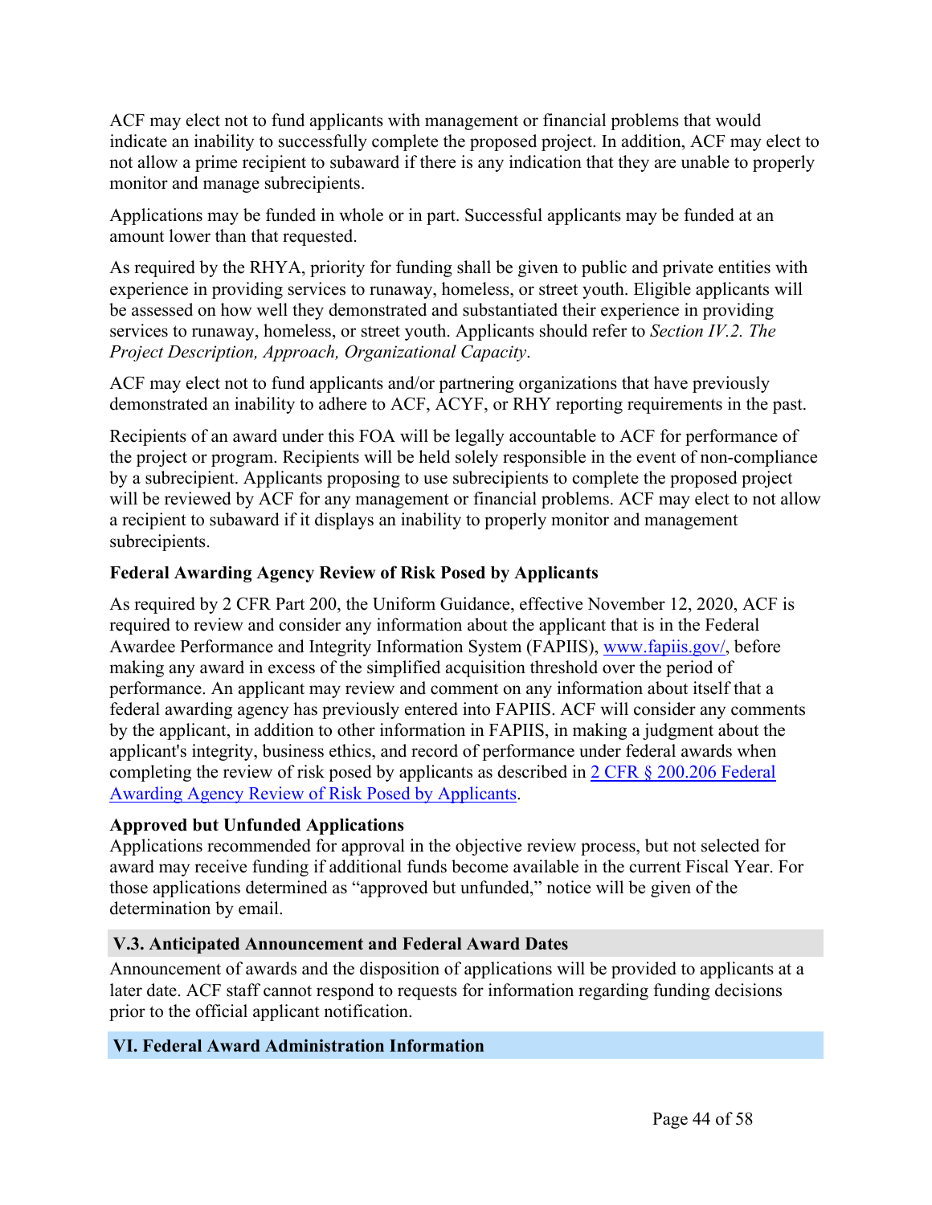ACF may elect not to fund applicants with management or financial problems that would indicate an inability to successfully complete the proposed project. In addition, ACF may elect to not allow a prime recipient to subaward if there is any indication that they are unable to properly monitor and manage subrecipients.

Applications may be funded in whole or in part. Successful applicants may be funded at an amount lower than that requested.

As required by the RHYA, priority for funding shall be given to public and private entities with experience in providing services to runaway, homeless, or street youth. Eligible applicants will be assessed on how well they demonstrated and substantiated their experience in providing services to runaway, homeless, or street youth. Applicants should refer to *Section IV.2. The Project Description, Approach, Organizational Capacity*.

ACF may elect not to fund applicants and/or partnering organizations that have previously demonstrated an inability to adhere to ACF, ACYF, or RHY reporting requirements in the past.

Recipients of an award under this FOA will be legally accountable to ACF for performance of the project or program. Recipients will be held solely responsible in the event of non-compliance by a subrecipient. Applicants proposing to use subrecipients to complete the proposed project will be reviewed by ACF for any management or financial problems. ACF may elect to not allow a recipient to subaward if it displays an inability to properly monitor and management subrecipients.

**Federal Awarding Agency Review of Risk Posed by Applicants**

As required by 2 CFR Part 200, the Uniform Guidance, effective November 12, 2020, ACF is required to review and consider any information about the applicant that is in the Federal Awardee Performance and Integrity Information System (FAPIIS), [www.fapiis.gov/](www.fapiis.gov/), before making any award in excess of the simplified acquisition threshold over the period of performance. An applicant may review and comment on any information about itself that a federal awarding agency has previously entered into FAPIIS. ACF will consider any comments by the applicant, in addition to other information in FAPIIS, in making a judgment about the applicant's integrity, business ethics, and record of performance under federal awards when completing the review of risk posed by applicants as described in [2 CFR § 200.206 Federal Awarding Agency Review of Risk Posed by Applicants](2 CFR § 200.206 Federal Awarding Agency Review of Risk Posed by Applicants).

**Approved but Unfunded Applications**

Applications recommended for approval in the objective review process, but not selected for award may receive funding if additional funds become available in the current Fiscal Year. For those applications determined as "approved but unfunded," notice will be given of the determination by email.

### V.3. Anticipated Announcement and Federal Award Dates

Announcement of awards and the disposition of applications will be provided to applicants at a later date. ACF staff cannot respond to requests for information regarding funding decisions prior to the official applicant notification.

## VI. Federal Award Administration Information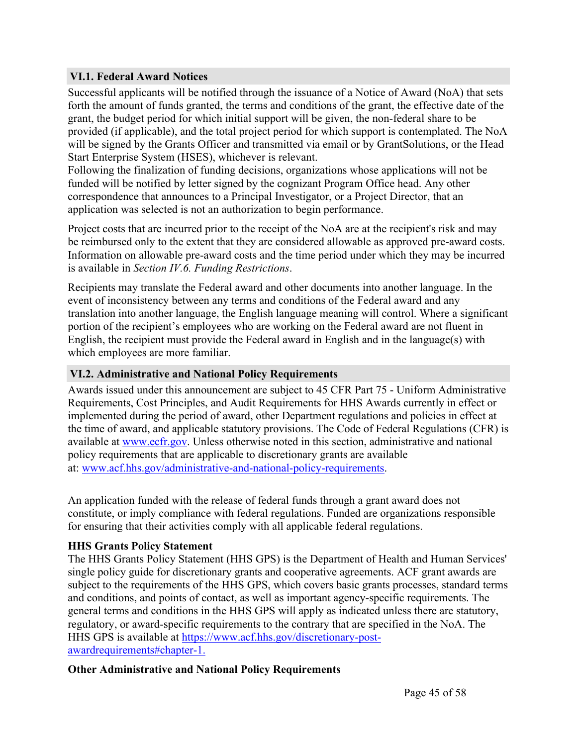### VI.1. Federal Award Notices

Successful applicants will be notified through the issuance of a Notice of Award (NoA) that sets forth the amount of funds granted, the terms and conditions of the grant, the effective date of the grant, the budget period for which initial support will be given, the non-federal share to be provided (if applicable), and the total project period for which support is contemplated. The NoA will be signed by the Grants Officer and transmitted via email or by GrantSolutions, or the Head Start Enterprise System (HSES), whichever is relevant.
Following the finalization of funding decisions, organizations whose applications will not be funded will be notified by letter signed by the cognizant Program Office head. Any other correspondence that announces to a Principal Investigator, or a Project Director, that an application was selected is not an authorization to begin performance.

Project costs that are incurred prior to the receipt of the NoA are at the recipient's risk and may be reimbursed only to the extent that they are considered allowable as approved pre-award costs. Information on allowable pre-award costs and the time period under which they may be incurred is available in *Section IV.6. Funding Restrictions*.

Recipients may translate the Federal award and other documents into another language. In the event of inconsistency between any terms and conditions of the Federal award and any translation into another language, the English language meaning will control. Where a significant portion of the recipient's employees who are working on the Federal award are not fluent in English, the recipient must provide the Federal award in English and in the language(s) with which employees are more familiar.

### VI.2. Administrative and National Policy Requirements

Awards issued under this announcement are subject to 45 CFR Part 75 - Uniform Administrative Requirements, Cost Principles, and Audit Requirements for HHS Awards currently in effect or implemented during the period of award, other Department regulations and policies in effect at the time of award, and applicable statutory provisions. The Code of Federal Regulations (CFR) is available at [www.ecfr.gov](www.ecfr.gov). Unless otherwise noted in this section, administrative and national policy requirements that are applicable to discretionary grants are available at: [www.acf.hhs.gov/administrative-and-national-policy-requirements](www.acf.hhs.gov/administrative-and-national-policy-requirements).

An application funded with the release of federal funds through a grant award does not constitute, or imply compliance with federal regulations. Funded are organizations responsible for ensuring that their activities comply with all applicable federal regulations.

**HHS Grants Policy Statement**
The HHS Grants Policy Statement (HHS GPS) is the Department of Health and Human Services' single policy guide for discretionary grants and cooperative agreements. ACF grant awards are subject to the requirements of the HHS GPS, which covers basic grants processes, standard terms and conditions, and points of contact, as well as important agency-specific requirements. The general terms and conditions in the HHS GPS will apply as indicated unless there are statutory, regulatory, or award-specific requirements to the contrary that are specified in the NoA. The HHS GPS is available at [https://www.acf.hhs.gov/discretionary-post-awardrequirements#chapter-1.](https://www.acf.hhs.gov/discretionary-post-awardrequirements#chapter-1)

**Other Administrative and National Policy Requirements**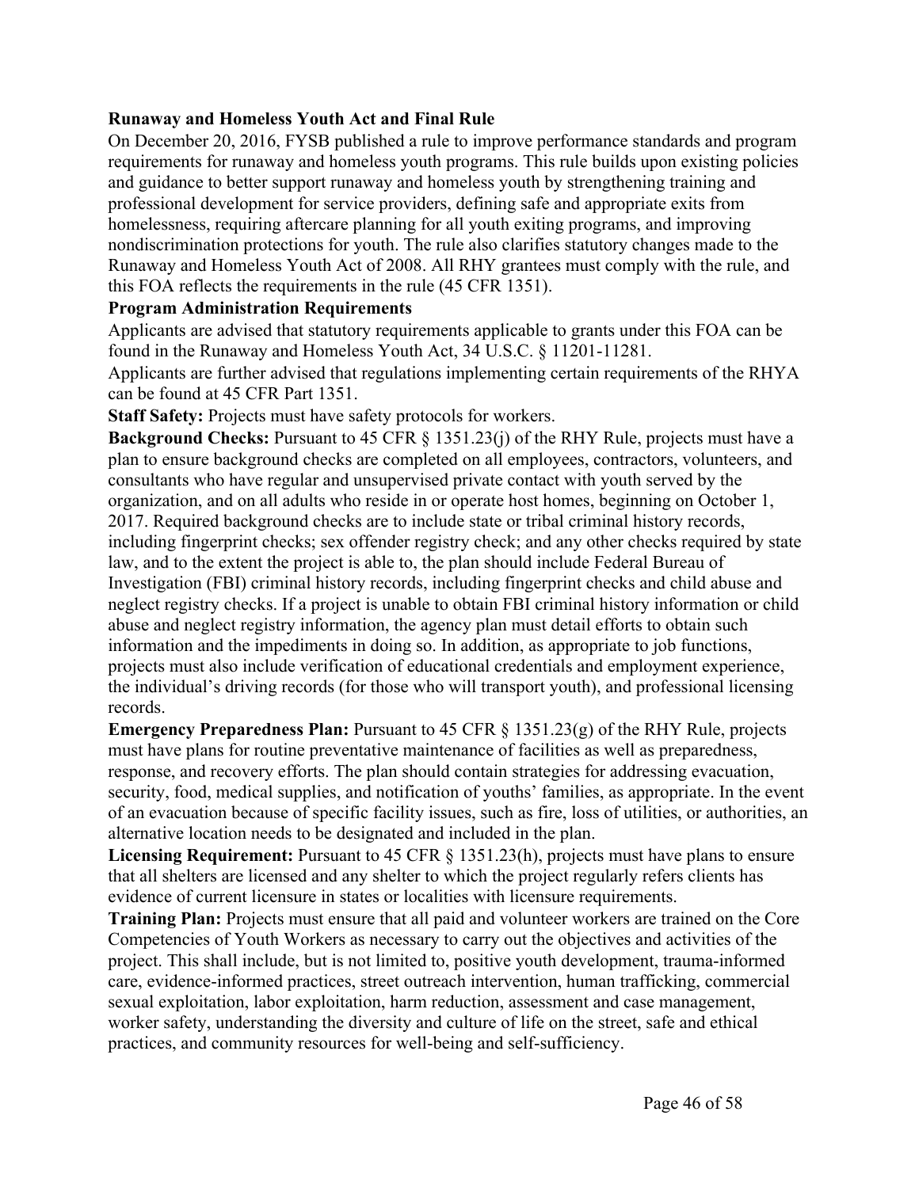**Runaway and Homeless Youth Act and Final Rule**

On December 20, 2016, FYSB published a rule to improve performance standards and program requirements for runaway and homeless youth programs. This rule builds upon existing policies and guidance to better support runaway and homeless youth by strengthening training and professional development for service providers, defining safe and appropriate exits from homelessness, requiring aftercare planning for all youth exiting programs, and improving nondiscrimination protections for youth. The rule also clarifies statutory changes made to the Runaway and Homeless Youth Act of 2008. All RHY grantees must comply with the rule, and this FOA reflects the requirements in the rule (45 CFR 1351).

**Program Administration Requirements**

Applicants are advised that statutory requirements applicable to grants under this FOA can be found in the Runaway and Homeless Youth Act, 34 U.S.C. § 11201-11281.

Applicants are further advised that regulations implementing certain requirements of the RHYA can be found at 45 CFR Part 1351.

**Staff Safety:** Projects must have safety protocols for workers.

**Background Checks:** Pursuant to 45 CFR § 1351.23(j) of the RHY Rule, projects must have a plan to ensure background checks are completed on all employees, contractors, volunteers, and consultants who have regular and unsupervised private contact with youth served by the organization, and on all adults who reside in or operate host homes, beginning on October 1, 2017. Required background checks are to include state or tribal criminal history records, including fingerprint checks; sex offender registry check; and any other checks required by state law, and to the extent the project is able to, the plan should include Federal Bureau of Investigation (FBI) criminal history records, including fingerprint checks and child abuse and neglect registry checks. If a project is unable to obtain FBI criminal history information or child abuse and neglect registry information, the agency plan must detail efforts to obtain such information and the impediments in doing so. In addition, as appropriate to job functions, projects must also include verification of educational credentials and employment experience, the individual's driving records (for those who will transport youth), and professional licensing records.

**Emergency Preparedness Plan:** Pursuant to 45 CFR § 1351.23(g) of the RHY Rule, projects must have plans for routine preventative maintenance of facilities as well as preparedness, response, and recovery efforts. The plan should contain strategies for addressing evacuation, security, food, medical supplies, and notification of youths' families, as appropriate. In the event of an evacuation because of specific facility issues, such as fire, loss of utilities, or authorities, an alternative location needs to be designated and included in the plan.

**Licensing Requirement:** Pursuant to 45 CFR § 1351.23(h), projects must have plans to ensure that all shelters are licensed and any shelter to which the project regularly refers clients has evidence of current licensure in states or localities with licensure requirements.

**Training Plan:** Projects must ensure that all paid and volunteer workers are trained on the Core Competencies of Youth Workers as necessary to carry out the objectives and activities of the project. This shall include, but is not limited to, positive youth development, trauma-informed care, evidence-informed practices, street outreach intervention, human trafficking, commercial sexual exploitation, labor exploitation, harm reduction, assessment and case management, worker safety, understanding the diversity and culture of life on the street, safe and ethical practices, and community resources for well-being and self-sufficiency.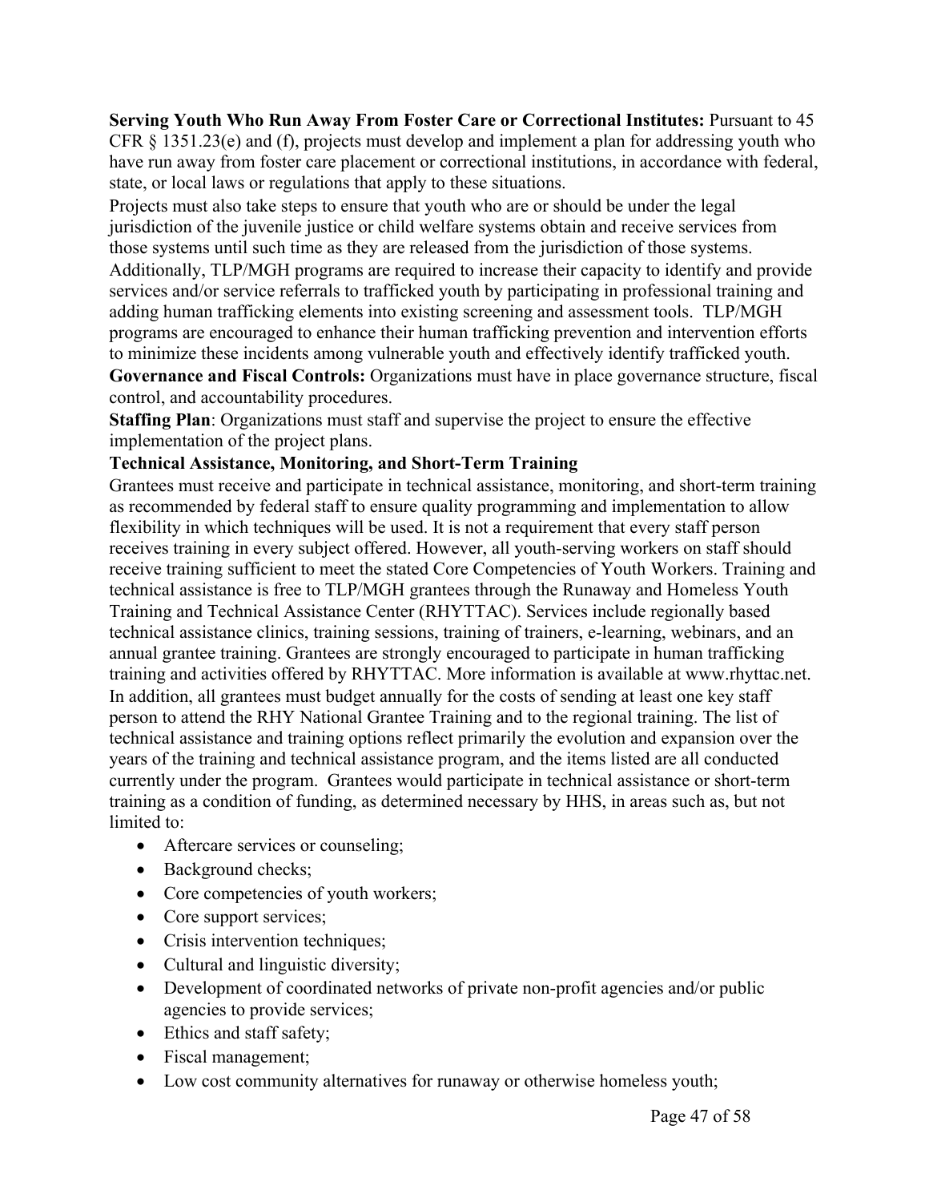**Serving Youth Who Run Away From Foster Care or Correctional Institutes:** Pursuant to 45 CFR § 1351.23(e) and (f), projects must develop and implement a plan for addressing youth who have run away from foster care placement or correctional institutions, in accordance with federal, state, or local laws or regulations that apply to these situations.

Projects must also take steps to ensure that youth who are or should be under the legal jurisdiction of the juvenile justice or child welfare systems obtain and receive services from those systems until such time as they are released from the jurisdiction of those systems.

Additionally, TLP/MGH programs are required to increase their capacity to identify and provide services and/or service referrals to trafficked youth by participating in professional training and adding human trafficking elements into existing screening and assessment tools. TLP/MGH programs are encouraged to enhance their human trafficking prevention and intervention efforts to minimize these incidents among vulnerable youth and effectively identify trafficked youth.

**Governance and Fiscal Controls:** Organizations must have in place governance structure, fiscal control, and accountability procedures.

**Staffing Plan**: Organizations must staff and supervise the project to ensure the effective implementation of the project plans.

**Technical Assistance, Monitoring, and Short-Term Training**

Grantees must receive and participate in technical assistance, monitoring, and short-term training as recommended by federal staff to ensure quality programming and implementation to allow flexibility in which techniques will be used. It is not a requirement that every staff person receives training in every subject offered. However, all youth-serving workers on staff should receive training sufficient to meet the stated Core Competencies of Youth Workers. Training and technical assistance is free to TLP/MGH grantees through the Runaway and Homeless Youth Training and Technical Assistance Center (RHYTTAC). Services include regionally based technical assistance clinics, training sessions, training of trainers, e-learning, webinars, and an annual grantee training. Grantees are strongly encouraged to participate in human trafficking training and activities offered by RHYTTAC. More information is available at www.rhyttac.net.

In addition, all grantees must budget annually for the costs of sending at least one key staff person to attend the RHY National Grantee Training and to the regional training. The list of technical assistance and training options reflect primarily the evolution and expansion over the years of the training and technical assistance program, and the items listed are all conducted currently under the program. Grantees would participate in technical assistance or short-term training as a condition of funding, as determined necessary by HHS, in areas such as, but not limited to:

- Aftercare services or counseling;
- Background checks;
- Core competencies of youth workers;
- Core support services;
- Crisis intervention techniques;
- Cultural and linguistic diversity;
- Development of coordinated networks of private non-profit agencies and/or public agencies to provide services;
- Ethics and staff safety;
- Fiscal management;
- Low cost community alternatives for runaway or otherwise homeless youth;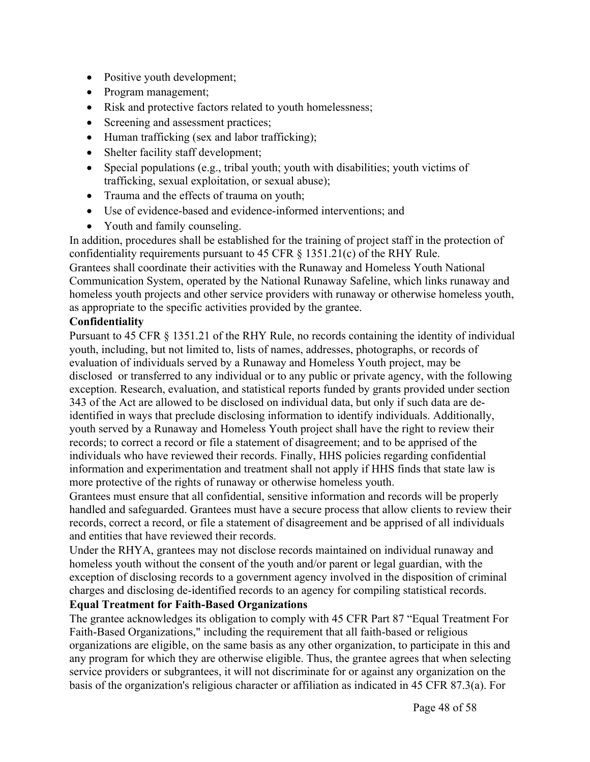- Positive youth development;
- Program management;
- Risk and protective factors related to youth homelessness;
- Screening and assessment practices;
- Human trafficking (sex and labor trafficking);
- Shelter facility staff development;
- Special populations (e.g., tribal youth; youth with disabilities; youth victims of trafficking, sexual exploitation, or sexual abuse);
- Trauma and the effects of trauma on youth;
- Use of evidence-based and evidence-informed interventions; and
- Youth and family counseling.

In addition, procedures shall be established for the training of project staff in the protection of confidentiality requirements pursuant to 45 CFR § 1351.21(c) of the RHY Rule.

Grantees shall coordinate their activities with the Runaway and Homeless Youth National Communication System, operated by the National Runaway Safeline, which links runaway and homeless youth projects and other service providers with runaway or otherwise homeless youth, as appropriate to the specific activities provided by the grantee.

**Confidentiality**

Pursuant to 45 CFR § 1351.21 of the RHY Rule, no records containing the identity of individual youth, including, but not limited to, lists of names, addresses, photographs, or records of evaluation of individuals served by a Runaway and Homeless Youth project, may be disclosed or transferred to any individual or to any public or private agency, with the following exception. Research, evaluation, and statistical reports funded by grants provided under section 343 of the Act are allowed to be disclosed on individual data, but only if such data are de-identified in ways that preclude disclosing information to identify individuals. Additionally, youth served by a Runaway and Homeless Youth project shall have the right to review their records; to correct a record or file a statement of disagreement; and to be apprised of the individuals who have reviewed their records. Finally, HHS policies regarding confidential information and experimentation and treatment shall not apply if HHS finds that state law is more protective of the rights of runaway or otherwise homeless youth.

Grantees must ensure that all confidential, sensitive information and records will be properly handled and safeguarded. Grantees must have a secure process that allow clients to review their records, correct a record, or file a statement of disagreement and be apprised of all individuals and entities that have reviewed their records.

Under the RHYA, grantees may not disclose records maintained on individual runaway and homeless youth without the consent of the youth and/or parent or legal guardian, with the exception of disclosing records to a government agency involved in the disposition of criminal charges and disclosing de-identified records to an agency for compiling statistical records.

**Equal Treatment for Faith-Based Organizations**

The grantee acknowledges its obligation to comply with 45 CFR Part 87 "Equal Treatment For Faith-Based Organizations," including the requirement that all faith-based or religious organizations are eligible, on the same basis as any other organization, to participate in this and any program for which they are otherwise eligible. Thus, the grantee agrees that when selecting service providers or subgrantees, it will not discriminate for or against any organization on the basis of the organization's religious character or affiliation as indicated in 45 CFR 87.3(a). For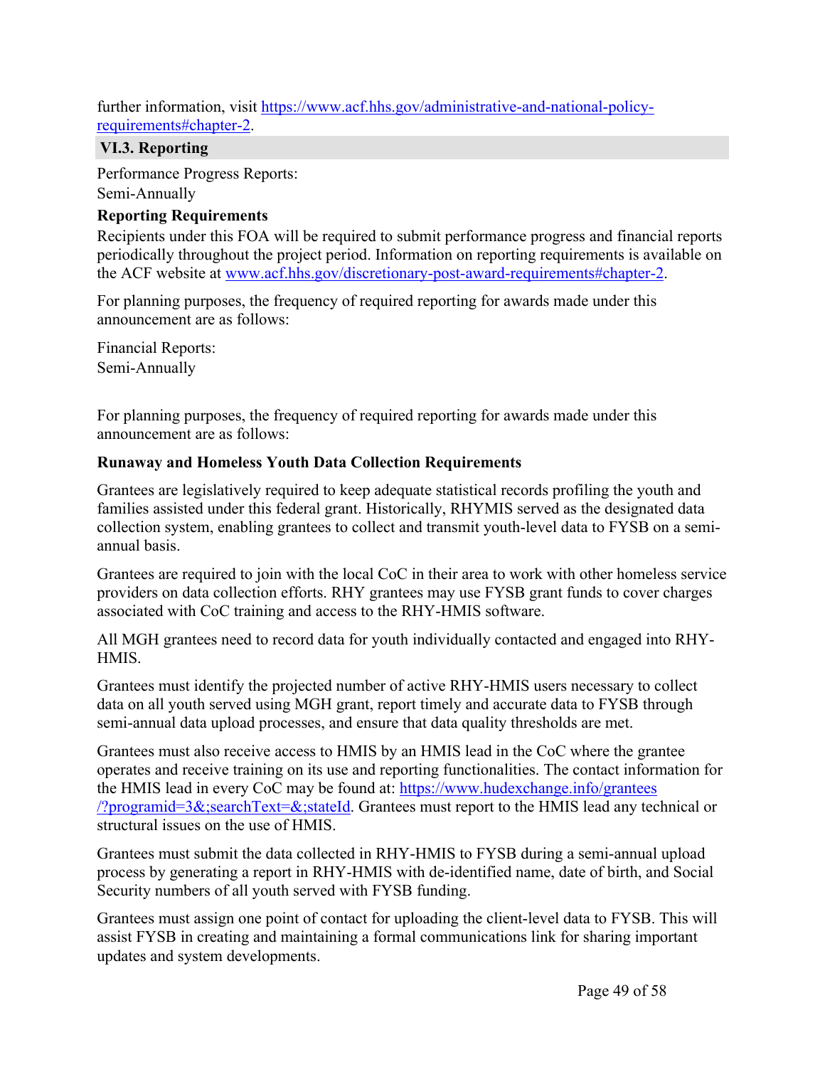further information, visit https://www.acf.hhs.gov/administrative-and-national-policy-requirements#chapter-2.

### VI.3. Reporting

Performance Progress Reports:
Semi-Annually

**Reporting Requirements**

Recipients under this FOA will be required to submit performance progress and financial reports periodically throughout the project period. Information on reporting requirements is available on the ACF website at www.acf.hhs.gov/discretionary-post-award-requirements#chapter-2.

For planning purposes, the frequency of required reporting for awards made under this announcement are as follows:

Financial Reports:
Semi-Annually

For planning purposes, the frequency of required reporting for awards made under this announcement are as follows:

**Runaway and Homeless Youth Data Collection Requirements**

Grantees are legislatively required to keep adequate statistical records profiling the youth and families assisted under this federal grant. Historically, RHYMIS served as the designated data collection system, enabling grantees to collect and transmit youth-level data to FYSB on a semi-annual basis.

Grantees are required to join with the local CoC in their area to work with other homeless service providers on data collection efforts. RHY grantees may use FYSB grant funds to cover charges associated with CoC training and access to the RHY-HMIS software.

All MGH grantees need to record data for youth individually contacted and engaged into RHY-HMIS.

Grantees must identify the projected number of active RHY-HMIS users necessary to collect data on all youth served using MGH grant, report timely and accurate data to FYSB through semi-annual data upload processes, and ensure that data quality thresholds are met.

Grantees must also receive access to HMIS by an HMIS lead in the CoC where the grantee operates and receive training on its use and reporting functionalities. The contact information for the HMIS lead in every CoC may be found at: https://www.hudexchange.info/grantees/?programid=3&;searchText=&;stateId. Grantees must report to the HMIS lead any technical or structural issues on the use of HMIS.

Grantees must submit the data collected in RHY-HMIS to FYSB during a semi-annual upload process by generating a report in RHY-HMIS with de-identified name, date of birth, and Social Security numbers of all youth served with FYSB funding.

Grantees must assign one point of contact for uploading the client-level data to FYSB. This will assist FYSB in creating and maintaining a formal communications link for sharing important updates and system developments.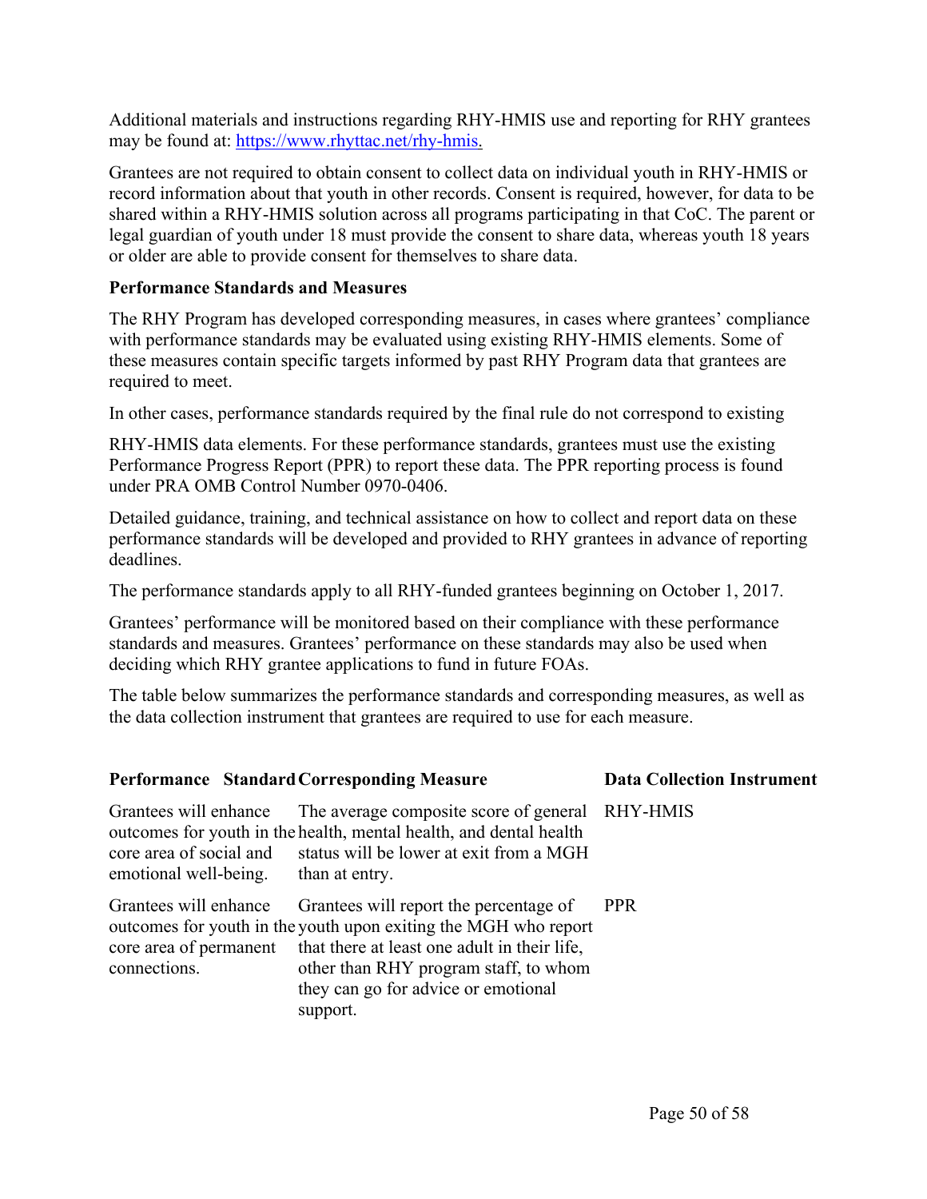Additional materials and instructions regarding RHY-HMIS use and reporting for RHY grantees may be found at: https://www.rhyttac.net/rhy-hmis.

Grantees are not required to obtain consent to collect data on individual youth in RHY-HMIS or record information about that youth in other records. Consent is required, however, for data to be shared within a RHY-HMIS solution across all programs participating in that CoC. The parent or legal guardian of youth under 18 must provide the consent to share data, whereas youth 18 years or older are able to provide consent for themselves to share data.

**Performance Standards and Measures**

The RHY Program has developed corresponding measures, in cases where grantees' compliance with performance standards may be evaluated using existing RHY-HMIS elements. Some of these measures contain specific targets informed by past RHY Program data that grantees are required to meet.

In other cases, performance standards required by the final rule do not correspond to existing

RHY-HMIS data elements. For these performance standards, grantees must use the existing Performance Progress Report (PPR) to report these data. The PPR reporting process is found under PRA OMB Control Number 0970-0406.

Detailed guidance, training, and technical assistance on how to collect and report data on these performance standards will be developed and provided to RHY grantees in advance of reporting deadlines.

The performance standards apply to all RHY-funded grantees beginning on October 1, 2017.

Grantees' performance will be monitored based on their compliance with these performance standards and measures. Grantees' performance on these standards may also be used when deciding which RHY grantee applications to fund in future FOAs.

The table below summarizes the performance standards and corresponding measures, as well as the data collection instrument that grantees are required to use for each measure.

| Performance Standard | Corresponding Measure | Data Collection Instrument |
|---|---|---|
| Grantees will enhance outcomes for youth in the core area of social and emotional well-being. | The average composite score of general health, mental health, and dental health status will be lower at exit from a MGH than at entry. | RHY-HMIS |
| Grantees will enhance outcomes for youth in the core area of permanent connections. | Grantees will report the percentage of youth upon exiting the MGH who report that there at least one adult in their life, other than RHY program staff, to whom they can go for advice or emotional support. | PPR |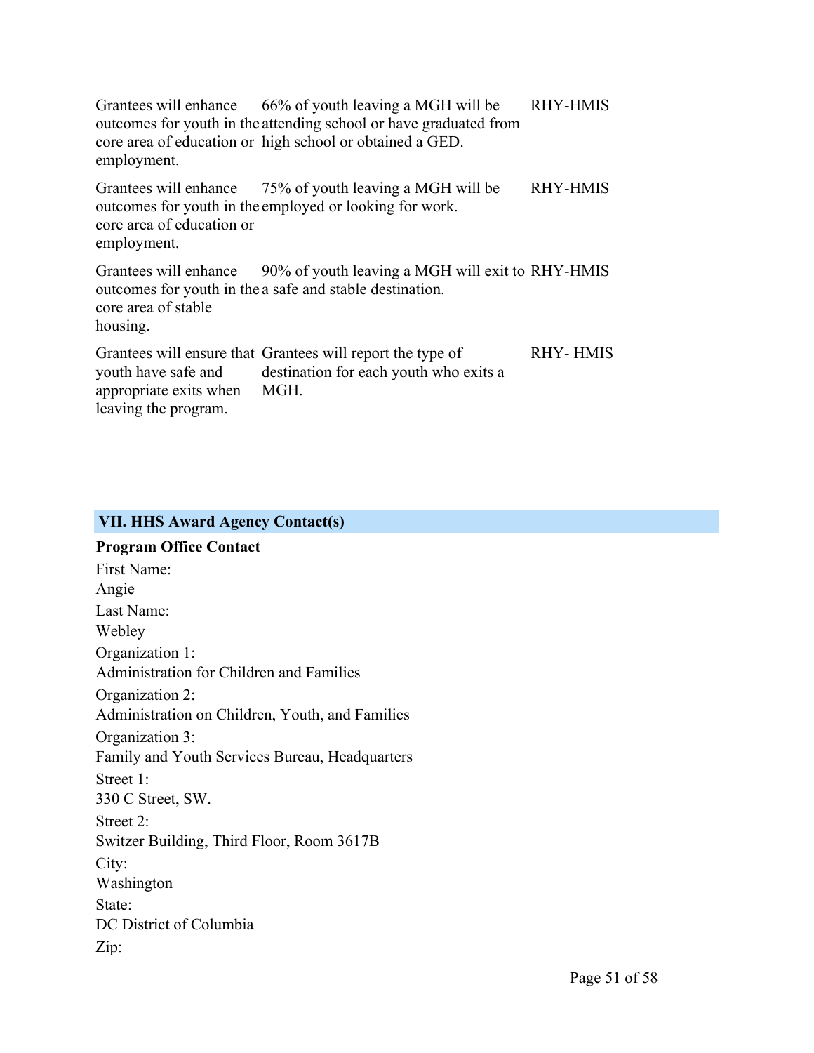| | | |
|---|---|---|
| Grantees will enhance outcomes for youth in the core area of education or employment. | 66% of youth leaving a MGH will be attending school or have graduated from high school or obtained a GED. | RHY-HMIS |
| Grantees will enhance outcomes for youth in the core area of education or employment. | 75% of youth leaving a MGH will be employed or looking for work. | RHY-HMIS |
| Grantees will enhance outcomes for youth in the core area of stable housing. | 90% of youth leaving a MGH will exit to a safe and stable destination. | RHY-HMIS |
| Grantees will ensure that youth have safe and appropriate exits when leaving the program. | Grantees will report the type of destination for each youth who exits a MGH. | RHY- HMIS |

## VII. HHS Award Agency Contact(s)

**Program Office Contact**

First Name:
Angie

Last Name:
Webley

Organization 1:
Administration for Children and Families

Organization 2:
Administration on Children, Youth, and Families

Organization 3:
Family and Youth Services Bureau, Headquarters

Street 1:
330 C Street, SW.

Street 2:
Switzer Building, Third Floor, Room 3617B

City:
Washington

State:
DC District of Columbia

Zip: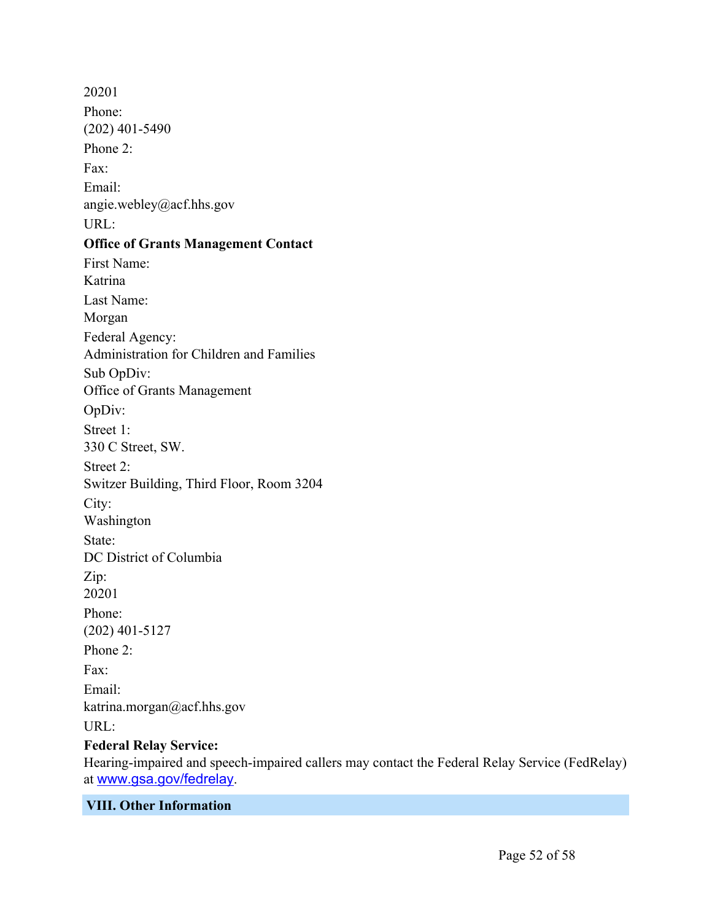20201

Phone:

(202) 401-5490

Phone 2:

Fax:

Email:

angie.webley@acf.hhs.gov

URL:

**Office of Grants Management Contact**

First Name:

Katrina

Last Name:

Morgan

Federal Agency:

Administration for Children and Families

Sub OpDiv:

Office of Grants Management

OpDiv:

Street 1:

330 C Street, SW.

Street 2:

Switzer Building, Third Floor, Room 3204

City:

Washington

State:

DC District of Columbia

Zip:

20201

Phone:

(202) 401-5127

Phone 2:

Fax:

Email:

katrina.morgan@acf.hhs.gov

URL:

**Federal Relay Service:**

Hearing-impaired and speech-impaired callers may contact the Federal Relay Service (FedRelay) at [www.gsa.gov/fedrelay](http://www.gsa.gov/fedrelay).

## VIII. Other Information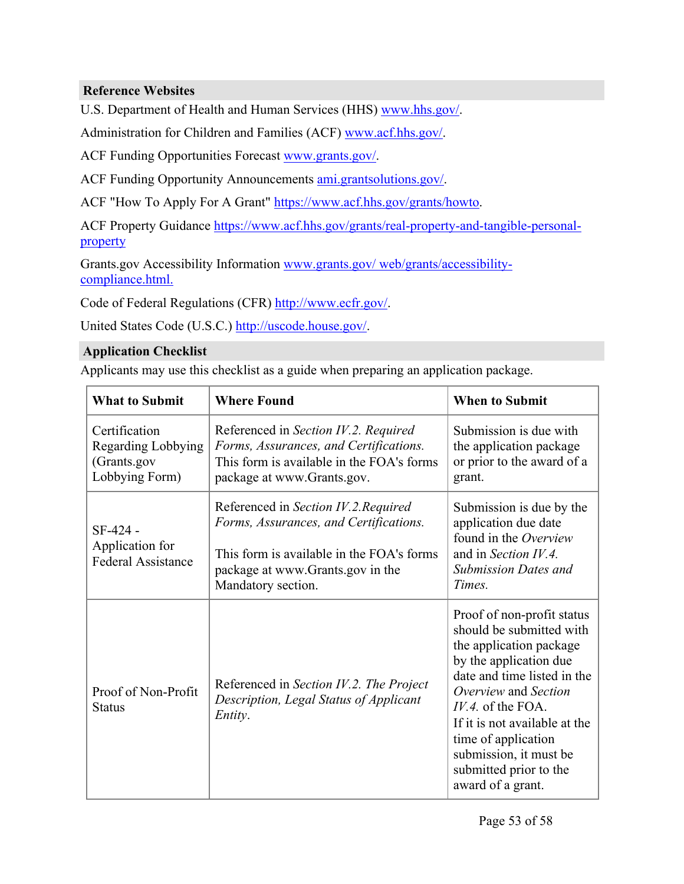## Reference Websites

U.S. Department of Health and Human Services (HHS) www.hhs.gov/.

Administration for Children and Families (ACF) www.acf.hhs.gov/.

ACF Funding Opportunities Forecast www.grants.gov/.

ACF Funding Opportunity Announcements ami.grantsolutions.gov/.

ACF "How To Apply For A Grant" https://www.acf.hhs.gov/grants/howto.

ACF Property Guidance https://www.acf.hhs.gov/grants/real-property-and-tangible-personal-property

Grants.gov Accessibility Information www.grants.gov/ web/grants/accessibility-compliance.html.

Code of Federal Regulations (CFR) http://www.ecfr.gov/.

United States Code (U.S.C.) http://uscode.house.gov/.

## Application Checklist

Applicants may use this checklist as a guide when preparing an application package.

| What to Submit | Where Found | When to Submit |
|---|---|---|
| Certification Regarding Lobbying (Grants.gov Lobbying Form) | Referenced in *Section IV.2. Required Forms, Assurances, and Certifications.* This form is available in the FOA's forms package at www.Grants.gov. | Submission is due with the application package or prior to the award of a grant. |
| SF-424 - Application for Federal Assistance | Referenced in *Section IV.2.Required Forms, Assurances, and Certifications.* This form is available in the FOA's forms package at www.Grants.gov in the Mandatory section. | Submission is due by the application due date found in the *Overview* and in *Section IV.4. Submission Dates and Times.* |
| Proof of Non-Profit Status | Referenced in *Section IV.2. The Project Description, Legal Status of Applicant Entity*. | Proof of non-profit status should be submitted with the application package by the application due date and time listed in the *Overview* and *Section IV.4.* of the FOA. If it is not available at the time of application submission, it must be submitted prior to the award of a grant. |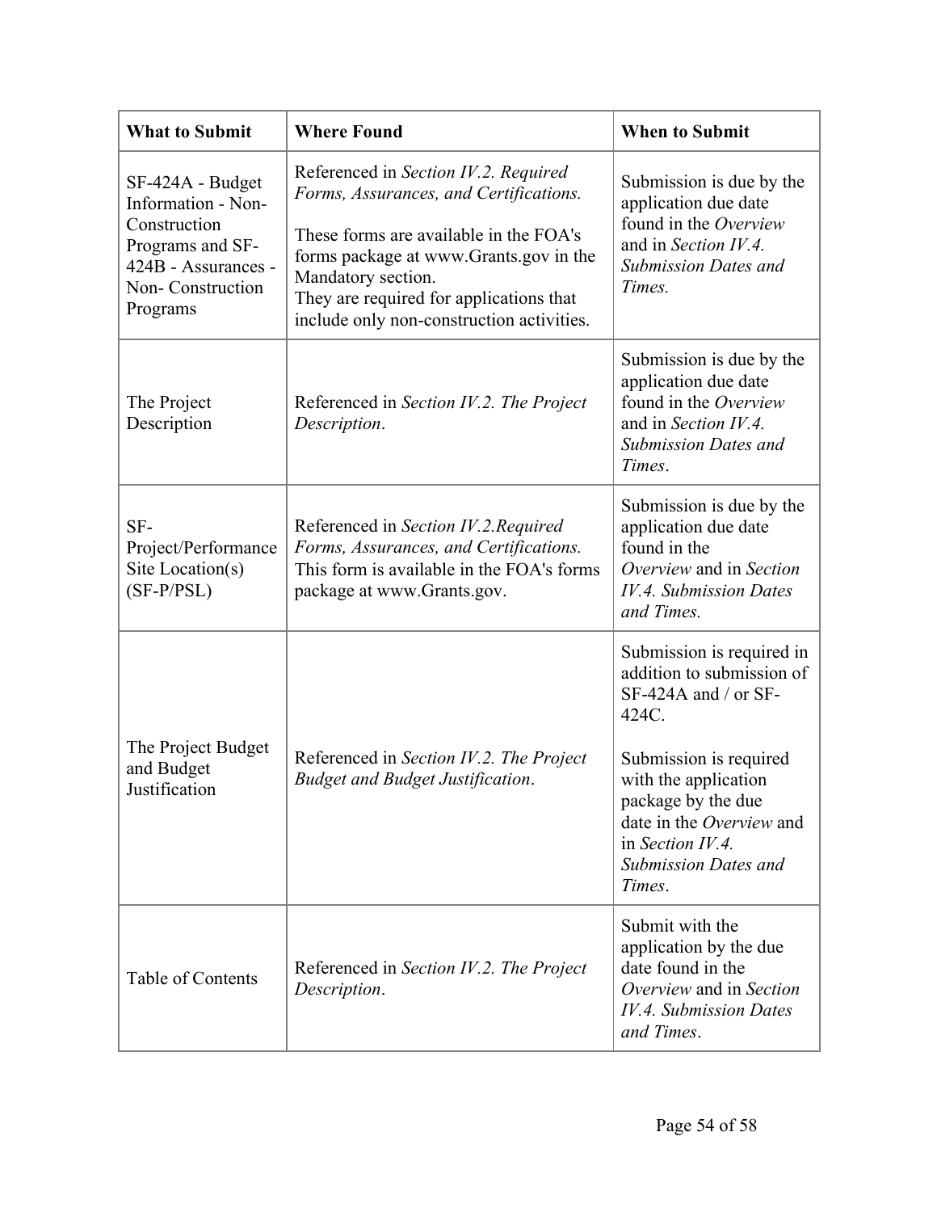| What to Submit | Where Found | When to Submit |
|---|---|---|
| SF-424A - Budget Information - Non-Construction Programs and SF-424B - Assurances - Non- Construction Programs | Referenced in *Section IV.2. Required Forms, Assurances, and Certifications.*<br><br>These forms are available in the FOA's forms package at www.Grants.gov in the Mandatory section.<br>They are required for applications that include only non-construction activities. | Submission is due by the application due date found in the *Overview* and in *Section IV.4. Submission Dates and Times.* |
| The Project Description | Referenced in *Section IV.2. The Project Description*. | Submission is due by the application due date found in the *Overview* and in *Section IV.4. Submission Dates and Times*. |
| SF-Project/Performance Site Location(s) (SF-P/PSL) | Referenced in *Section IV.2.Required Forms, Assurances, and Certifications.* This form is available in the FOA's forms package at www.Grants.gov. | Submission is due by the application due date found in the *Overview* and in *Section IV.4. Submission Dates and Times.* |
| The Project Budget and Budget Justification | Referenced in *Section IV.2. The Project Budget and Budget Justification*. | Submission is required in addition to submission of SF-424A and / or SF-424C.<br><br>Submission is required with the application package by the due date in the *Overview* and in *Section IV.4. Submission Dates and Times*. |
| Table of Contents | Referenced in *Section IV.2. The Project Description*. | Submit with the application by the due date found in the *Overview* and in *Section IV.4. Submission Dates and Times*. |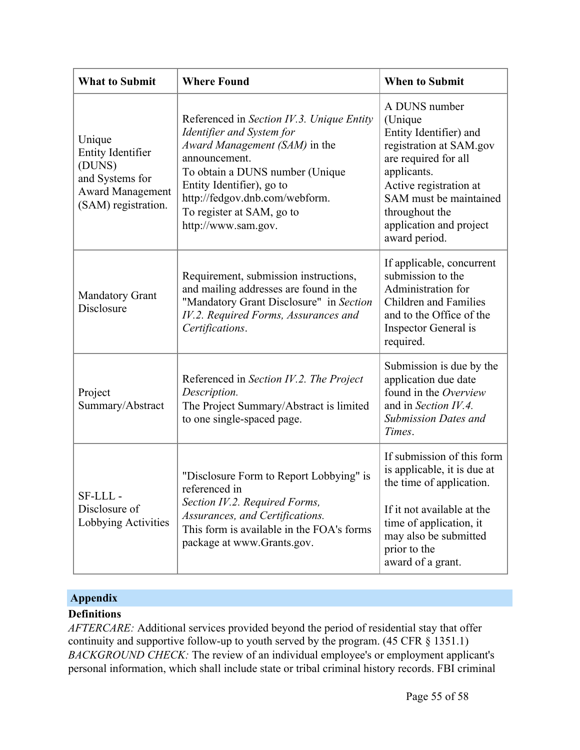| What to Submit | Where Found | When to Submit |
|---|---|---|
| Unique Entity Identifier (DUNS) and Systems for Award Management (SAM) registration. | Referenced in *Section IV.3. Unique Entity Identifier and System for Award Management (SAM)* in the announcement. To obtain a DUNS number (Unique Entity Identifier), go to http://fedgov.dnb.com/webform. To register at SAM, go to http://www.sam.gov. | A DUNS number (Unique Entity Identifier) and registration at SAM.gov are required for all applicants. Active registration at SAM must be maintained throughout the application and project award period. |
| Mandatory Grant Disclosure | Requirement, submission instructions, and mailing addresses are found in the "Mandatory Grant Disclosure" in *Section IV.2. Required Forms, Assurances and Certifications*. | If applicable, concurrent submission to the Administration for Children and Families and to the Office of the Inspector General is required. |
| Project Summary/Abstract | Referenced in *Section IV.2. The Project Description.* The Project Summary/Abstract is limited to one single-spaced page. | Submission is due by the application due date found in the *Overview* and in *Section IV.4. Submission Dates and Times*. |
| SF-LLL - Disclosure of Lobbying Activities | "Disclosure Form to Report Lobbying" is referenced in *Section IV.2. Required Forms, Assurances, and Certifications.* This form is available in the FOA's forms package at www.Grants.gov. | If submission of this form is applicable, it is due at the time of application. If it not available at the time of application, it may also be submitted prior to the award of a grant. |

## Appendix

**Definitions**

*AFTERCARE:* Additional services provided beyond the period of residential stay that offer continuity and supportive follow-up to youth served by the program. (45 CFR § 1351.1)
*BACKGROUND CHECK:* The review of an individual employee's or employment applicant's personal information, which shall include state or tribal criminal history records. FBI criminal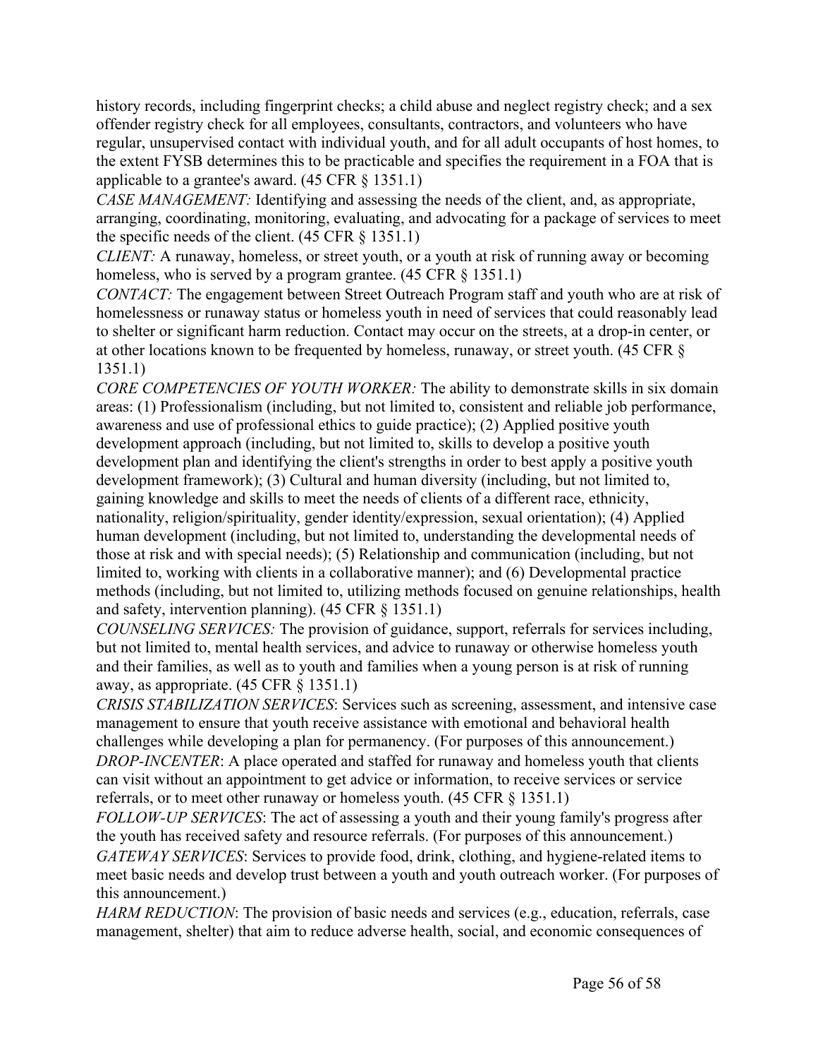history records, including fingerprint checks; a child abuse and neglect registry check; and a sex offender registry check for all employees, consultants, contractors, and volunteers who have regular, unsupervised contact with individual youth, and for all adult occupants of host homes, to the extent FYSB determines this to be practicable and specifies the requirement in a FOA that is applicable to a grantee's award. (45 CFR § 1351.1)

*CASE MANAGEMENT:* Identifying and assessing the needs of the client, and, as appropriate, arranging, coordinating, monitoring, evaluating, and advocating for a package of services to meet the specific needs of the client. (45 CFR § 1351.1)

*CLIENT:* A runaway, homeless, or street youth, or a youth at risk of running away or becoming homeless, who is served by a program grantee. (45 CFR § 1351.1)

*CONTACT:* The engagement between Street Outreach Program staff and youth who are at risk of homelessness or runaway status or homeless youth in need of services that could reasonably lead to shelter or significant harm reduction. Contact may occur on the streets, at a drop-in center, or at other locations known to be frequented by homeless, runaway, or street youth. (45 CFR § 1351.1)

*CORE COMPETENCIES OF YOUTH WORKER:* The ability to demonstrate skills in six domain areas: (1) Professionalism (including, but not limited to, consistent and reliable job performance, awareness and use of professional ethics to guide practice); (2) Applied positive youth development approach (including, but not limited to, skills to develop a positive youth development plan and identifying the client's strengths in order to best apply a positive youth development framework); (3) Cultural and human diversity (including, but not limited to, gaining knowledge and skills to meet the needs of clients of a different race, ethnicity, nationality, religion/spirituality, gender identity/expression, sexual orientation); (4) Applied human development (including, but not limited to, understanding the developmental needs of those at risk and with special needs); (5) Relationship and communication (including, but not limited to, working with clients in a collaborative manner); and (6) Developmental practice methods (including, but not limited to, utilizing methods focused on genuine relationships, health and safety, intervention planning). (45 CFR § 1351.1)

*COUNSELING SERVICES:* The provision of guidance, support, referrals for services including, but not limited to, mental health services, and advice to runaway or otherwise homeless youth and their families, as well as to youth and families when a young person is at risk of running away, as appropriate. (45 CFR § 1351.1)

*CRISIS STABILIZATION SERVICES*: Services such as screening, assessment, and intensive case management to ensure that youth receive assistance with emotional and behavioral health challenges while developing a plan for permanency. (For purposes of this announcement.)

*DROP-INCENTER*: A place operated and staffed for runaway and homeless youth that clients can visit without an appointment to get advice or information, to receive services or service referrals, or to meet other runaway or homeless youth. (45 CFR § 1351.1)

*FOLLOW-UP SERVICES*: The act of assessing a youth and their young family's progress after the youth has received safety and resource referrals. (For purposes of this announcement.)

*GATEWAY SERVICES*: Services to provide food, drink, clothing, and hygiene-related items to meet basic needs and develop trust between a youth and youth outreach worker. (For purposes of this announcement.)

*HARM REDUCTION*: The provision of basic needs and services (e.g., education, referrals, case management, shelter) that aim to reduce adverse health, social, and economic consequences of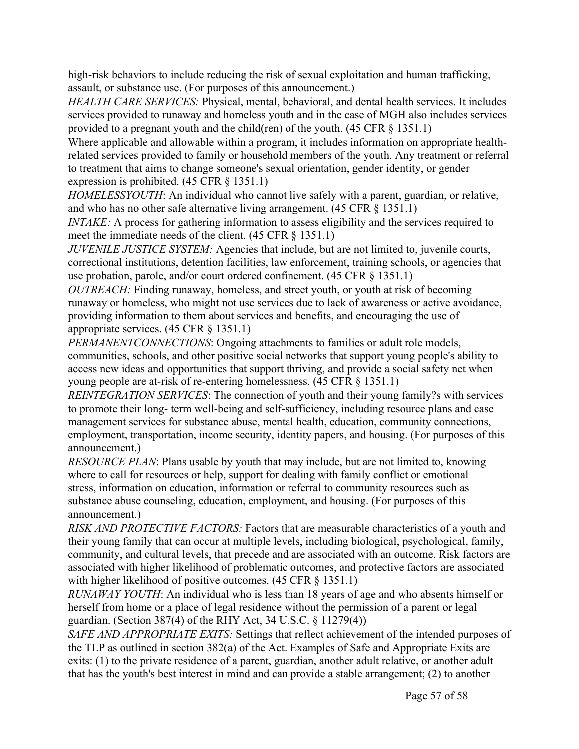high-risk behaviors to include reducing the risk of sexual exploitation and human trafficking, assault, or substance use. (For purposes of this announcement.)

*HEALTH CARE SERVICES:* Physical, mental, behavioral, and dental health services. It includes services provided to runaway and homeless youth and in the case of MGH also includes services provided to a pregnant youth and the child(ren) of the youth. (45 CFR § 1351.1)

Where applicable and allowable within a program, it includes information on appropriate health-related services provided to family or household members of the youth. Any treatment or referral to treatment that aims to change someone's sexual orientation, gender identity, or gender expression is prohibited. (45 CFR § 1351.1)

*HOMELESSYOUTH*: An individual who cannot live safely with a parent, guardian, or relative, and who has no other safe alternative living arrangement. (45 CFR § 1351.1)

*INTAKE:* A process for gathering information to assess eligibility and the services required to meet the immediate needs of the client. (45 CFR § 1351.1)

*JUVENILE JUSTICE SYSTEM:* Agencies that include, but are not limited to, juvenile courts, correctional institutions, detention facilities, law enforcement, training schools, or agencies that use probation, parole, and/or court ordered confinement. (45 CFR § 1351.1)

*OUTREACH:* Finding runaway, homeless, and street youth, or youth at risk of becoming runaway or homeless, who might not use services due to lack of awareness or active avoidance, providing information to them about services and benefits, and encouraging the use of appropriate services. (45 CFR § 1351.1)

*PERMANENTCONNECTIONS*: Ongoing attachments to families or adult role models, communities, schools, and other positive social networks that support young people's ability to access new ideas and opportunities that support thriving, and provide a social safety net when young people are at-risk of re-entering homelessness. (45 CFR § 1351.1)

*REINTEGRATION SERVICES*: The connection of youth and their young family?s with services to promote their long- term well-being and self-sufficiency, including resource plans and case management services for substance abuse, mental health, education, community connections, employment, transportation, income security, identity papers, and housing. (For purposes of this announcement.)

*RESOURCE PLAN*: Plans usable by youth that may include, but are not limited to, knowing where to call for resources or help, support for dealing with family conflict or emotional stress, information on education, information or referral to community resources such as substance abuse counseling, education, employment, and housing. (For purposes of this announcement.)

*RISK AND PROTECTIVE FACTORS:* Factors that are measurable characteristics of a youth and their young family that can occur at multiple levels, including biological, psychological, family, community, and cultural levels, that precede and are associated with an outcome. Risk factors are associated with higher likelihood of problematic outcomes, and protective factors are associated with higher likelihood of positive outcomes. (45 CFR § 1351.1)

*RUNAWAY YOUTH*: An individual who is less than 18 years of age and who absents himself or herself from home or a place of legal residence without the permission of a parent or legal guardian. (Section 387(4) of the RHY Act, 34 U.S.C. § 11279(4))

*SAFE AND APPROPRIATE EXITS:* Settings that reflect achievement of the intended purposes of the TLP as outlined in section 382(a) of the Act. Examples of Safe and Appropriate Exits are exits: (1) to the private residence of a parent, guardian, another adult relative, or another adult that has the youth's best interest in mind and can provide a stable arrangement; (2) to another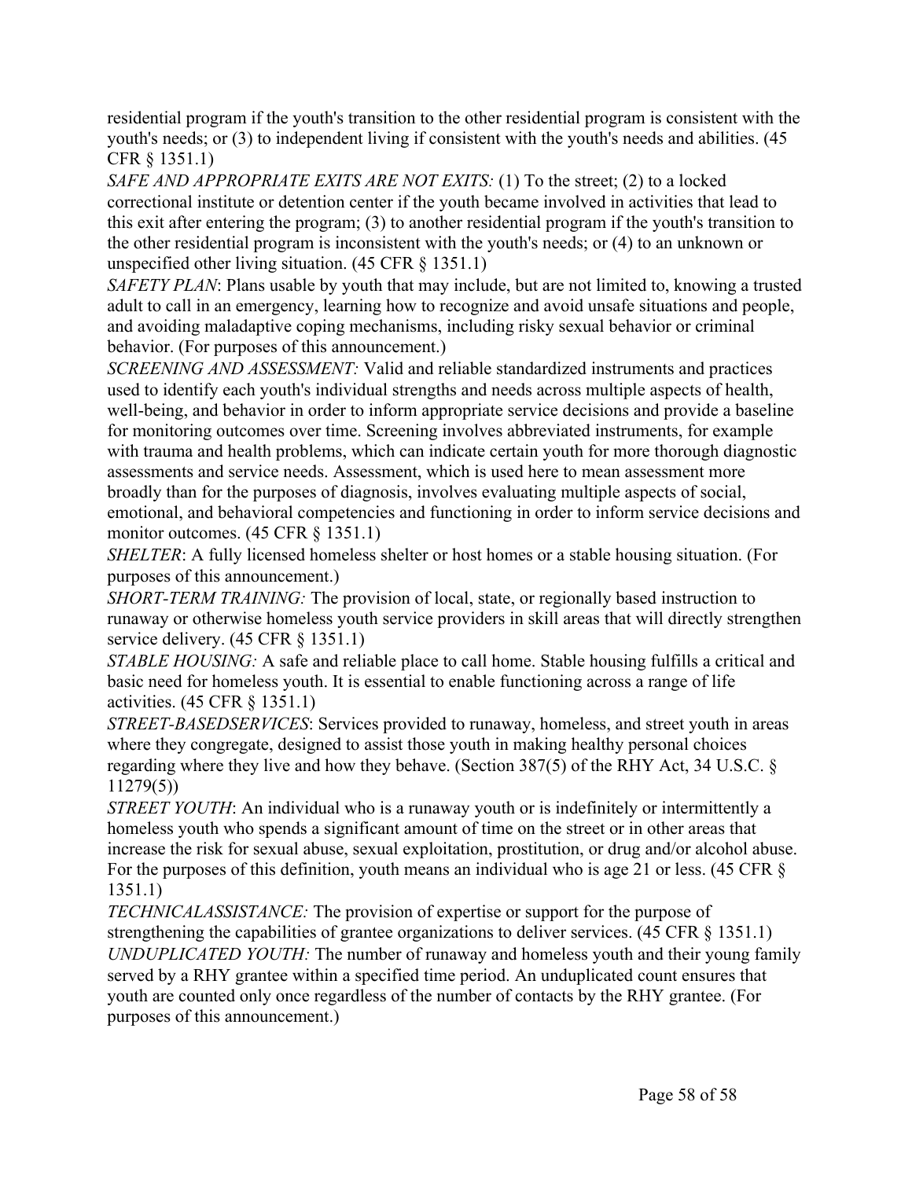residential program if the youth's transition to the other residential program is consistent with the youth's needs; or (3) to independent living if consistent with the youth's needs and abilities. (45 CFR § 1351.1)

*SAFE AND APPROPRIATE EXITS ARE NOT EXITS:* (1) To the street; (2) to a locked correctional institute or detention center if the youth became involved in activities that lead to this exit after entering the program; (3) to another residential program if the youth's transition to the other residential program is inconsistent with the youth's needs; or (4) to an unknown or unspecified other living situation. (45 CFR § 1351.1)

*SAFETY PLAN*: Plans usable by youth that may include, but are not limited to, knowing a trusted adult to call in an emergency, learning how to recognize and avoid unsafe situations and people, and avoiding maladaptive coping mechanisms, including risky sexual behavior or criminal behavior. (For purposes of this announcement.)

*SCREENING AND ASSESSMENT:* Valid and reliable standardized instruments and practices used to identify each youth's individual strengths and needs across multiple aspects of health, well-being, and behavior in order to inform appropriate service decisions and provide a baseline for monitoring outcomes over time. Screening involves abbreviated instruments, for example with trauma and health problems, which can indicate certain youth for more thorough diagnostic assessments and service needs. Assessment, which is used here to mean assessment more broadly than for the purposes of diagnosis, involves evaluating multiple aspects of social, emotional, and behavioral competencies and functioning in order to inform service decisions and monitor outcomes. (45 CFR § 1351.1)

*SHELTER*: A fully licensed homeless shelter or host homes or a stable housing situation. (For purposes of this announcement.)

*SHORT-TERM TRAINING:* The provision of local, state, or regionally based instruction to runaway or otherwise homeless youth service providers in skill areas that will directly strengthen service delivery. (45 CFR § 1351.1)

*STABLE HOUSING:* A safe and reliable place to call home. Stable housing fulfills a critical and basic need for homeless youth. It is essential to enable functioning across a range of life activities. (45 CFR § 1351.1)

*STREET-BASEDSERVICES*: Services provided to runaway, homeless, and street youth in areas where they congregate, designed to assist those youth in making healthy personal choices regarding where they live and how they behave. (Section 387(5) of the RHY Act, 34 U.S.C. § 11279(5))

*STREET YOUTH*: An individual who is a runaway youth or is indefinitely or intermittently a homeless youth who spends a significant amount of time on the street or in other areas that increase the risk for sexual abuse, sexual exploitation, prostitution, or drug and/or alcohol abuse. For the purposes of this definition, youth means an individual who is age 21 or less. (45 CFR § 1351.1)

*TECHNICALASSISTANCE:* The provision of expertise or support for the purpose of strengthening the capabilities of grantee organizations to deliver services. (45 CFR § 1351.1)

*UNDUPLICATED YOUTH:* The number of runaway and homeless youth and their young family served by a RHY grantee within a specified time period. An unduplicated count ensures that youth are counted only once regardless of the number of contacts by the RHY grantee. (For purposes of this announcement.)